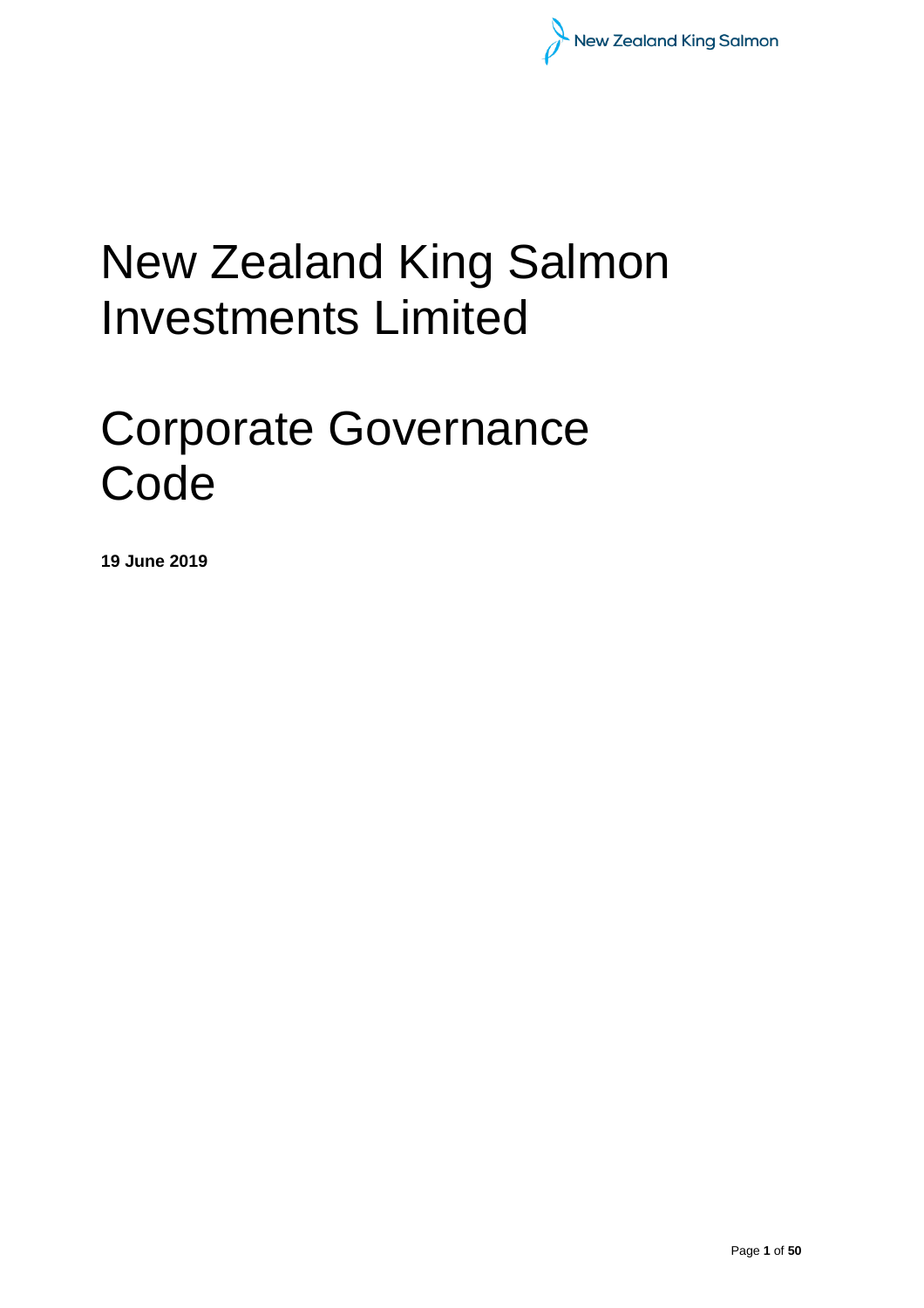# New Zealand King Salmon Investments Limited

# Corporate Governance Code

**19 June 2019**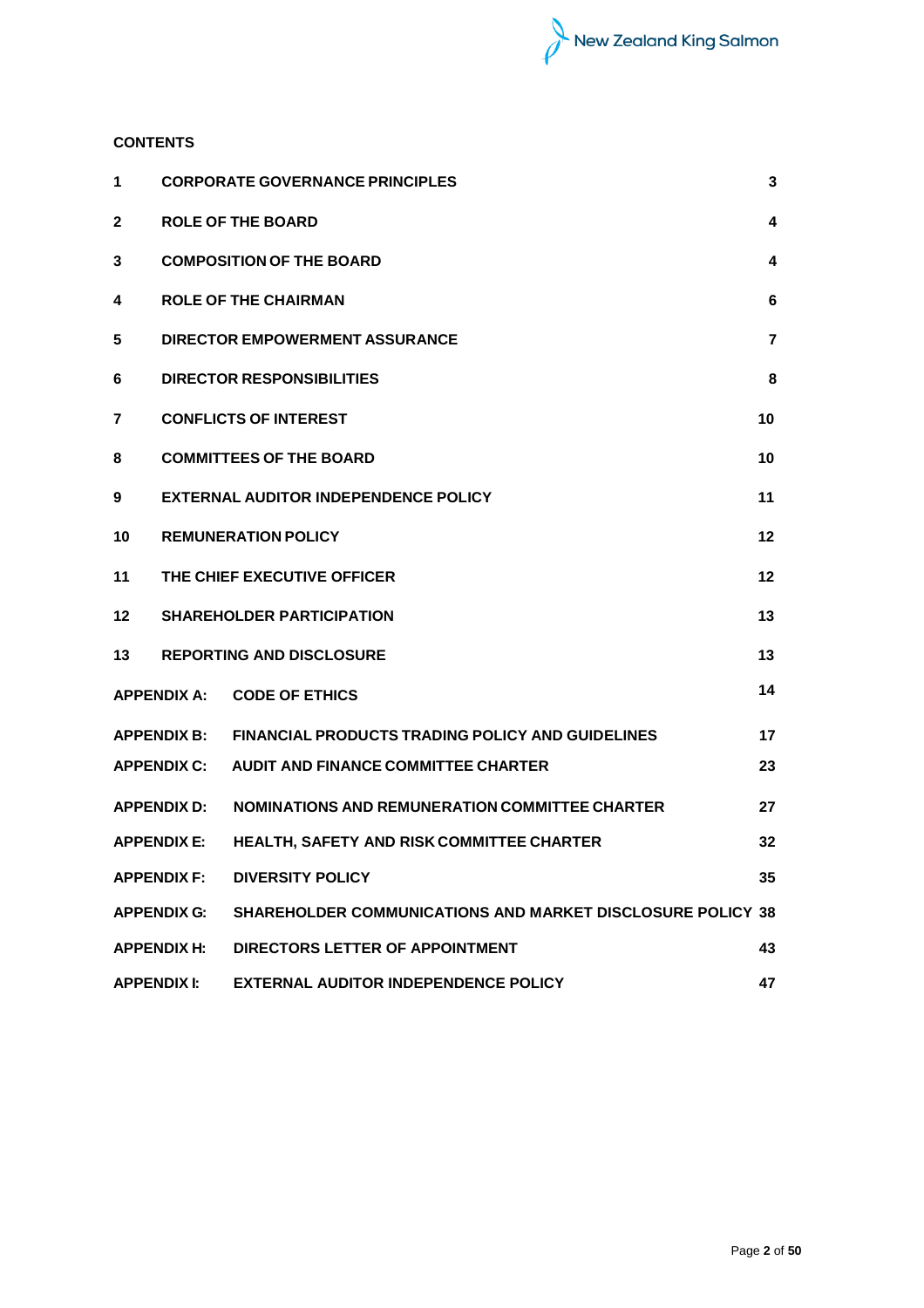**CONTENTS**

| | | |
|---|---|---|
| **1** | **CORPORATE GOVERNANCE PRINCIPLES** | **3** |
| **2** | **ROLE OF THE BOARD** | **4** |
| **3** | **COMPOSITION OF THE BOARD** | **4** |
| **4** | **ROLE OF THE CHAIRMAN** | **6** |
| **5** | **DIRECTOR EMPOWERMENT ASSURANCE** | **7** |
| **6** | **DIRECTOR RESPONSIBILITIES** | **8** |
| **7** | **CONFLICTS OF INTEREST** | **10** |
| **8** | **COMMITTEES OF THE BOARD** | **10** |
| **9** | **EXTERNAL AUDITOR INDEPENDENCE POLICY** | **11** |
| **10** | **REMUNERATION POLICY** | **12** |
| **11** | **THE CHIEF EXECUTIVE OFFICER** | **12** |
| **12** | **SHAREHOLDER PARTICIPATION** | **13** |
| **13** | **REPORTING AND DISCLOSURE** | **13** |
| **APPENDIX A:** | **CODE OF ETHICS** | **14** |
| **APPENDIX B:** | **FINANCIAL PRODUCTS TRADING POLICY AND GUIDELINES** | **17** |
| **APPENDIX C:** | **AUDIT AND FINANCE COMMITTEE CHARTER** | **23** |
| **APPENDIX D:** | **NOMINATIONS AND REMUNERATION COMMITTEE CHARTER** | **27** |
| **APPENDIX E:** | **HEALTH, SAFETY AND RISK COMMITTEE CHARTER** | **32** |
| **APPENDIX F:** | **DIVERSITY POLICY** | **35** |
| **APPENDIX G:** | **SHAREHOLDER COMMUNICATIONS AND MARKET DISCLOSURE POLICY** | **38** |
| **APPENDIX H:** | **DIRECTORS LETTER OF APPOINTMENT** | **43** |
| **APPENDIX I:** | **EXTERNAL AUDITOR INDEPENDENCE POLICY** | **47** |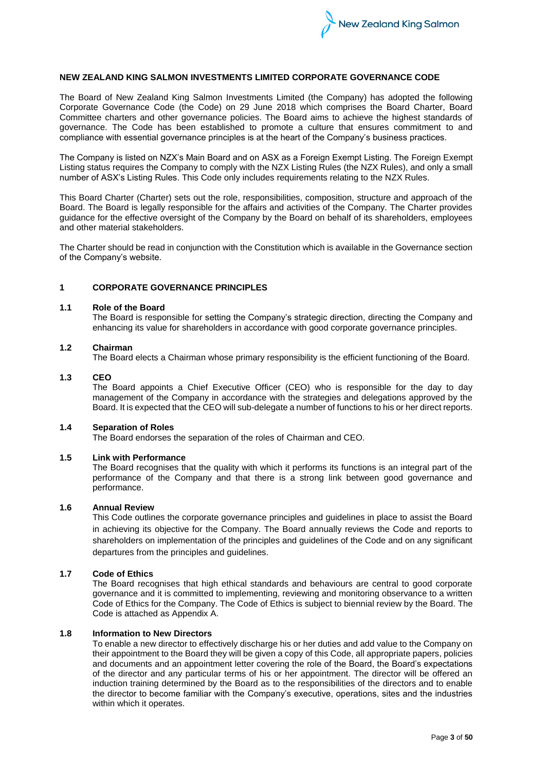## NEW ZEALAND KING SALMON INVESTMENTS LIMITED CORPORATE GOVERNANCE CODE

The Board of New Zealand King Salmon Investments Limited (the Company) has adopted the following Corporate Governance Code (the Code) on 29 June 2018 which comprises the Board Charter, Board Committee charters and other governance policies. The Board aims to achieve the highest standards of governance. The Code has been established to promote a culture that ensures commitment to and compliance with essential governance principles is at the heart of the Company's business practices.

The Company is listed on NZX's Main Board and on ASX as a Foreign Exempt Listing. The Foreign Exempt Listing status requires the Company to comply with the NZX Listing Rules (the NZX Rules), and only a small number of ASX's Listing Rules. This Code only includes requirements relating to the NZX Rules.

This Board Charter (Charter) sets out the role, responsibilities, composition, structure and approach of the Board. The Board is legally responsible for the affairs and activities of the Company. The Charter provides guidance for the effective oversight of the Company by the Board on behalf of its shareholders, employees and other material stakeholders.

The Charter should be read in conjunction with the Constitution which is available in the Governance section of the Company's website.

## 1 CORPORATE GOVERNANCE PRINCIPLES

### 1.1 Role of the Board

The Board is responsible for setting the Company's strategic direction, directing the Company and enhancing its value for shareholders in accordance with good corporate governance principles.

### 1.2 Chairman

The Board elects a Chairman whose primary responsibility is the efficient functioning of the Board.

### 1.3 CEO

The Board appoints a Chief Executive Officer (CEO) who is responsible for the day to day management of the Company in accordance with the strategies and delegations approved by the Board. It is expected that the CEO will sub-delegate a number of functions to his or her direct reports.

### 1.4 Separation of Roles

The Board endorses the separation of the roles of Chairman and CEO.

### 1.5 Link with Performance

The Board recognises that the quality with which it performs its functions is an integral part of the performance of the Company and that there is a strong link between good governance and performance.

### 1.6 Annual Review

This Code outlines the corporate governance principles and guidelines in place to assist the Board in achieving its objective for the Company. The Board annually reviews the Code and reports to shareholders on implementation of the principles and guidelines of the Code and on any significant departures from the principles and guidelines.

### 1.7 Code of Ethics

The Board recognises that high ethical standards and behaviours are central to good corporate governance and it is committed to implementing, reviewing and monitoring observance to a written Code of Ethics for the Company. The Code of Ethics is subject to biennial review by the Board. The Code is attached as Appendix A.

### 1.8 Information to New Directors

To enable a new director to effectively discharge his or her duties and add value to the Company on their appointment to the Board they will be given a copy of this Code, all appropriate papers, policies and documents and an appointment letter covering the role of the Board, the Board's expectations of the director and any particular terms of his or her appointment. The director will be offered an induction training determined by the Board as to the responsibilities of the directors and to enable the director to become familiar with the Company's executive, operations, sites and the industries within which it operates.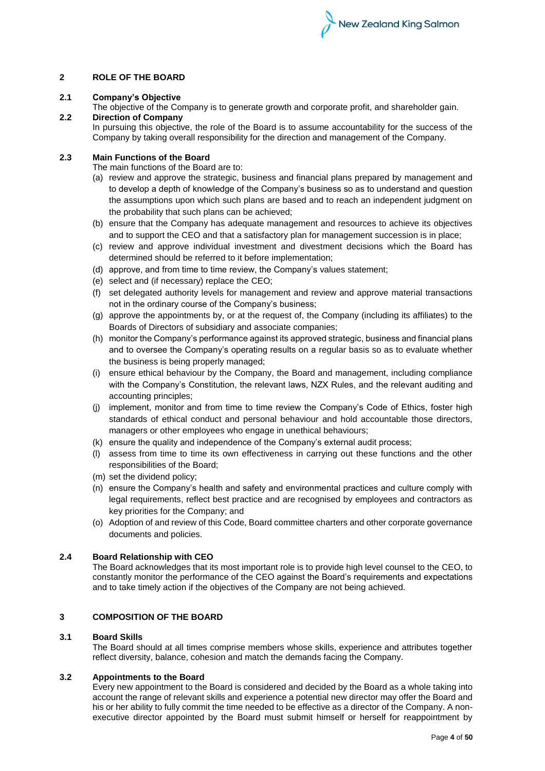## 2 ROLE OF THE BOARD

### 2.1 Company's Objective

The objective of the Company is to generate growth and corporate profit, and shareholder gain.

### 2.2 Direction of Company

In pursuing this objective, the role of the Board is to assume accountability for the success of the Company by taking overall responsibility for the direction and management of the Company.

### 2.3 Main Functions of the Board

The main functions of the Board are to:

(a) review and approve the strategic, business and financial plans prepared by management and to develop a depth of knowledge of the Company's business so as to understand and question the assumptions upon which such plans are based and to reach an independent judgment on the probability that such plans can be achieved;

(b) ensure that the Company has adequate management and resources to achieve its objectives and to support the CEO and that a satisfactory plan for management succession is in place;

(c) review and approve individual investment and divestment decisions which the Board has determined should be referred to it before implementation;

(d) approve, and from time to time review, the Company's values statement;

(e) select and (if necessary) replace the CEO;

(f) set delegated authority levels for management and review and approve material transactions not in the ordinary course of the Company's business;

(g) approve the appointments by, or at the request of, the Company (including its affiliates) to the Boards of Directors of subsidiary and associate companies;

(h) monitor the Company's performance against its approved strategic, business and financial plans and to oversee the Company's operating results on a regular basis so as to evaluate whether the business is being properly managed;

(i) ensure ethical behaviour by the Company, the Board and management, including compliance with the Company's Constitution, the relevant laws, NZX Rules, and the relevant auditing and accounting principles;

(j) implement, monitor and from time to time review the Company's Code of Ethics, foster high standards of ethical conduct and personal behaviour and hold accountable those directors, managers or other employees who engage in unethical behaviours;

(k) ensure the quality and independence of the Company's external audit process;

(l) assess from time to time its own effectiveness in carrying out these functions and the other responsibilities of the Board;

(m) set the dividend policy;

(n) ensure the Company's health and safety and environmental practices and culture comply with legal requirements, reflect best practice and are recognised by employees and contractors as key priorities for the Company; and

(o) Adoption of and review of this Code, Board committee charters and other corporate governance documents and policies.

### 2.4 Board Relationship with CEO

The Board acknowledges that its most important role is to provide high level counsel to the CEO, to constantly monitor the performance of the CEO against the Board's requirements and expectations and to take timely action if the objectives of the Company are not being achieved.

## 3 COMPOSITION OF THE BOARD

### 3.1 Board Skills

The Board should at all times comprise members whose skills, experience and attributes together reflect diversity, balance, cohesion and match the demands facing the Company.

### 3.2 Appointments to the Board

Every new appointment to the Board is considered and decided by the Board as a whole taking into account the range of relevant skills and experience a potential new director may offer the Board and his or her ability to fully commit the time needed to be effective as a director of the Company. A non-executive director appointed by the Board must submit himself or herself for reappointment by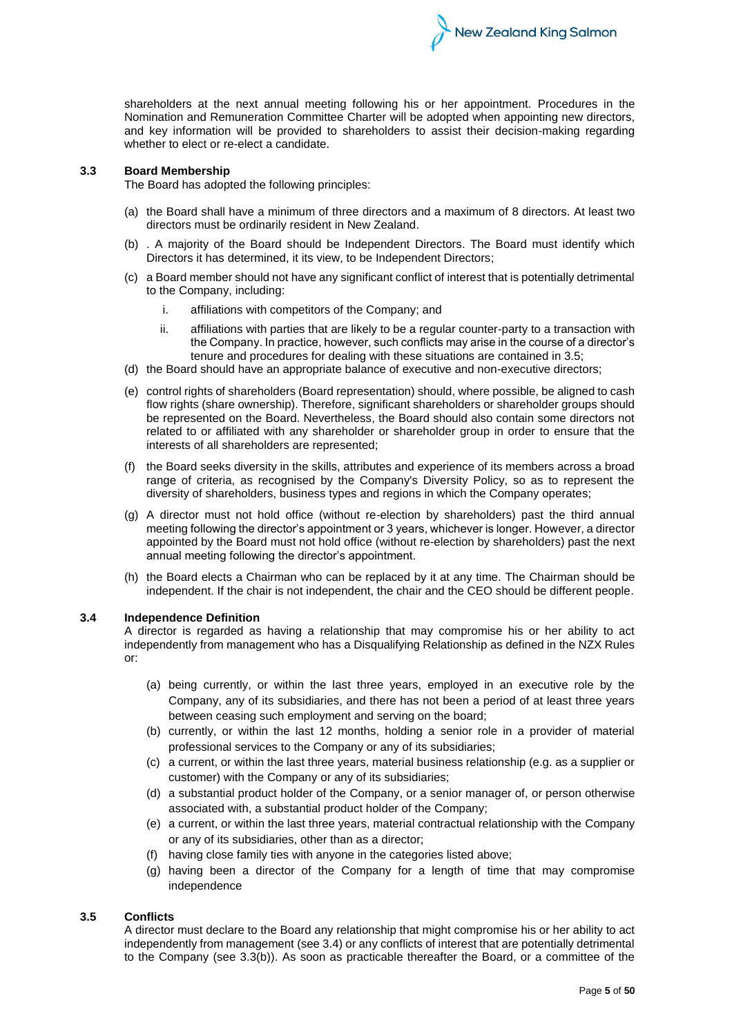shareholders at the next annual meeting following his or her appointment. Procedures in the Nomination and Remuneration Committee Charter will be adopted when appointing new directors, and key information will be provided to shareholders to assist their decision-making regarding whether to elect or re-elect a candidate.

### 3.3 Board Membership

The Board has adopted the following principles:

(a) the Board shall have a minimum of three directors and a maximum of 8 directors. At least two directors must be ordinarily resident in New Zealand.

(b) . A majority of the Board should be Independent Directors. The Board must identify which Directors it has determined, it its view, to be Independent Directors;

(c) a Board member should not have any significant conflict of interest that is potentially detrimental to the Company, including:

   i. affiliations with competitors of the Company; and

   ii. affiliations with parties that are likely to be a regular counter-party to a transaction with the Company. In practice, however, such conflicts may arise in the course of a director's tenure and procedures for dealing with these situations are contained in 3.5;

(d) the Board should have an appropriate balance of executive and non-executive directors;

(e) control rights of shareholders (Board representation) should, where possible, be aligned to cash flow rights (share ownership). Therefore, significant shareholders or shareholder groups should be represented on the Board. Nevertheless, the Board should also contain some directors not related to or affiliated with any shareholder or shareholder group in order to ensure that the interests of all shareholders are represented;

(f) the Board seeks diversity in the skills, attributes and experience of its members across a broad range of criteria, as recognised by the Company's Diversity Policy, so as to represent the diversity of shareholders, business types and regions in which the Company operates;

(g) A director must not hold office (without re-election by shareholders) past the third annual meeting following the director's appointment or 3 years, whichever is longer. However, a director appointed by the Board must not hold office (without re-election by shareholders) past the next annual meeting following the director's appointment.

(h) the Board elects a Chairman who can be replaced by it at any time. The Chairman should be independent. If the chair is not independent, the chair and the CEO should be different people.

### 3.4 Independence Definition

A director is regarded as having a relationship that may compromise his or her ability to act independently from management who has a Disqualifying Relationship as defined in the NZX Rules or:

(a) being currently, or within the last three years, employed in an executive role by the Company, any of its subsidiaries, and there has not been a period of at least three years between ceasing such employment and serving on the board;

(b) currently, or within the last 12 months, holding a senior role in a provider of material professional services to the Company or any of its subsidiaries;

(c) a current, or within the last three years, material business relationship (e.g. as a supplier or customer) with the Company or any of its subsidiaries;

(d) a substantial product holder of the Company, or a senior manager of, or person otherwise associated with, a substantial product holder of the Company;

(e) a current, or within the last three years, material contractual relationship with the Company or any of its subsidiaries, other than as a director;

(f) having close family ties with anyone in the categories listed above;

(g) having been a director of the Company for a length of time that may compromise independence

### 3.5 Conflicts

A director must declare to the Board any relationship that might compromise his or her ability to act independently from management (see 3.4) or any conflicts of interest that are potentially detrimental to the Company (see 3.3(b)). As soon as practicable thereafter the Board, or a committee of the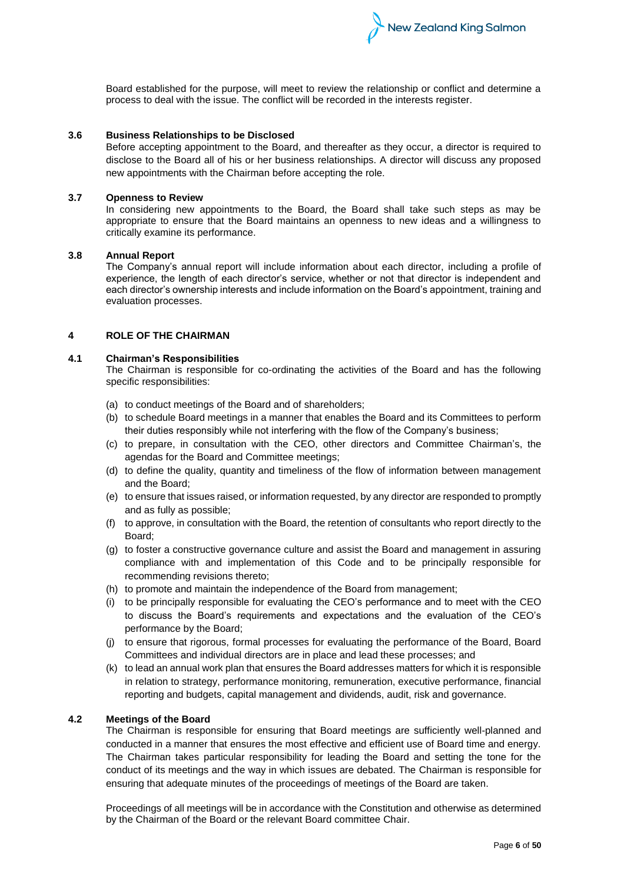Board established for the purpose, will meet to review the relationship or conflict and determine a process to deal with the issue. The conflict will be recorded in the interests register.

### 3.6 Business Relationships to be Disclosed

Before accepting appointment to the Board, and thereafter as they occur, a director is required to disclose to the Board all of his or her business relationships. A director will discuss any proposed new appointments with the Chairman before accepting the role.

### 3.7 Openness to Review

In considering new appointments to the Board, the Board shall take such steps as may be appropriate to ensure that the Board maintains an openness to new ideas and a willingness to critically examine its performance.

### 3.8 Annual Report

The Company's annual report will include information about each director, including a profile of experience, the length of each director's service, whether or not that director is independent and each director's ownership interests and include information on the Board's appointment, training and evaluation processes.

## 4 ROLE OF THE CHAIRMAN

### 4.1 Chairman's Responsibilities

The Chairman is responsible for co-ordinating the activities of the Board and has the following specific responsibilities:

(a) to conduct meetings of the Board and of shareholders;

(b) to schedule Board meetings in a manner that enables the Board and its Committees to perform their duties responsibly while not interfering with the flow of the Company's business;

(c) to prepare, in consultation with the CEO, other directors and Committee Chairman's, the agendas for the Board and Committee meetings;

(d) to define the quality, quantity and timeliness of the flow of information between management and the Board;

(e) to ensure that issues raised, or information requested, by any director are responded to promptly and as fully as possible;

(f) to approve, in consultation with the Board, the retention of consultants who report directly to the Board;

(g) to foster a constructive governance culture and assist the Board and management in assuring compliance with and implementation of this Code and to be principally responsible for recommending revisions thereto;

(h) to promote and maintain the independence of the Board from management;

(i) to be principally responsible for evaluating the CEO's performance and to meet with the CEO to discuss the Board's requirements and expectations and the evaluation of the CEO's performance by the Board;

(j) to ensure that rigorous, formal processes for evaluating the performance of the Board, Board Committees and individual directors are in place and lead these processes; and

(k) to lead an annual work plan that ensures the Board addresses matters for which it is responsible in relation to strategy, performance monitoring, remuneration, executive performance, financial reporting and budgets, capital management and dividends, audit, risk and governance.

### 4.2 Meetings of the Board

The Chairman is responsible for ensuring that Board meetings are sufficiently well-planned and conducted in a manner that ensures the most effective and efficient use of Board time and energy. The Chairman takes particular responsibility for leading the Board and setting the tone for the conduct of its meetings and the way in which issues are debated. The Chairman is responsible for ensuring that adequate minutes of the proceedings of meetings of the Board are taken.

Proceedings of all meetings will be in accordance with the Constitution and otherwise as determined by the Chairman of the Board or the relevant Board committee Chair.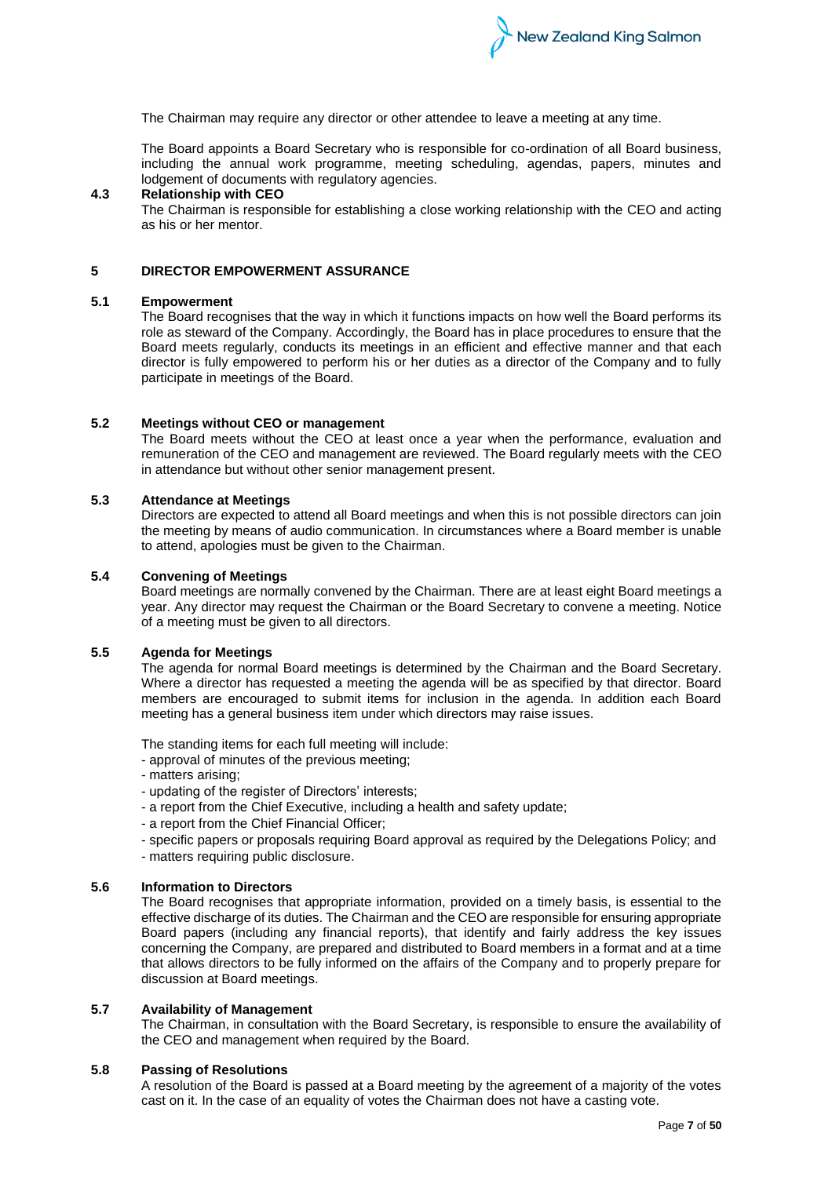The Chairman may require any director or other attendee to leave a meeting at any time.

The Board appoints a Board Secretary who is responsible for co-ordination of all Board business, including the annual work programme, meeting scheduling, agendas, papers, minutes and lodgement of documents with regulatory agencies.

### 4.3 Relationship with CEO

The Chairman is responsible for establishing a close working relationship with the CEO and acting as his or her mentor.

## 5 DIRECTOR EMPOWERMENT ASSURANCE

### 5.1 Empowerment

The Board recognises that the way in which it functions impacts on how well the Board performs its role as steward of the Company. Accordingly, the Board has in place procedures to ensure that the Board meets regularly, conducts its meetings in an efficient and effective manner and that each director is fully empowered to perform his or her duties as a director of the Company and to fully participate in meetings of the Board.

### 5.2 Meetings without CEO or management

The Board meets without the CEO at least once a year when the performance, evaluation and remuneration of the CEO and management are reviewed. The Board regularly meets with the CEO in attendance but without other senior management present.

### 5.3 Attendance at Meetings

Directors are expected to attend all Board meetings and when this is not possible directors can join the meeting by means of audio communication. In circumstances where a Board member is unable to attend, apologies must be given to the Chairman.

### 5.4 Convening of Meetings

Board meetings are normally convened by the Chairman. There are at least eight Board meetings a year. Any director may request the Chairman or the Board Secretary to convene a meeting. Notice of a meeting must be given to all directors.

### 5.5 Agenda for Meetings

The agenda for normal Board meetings is determined by the Chairman and the Board Secretary. Where a director has requested a meeting the agenda will be as specified by that director. Board members are encouraged to submit items for inclusion in the agenda. In addition each Board meeting has a general business item under which directors may raise issues.

The standing items for each full meeting will include:

- approval of minutes of the previous meeting;
- matters arising;
- updating of the register of Directors' interests;
- a report from the Chief Executive, including a health and safety update;
- a report from the Chief Financial Officer;
- specific papers or proposals requiring Board approval as required by the Delegations Policy; and
- matters requiring public disclosure.

### 5.6 Information to Directors

The Board recognises that appropriate information, provided on a timely basis, is essential to the effective discharge of its duties. The Chairman and the CEO are responsible for ensuring appropriate Board papers (including any financial reports), that identify and fairly address the key issues concerning the Company, are prepared and distributed to Board members in a format and at a time that allows directors to be fully informed on the affairs of the Company and to properly prepare for discussion at Board meetings.

### 5.7 Availability of Management

The Chairman, in consultation with the Board Secretary, is responsible to ensure the availability of the CEO and management when required by the Board.

### 5.8 Passing of Resolutions

A resolution of the Board is passed at a Board meeting by the agreement of a majority of the votes cast on it. In the case of an equality of votes the Chairman does not have a casting vote.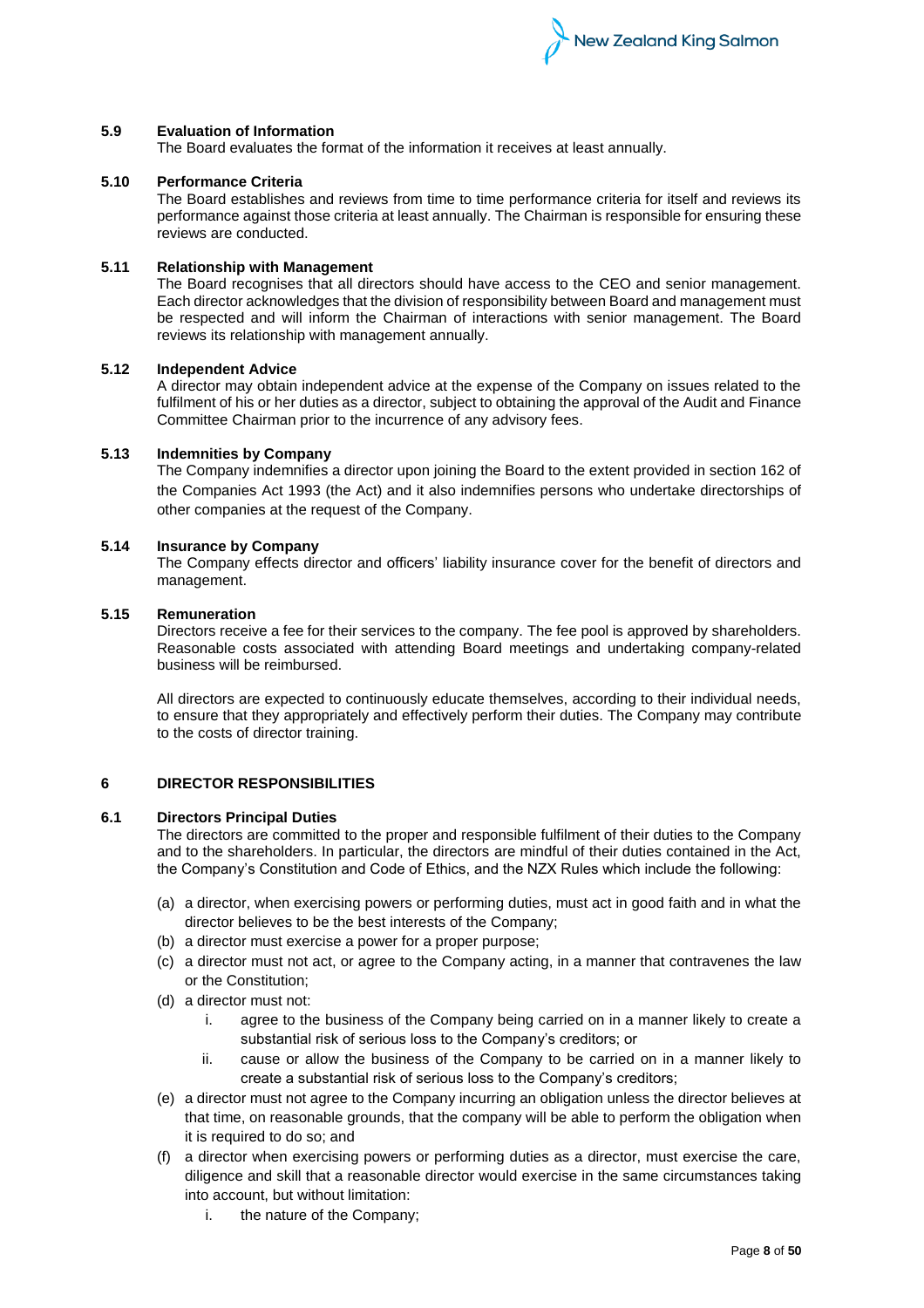### 5.9 Evaluation of Information

The Board evaluates the format of the information it receives at least annually.

### 5.10 Performance Criteria

The Board establishes and reviews from time to time performance criteria for itself and reviews its performance against those criteria at least annually. The Chairman is responsible for ensuring these reviews are conducted.

### 5.11 Relationship with Management

The Board recognises that all directors should have access to the CEO and senior management. Each director acknowledges that the division of responsibility between Board and management must be respected and will inform the Chairman of interactions with senior management. The Board reviews its relationship with management annually.

### 5.12 Independent Advice

A director may obtain independent advice at the expense of the Company on issues related to the fulfilment of his or her duties as a director, subject to obtaining the approval of the Audit and Finance Committee Chairman prior to the incurrence of any advisory fees.

### 5.13 Indemnities by Company

The Company indemnifies a director upon joining the Board to the extent provided in section 162 of the Companies Act 1993 (the Act) and it also indemnifies persons who undertake directorships of other companies at the request of the Company.

### 5.14 Insurance by Company

The Company effects director and officers' liability insurance cover for the benefit of directors and management.

### 5.15 Remuneration

Directors receive a fee for their services to the company. The fee pool is approved by shareholders. Reasonable costs associated with attending Board meetings and undertaking company-related business will be reimbursed.

All directors are expected to continuously educate themselves, according to their individual needs, to ensure that they appropriately and effectively perform their duties. The Company may contribute to the costs of director training.

## 6 DIRECTOR RESPONSIBILITIES

### 6.1 Directors Principal Duties

The directors are committed to the proper and responsible fulfilment of their duties to the Company and to the shareholders. In particular, the directors are mindful of their duties contained in the Act, the Company's Constitution and Code of Ethics, and the NZX Rules which include the following:

(a) a director, when exercising powers or performing duties, must act in good faith and in what the director believes to be the best interests of the Company;

(b) a director must exercise a power for a proper purpose;

(c) a director must not act, or agree to the Company acting, in a manner that contravenes the law or the Constitution;

(d) a director must not:

  i. agree to the business of the Company being carried on in a manner likely to create a substantial risk of serious loss to the Company's creditors; or

  ii. cause or allow the business of the Company to be carried on in a manner likely to create a substantial risk of serious loss to the Company's creditors;

(e) a director must not agree to the Company incurring an obligation unless the director believes at that time, on reasonable grounds, that the company will be able to perform the obligation when it is required to do so; and

(f) a director when exercising powers or performing duties as a director, must exercise the care, diligence and skill that a reasonable director would exercise in the same circumstances taking into account, but without limitation:

  i. the nature of the Company;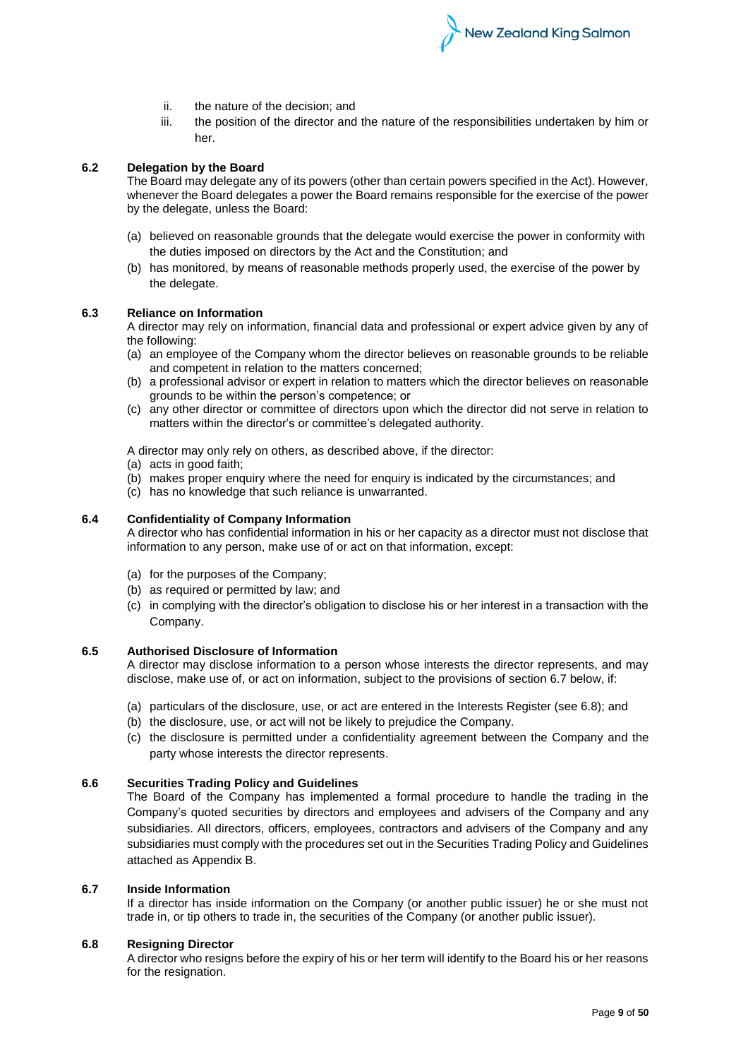ii. the nature of the decision; and

iii. the position of the director and the nature of the responsibilities undertaken by him or her.

### 6.2 Delegation by the Board

The Board may delegate any of its powers (other than certain powers specified in the Act). However, whenever the Board delegates a power the Board remains responsible for the exercise of the power by the delegate, unless the Board:

(a) believed on reasonable grounds that the delegate would exercise the power in conformity with the duties imposed on directors by the Act and the Constitution; and

(b) has monitored, by means of reasonable methods properly used, the exercise of the power by the delegate.

### 6.3 Reliance on Information

A director may rely on information, financial data and professional or expert advice given by any of the following:

(a) an employee of the Company whom the director believes on reasonable grounds to be reliable and competent in relation to the matters concerned;

(b) a professional advisor or expert in relation to matters which the director believes on reasonable grounds to be within the person's competence; or

(c) any other director or committee of directors upon which the director did not serve in relation to matters within the director's or committee's delegated authority.

A director may only rely on others, as described above, if the director:

(a) acts in good faith;

(b) makes proper enquiry where the need for enquiry is indicated by the circumstances; and

(c) has no knowledge that such reliance is unwarranted.

### 6.4 Confidentiality of Company Information

A director who has confidential information in his or her capacity as a director must not disclose that information to any person, make use of or act on that information, except:

(a) for the purposes of the Company;

(b) as required or permitted by law; and

(c) in complying with the director's obligation to disclose his or her interest in a transaction with the Company.

### 6.5 Authorised Disclosure of Information

A director may disclose information to a person whose interests the director represents, and may disclose, make use of, or act on information, subject to the provisions of section 6.7 below, if:

(a) particulars of the disclosure, use, or act are entered in the Interests Register (see 6.8); and

(b) the disclosure, use, or act will not be likely to prejudice the Company.

(c) the disclosure is permitted under a confidentiality agreement between the Company and the party whose interests the director represents.

### 6.6 Securities Trading Policy and Guidelines

The Board of the Company has implemented a formal procedure to handle the trading in the Company's quoted securities by directors and employees and advisers of the Company and any subsidiaries. All directors, officers, employees, contractors and advisers of the Company and any subsidiaries must comply with the procedures set out in the Securities Trading Policy and Guidelines attached as Appendix B.

### 6.7 Inside Information

If a director has inside information on the Company (or another public issuer) he or she must not trade in, or tip others to trade in, the securities of the Company (or another public issuer).

### 6.8 Resigning Director

A director who resigns before the expiry of his or her term will identify to the Board his or her reasons for the resignation.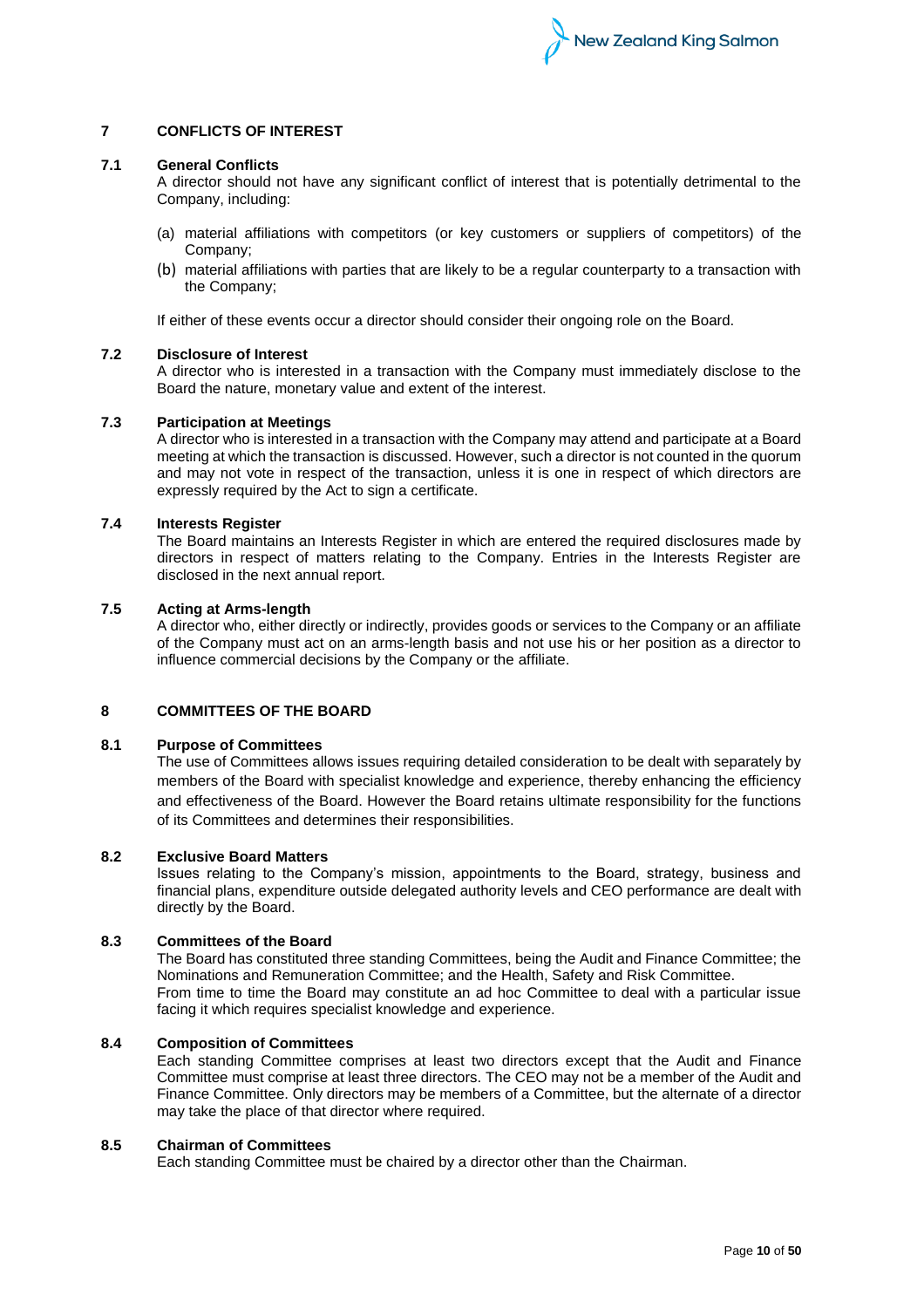## 7 CONFLICTS OF INTEREST

### 7.1 General Conflicts

A director should not have any significant conflict of interest that is potentially detrimental to the Company, including:

(a) material affiliations with competitors (or key customers or suppliers of competitors) of the Company;

(b) material affiliations with parties that are likely to be a regular counterparty to a transaction with the Company;

If either of these events occur a director should consider their ongoing role on the Board.

### 7.2 Disclosure of Interest

A director who is interested in a transaction with the Company must immediately disclose to the Board the nature, monetary value and extent of the interest.

### 7.3 Participation at Meetings

A director who is interested in a transaction with the Company may attend and participate at a Board meeting at which the transaction is discussed. However, such a director is not counted in the quorum and may not vote in respect of the transaction, unless it is one in respect of which directors are expressly required by the Act to sign a certificate.

### 7.4 Interests Register

The Board maintains an Interests Register in which are entered the required disclosures made by directors in respect of matters relating to the Company. Entries in the Interests Register are disclosed in the next annual report.

### 7.5 Acting at Arms-length

A director who, either directly or indirectly, provides goods or services to the Company or an affiliate of the Company must act on an arms-length basis and not use his or her position as a director to influence commercial decisions by the Company or the affiliate.

## 8 COMMITTEES OF THE BOARD

### 8.1 Purpose of Committees

The use of Committees allows issues requiring detailed consideration to be dealt with separately by members of the Board with specialist knowledge and experience, thereby enhancing the efficiency and effectiveness of the Board. However the Board retains ultimate responsibility for the functions of its Committees and determines their responsibilities.

### 8.2 Exclusive Board Matters

Issues relating to the Company's mission, appointments to the Board, strategy, business and financial plans, expenditure outside delegated authority levels and CEO performance are dealt with directly by the Board.

### 8.3 Committees of the Board

The Board has constituted three standing Committees, being the Audit and Finance Committee; the Nominations and Remuneration Committee; and the Health, Safety and Risk Committee.
From time to time the Board may constitute an ad hoc Committee to deal with a particular issue facing it which requires specialist knowledge and experience.

### 8.4 Composition of Committees

Each standing Committee comprises at least two directors except that the Audit and Finance Committee must comprise at least three directors. The CEO may not be a member of the Audit and Finance Committee. Only directors may be members of a Committee, but the alternate of a director may take the place of that director where required.

### 8.5 Chairman of Committees

Each standing Committee must be chaired by a director other than the Chairman.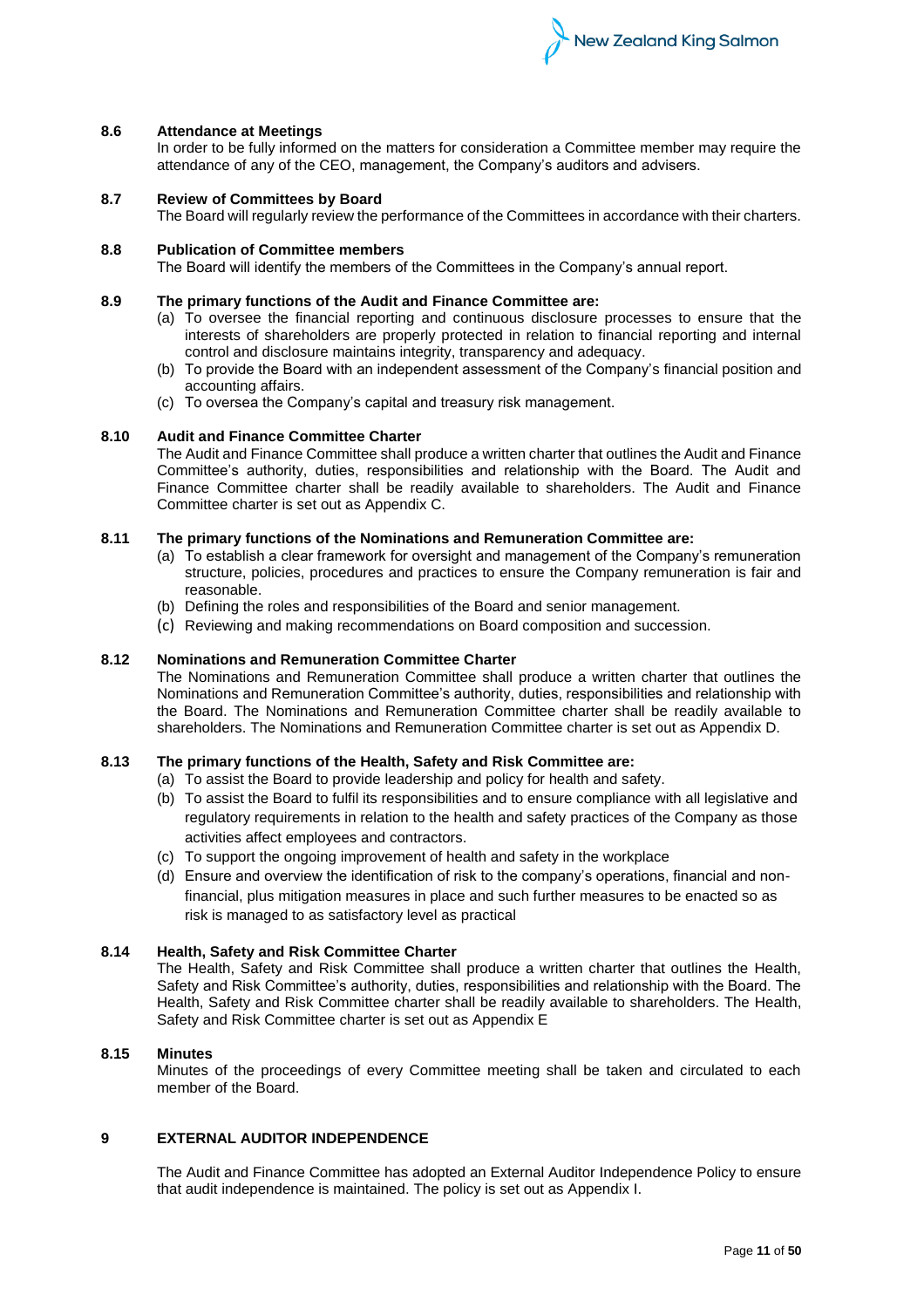### 8.6 Attendance at Meetings

In order to be fully informed on the matters for consideration a Committee member may require the attendance of any of the CEO, management, the Company's auditors and advisers.

### 8.7 Review of Committees by Board

The Board will regularly review the performance of the Committees in accordance with their charters.

### 8.8 Publication of Committee members

The Board will identify the members of the Committees in the Company's annual report.

### 8.9 The primary functions of the Audit and Finance Committee are:

(a) To oversee the financial reporting and continuous disclosure processes to ensure that the interests of shareholders are properly protected in relation to financial reporting and internal control and disclosure maintains integrity, transparency and adequacy.

(b) To provide the Board with an independent assessment of the Company's financial position and accounting affairs.

(c) To oversea the Company's capital and treasury risk management.

### 8.10 Audit and Finance Committee Charter

The Audit and Finance Committee shall produce a written charter that outlines the Audit and Finance Committee's authority, duties, responsibilities and relationship with the Board. The Audit and Finance Committee charter shall be readily available to shareholders. The Audit and Finance Committee charter is set out as Appendix C.

### 8.11 The primary functions of the Nominations and Remuneration Committee are:

(a) To establish a clear framework for oversight and management of the Company's remuneration structure, policies, procedures and practices to ensure the Company remuneration is fair and reasonable.

(b) Defining the roles and responsibilities of the Board and senior management.

(c) Reviewing and making recommendations on Board composition and succession.

### 8.12 Nominations and Remuneration Committee Charter

The Nominations and Remuneration Committee shall produce a written charter that outlines the Nominations and Remuneration Committee's authority, duties, responsibilities and relationship with the Board. The Nominations and Remuneration Committee charter shall be readily available to shareholders. The Nominations and Remuneration Committee charter is set out as Appendix D.

### 8.13 The primary functions of the Health, Safety and Risk Committee are:

(a) To assist the Board to provide leadership and policy for health and safety.

(b) To assist the Board to fulfil its responsibilities and to ensure compliance with all legislative and regulatory requirements in relation to the health and safety practices of the Company as those activities affect employees and contractors.

(c) To support the ongoing improvement of health and safety in the workplace

(d) Ensure and overview the identification of risk to the company's operations, financial and non-financial, plus mitigation measures in place and such further measures to be enacted so as risk is managed to as satisfactory level as practical

### 8.14 Health, Safety and Risk Committee Charter

The Health, Safety and Risk Committee shall produce a written charter that outlines the Health, Safety and Risk Committee's authority, duties, responsibilities and relationship with the Board. The Health, Safety and Risk Committee charter shall be readily available to shareholders. The Health, Safety and Risk Committee charter is set out as Appendix E

### 8.15 Minutes

Minutes of the proceedings of every Committee meeting shall be taken and circulated to each member of the Board.

## 9 EXTERNAL AUDITOR INDEPENDENCE

The Audit and Finance Committee has adopted an External Auditor Independence Policy to ensure that audit independence is maintained. The policy is set out as Appendix I.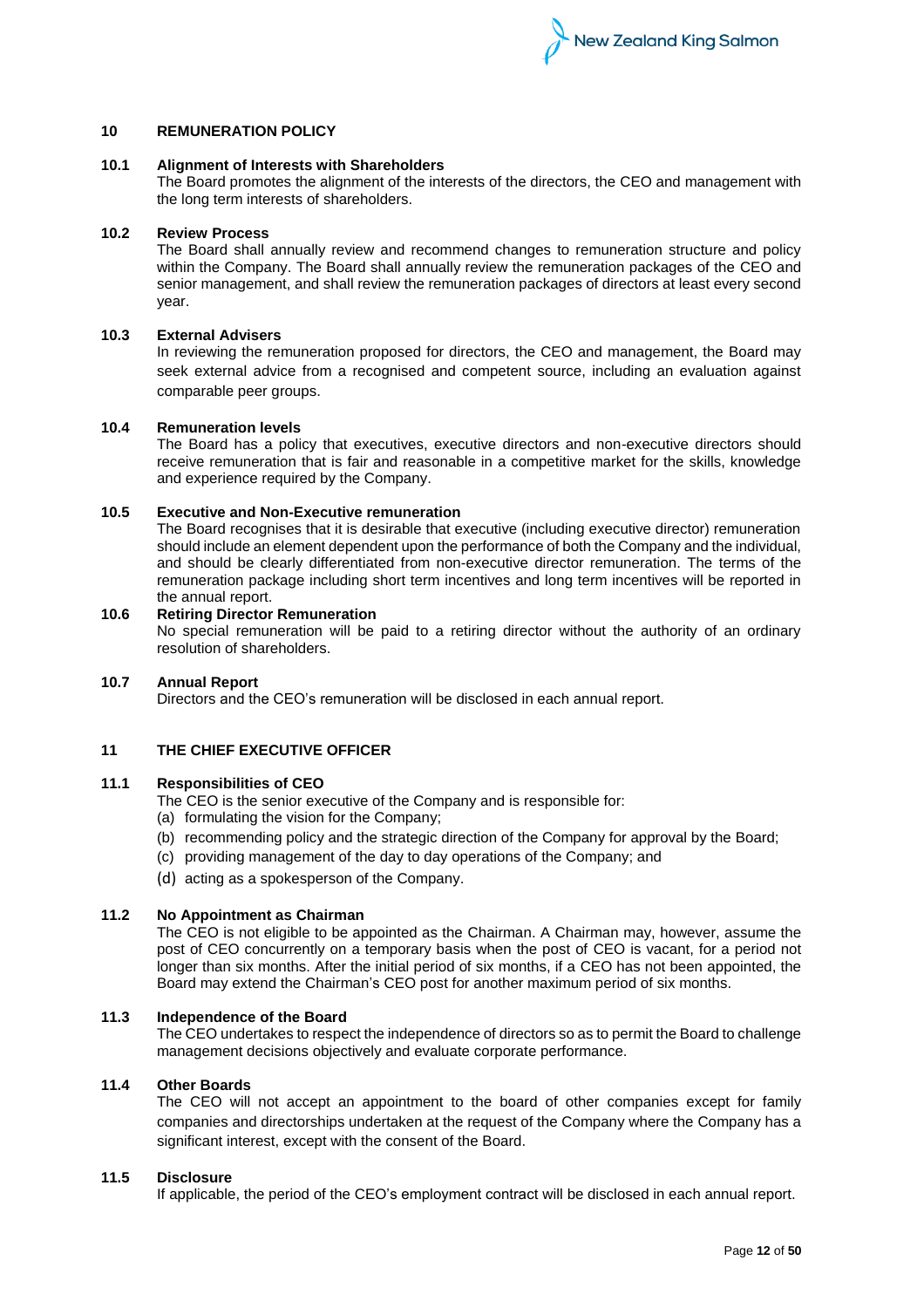## 10 REMUNERATION POLICY

### 10.1 Alignment of Interests with Shareholders

The Board promotes the alignment of the interests of the directors, the CEO and management with the long term interests of shareholders.

### 10.2 Review Process

The Board shall annually review and recommend changes to remuneration structure and policy within the Company. The Board shall annually review the remuneration packages of the CEO and senior management, and shall review the remuneration packages of directors at least every second year.

### 10.3 External Advisers

In reviewing the remuneration proposed for directors, the CEO and management, the Board may seek external advice from a recognised and competent source, including an evaluation against comparable peer groups.

### 10.4 Remuneration levels

The Board has a policy that executives, executive directors and non-executive directors should receive remuneration that is fair and reasonable in a competitive market for the skills, knowledge and experience required by the Company.

### 10.5 Executive and Non-Executive remuneration

The Board recognises that it is desirable that executive (including executive director) remuneration should include an element dependent upon the performance of both the Company and the individual, and should be clearly differentiated from non-executive director remuneration. The terms of the remuneration package including short term incentives and long term incentives will be reported in the annual report.

### 10.6 Retiring Director Remuneration

No special remuneration will be paid to a retiring director without the authority of an ordinary resolution of shareholders.

### 10.7 Annual Report

Directors and the CEO's remuneration will be disclosed in each annual report.

## 11 THE CHIEF EXECUTIVE OFFICER

### 11.1 Responsibilities of CEO

The CEO is the senior executive of the Company and is responsible for:

(a) formulating the vision for the Company;

(b) recommending policy and the strategic direction of the Company for approval by the Board;

(c) providing management of the day to day operations of the Company; and

(d) acting as a spokesperson of the Company.

### 11.2 No Appointment as Chairman

The CEO is not eligible to be appointed as the Chairman. A Chairman may, however, assume the post of CEO concurrently on a temporary basis when the post of CEO is vacant, for a period not longer than six months. After the initial period of six months, if a CEO has not been appointed, the Board may extend the Chairman's CEO post for another maximum period of six months.

### 11.3 Independence of the Board

The CEO undertakes to respect the independence of directors so as to permit the Board to challenge management decisions objectively and evaluate corporate performance.

### 11.4 Other Boards

The CEO will not accept an appointment to the board of other companies except for family companies and directorships undertaken at the request of the Company where the Company has a significant interest, except with the consent of the Board.

### 11.5 Disclosure

If applicable, the period of the CEO's employment contract will be disclosed in each annual report.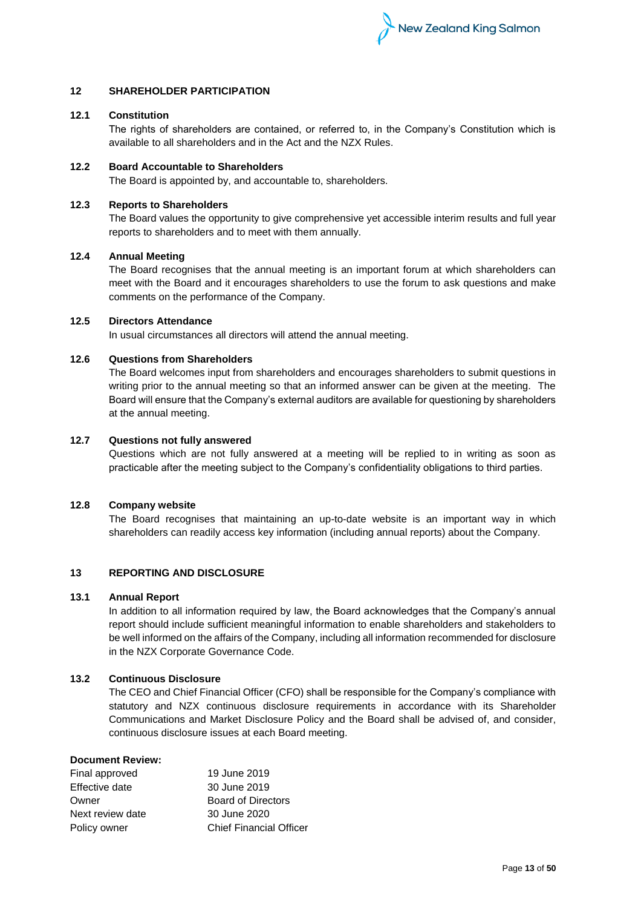## 12 SHAREHOLDER PARTICIPATION

### 12.1 Constitution

The rights of shareholders are contained, or referred to, in the Company's Constitution which is available to all shareholders and in the Act and the NZX Rules.

### 12.2 Board Accountable to Shareholders

The Board is appointed by, and accountable to, shareholders.

### 12.3 Reports to Shareholders

The Board values the opportunity to give comprehensive yet accessible interim results and full year reports to shareholders and to meet with them annually.

### 12.4 Annual Meeting

The Board recognises that the annual meeting is an important forum at which shareholders can meet with the Board and it encourages shareholders to use the forum to ask questions and make comments on the performance of the Company.

### 12.5 Directors Attendance

In usual circumstances all directors will attend the annual meeting.

### 12.6 Questions from Shareholders

The Board welcomes input from shareholders and encourages shareholders to submit questions in writing prior to the annual meeting so that an informed answer can be given at the meeting. The Board will ensure that the Company's external auditors are available for questioning by shareholders at the annual meeting.

### 12.7 Questions not fully answered

Questions which are not fully answered at a meeting will be replied to in writing as soon as practicable after the meeting subject to the Company's confidentiality obligations to third parties.

### 12.8 Company website

The Board recognises that maintaining an up-to-date website is an important way in which shareholders can readily access key information (including annual reports) about the Company.

## 13 REPORTING AND DISCLOSURE

### 13.1 Annual Report

In addition to all information required by law, the Board acknowledges that the Company's annual report should include sufficient meaningful information to enable shareholders and stakeholders to be well informed on the affairs of the Company, including all information recommended for disclosure in the NZX Corporate Governance Code.

### 13.2 Continuous Disclosure

The CEO and Chief Financial Officer (CFO) shall be responsible for the Company's compliance with statutory and NZX continuous disclosure requirements in accordance with its Shareholder Communications and Market Disclosure Policy and the Board shall be advised of, and consider, continuous disclosure issues at each Board meeting.

**Document Review:**

| | |
|---|---|
| Final approved | 19 June 2019 |
| Effective date | 30 June 2019 |
| Owner | Board of Directors |
| Next review date | 30 June 2020 |
| Policy owner | Chief Financial Officer |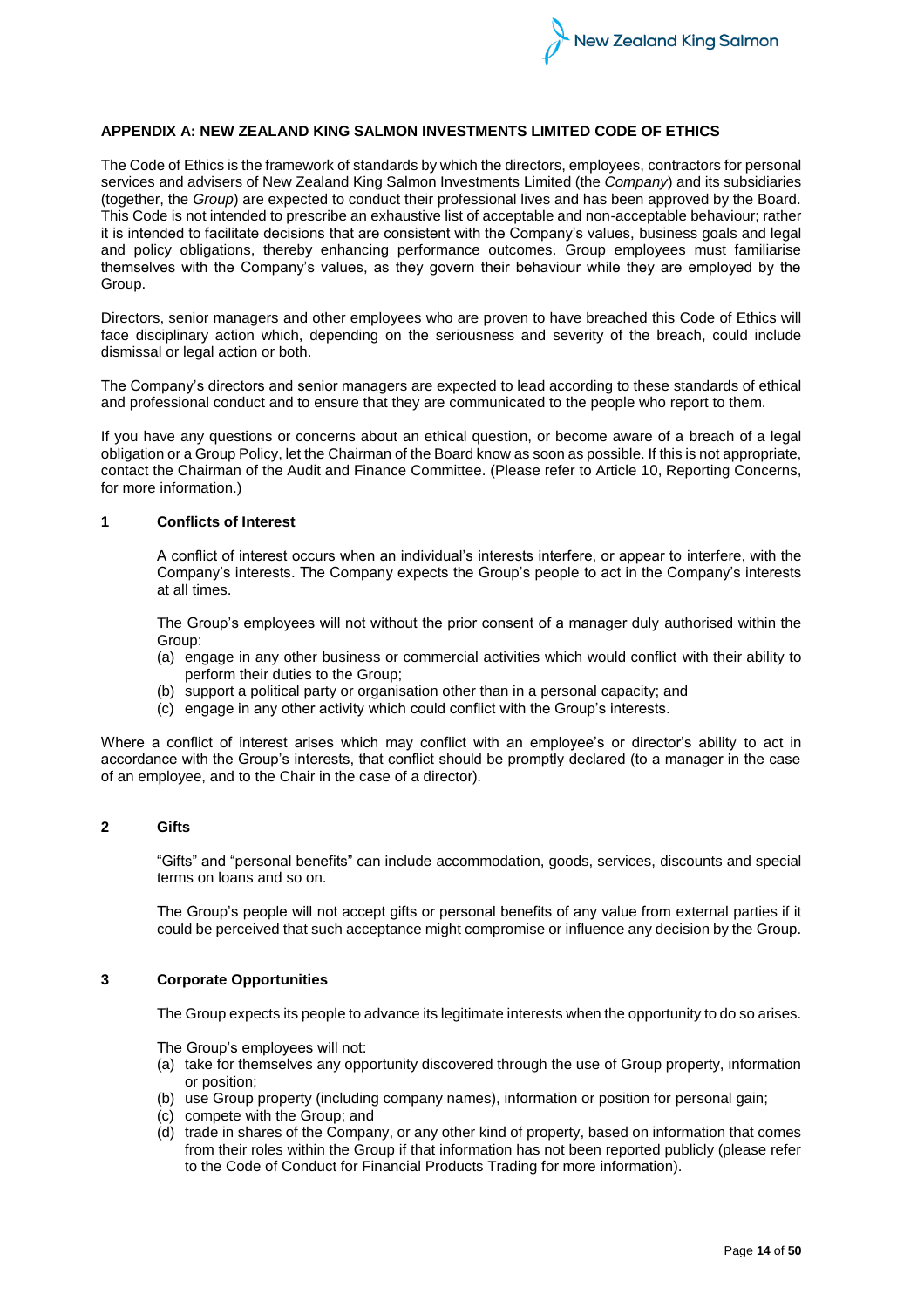## APPENDIX A: NEW ZEALAND KING SALMON INVESTMENTS LIMITED CODE OF ETHICS

The Code of Ethics is the framework of standards by which the directors, employees, contractors for personal services and advisers of New Zealand King Salmon Investments Limited (the *Company*) and its subsidiaries (together, the *Group*) are expected to conduct their professional lives and has been approved by the Board. This Code is not intended to prescribe an exhaustive list of acceptable and non-acceptable behaviour; rather it is intended to facilitate decisions that are consistent with the Company's values, business goals and legal and policy obligations, thereby enhancing performance outcomes. Group employees must familiarise themselves with the Company's values, as they govern their behaviour while they are employed by the Group.

Directors, senior managers and other employees who are proven to have breached this Code of Ethics will face disciplinary action which, depending on the seriousness and severity of the breach, could include dismissal or legal action or both.

The Company's directors and senior managers are expected to lead according to these standards of ethical and professional conduct and to ensure that they are communicated to the people who report to them.

If you have any questions or concerns about an ethical question, or become aware of a breach of a legal obligation or a Group Policy, let the Chairman of the Board know as soon as possible. If this is not appropriate, contact the Chairman of the Audit and Finance Committee. (Please refer to Article 10, Reporting Concerns, for more information.)

### 1 Conflicts of Interest

A conflict of interest occurs when an individual's interests interfere, or appear to interfere, with the Company's interests. The Company expects the Group's people to act in the Company's interests at all times.

The Group's employees will not without the prior consent of a manager duly authorised within the Group:

(a) engage in any other business or commercial activities which would conflict with their ability to perform their duties to the Group;
(b) support a political party or organisation other than in a personal capacity; and
(c) engage in any other activity which could conflict with the Group's interests.

Where a conflict of interest arises which may conflict with an employee's or director's ability to act in accordance with the Group's interests, that conflict should be promptly declared (to a manager in the case of an employee, and to the Chair in the case of a director).

### 2 Gifts

"Gifts" and "personal benefits" can include accommodation, goods, services, discounts and special terms on loans and so on.

The Group's people will not accept gifts or personal benefits of any value from external parties if it could be perceived that such acceptance might compromise or influence any decision by the Group.

### 3 Corporate Opportunities

The Group expects its people to advance its legitimate interests when the opportunity to do so arises.

The Group's employees will not:

(a) take for themselves any opportunity discovered through the use of Group property, information or position;
(b) use Group property (including company names), information or position for personal gain;
(c) compete with the Group; and
(d) trade in shares of the Company, or any other kind of property, based on information that comes from their roles within the Group if that information has not been reported publicly (please refer to the Code of Conduct for Financial Products Trading for more information).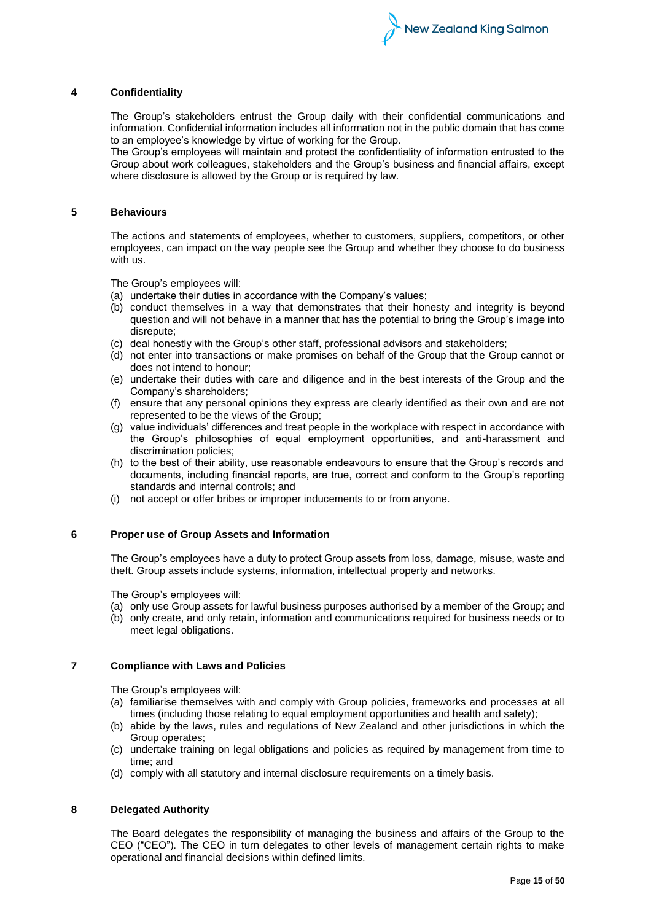## 4 Confidentiality

The Group's stakeholders entrust the Group daily with their confidential communications and information. Confidential information includes all information not in the public domain that has come to an employee's knowledge by virtue of working for the Group.
The Group's employees will maintain and protect the confidentiality of information entrusted to the Group about work colleagues, stakeholders and the Group's business and financial affairs, except where disclosure is allowed by the Group or is required by law.

## 5 Behaviours

The actions and statements of employees, whether to customers, suppliers, competitors, or other employees, can impact on the way people see the Group and whether they choose to do business with us.

The Group's employees will:

(a) undertake their duties in accordance with the Company's values;
(b) conduct themselves in a way that demonstrates that their honesty and integrity is beyond question and will not behave in a manner that has the potential to bring the Group's image into disrepute;
(c) deal honestly with the Group's other staff, professional advisors and stakeholders;
(d) not enter into transactions or make promises on behalf of the Group that the Group cannot or does not intend to honour;
(e) undertake their duties with care and diligence and in the best interests of the Group and the Company's shareholders;
(f) ensure that any personal opinions they express are clearly identified as their own and are not represented to be the views of the Group;
(g) value individuals' differences and treat people in the workplace with respect in accordance with the Group's philosophies of equal employment opportunities, and anti-harassment and discrimination policies;
(h) to the best of their ability, use reasonable endeavours to ensure that the Group's records and documents, including financial reports, are true, correct and conform to the Group's reporting standards and internal controls; and
(i) not accept or offer bribes or improper inducements to or from anyone.

## 6 Proper use of Group Assets and Information

The Group's employees have a duty to protect Group assets from loss, damage, misuse, waste and theft. Group assets include systems, information, intellectual property and networks.

The Group's employees will:

(a) only use Group assets for lawful business purposes authorised by a member of the Group; and
(b) only create, and only retain, information and communications required for business needs or to meet legal obligations.

## 7 Compliance with Laws and Policies

The Group's employees will:

(a) familiarise themselves with and comply with Group policies, frameworks and processes at all times (including those relating to equal employment opportunities and health and safety);
(b) abide by the laws, rules and regulations of New Zealand and other jurisdictions in which the Group operates;
(c) undertake training on legal obligations and policies as required by management from time to time; and
(d) comply with all statutory and internal disclosure requirements on a timely basis.

## 8 Delegated Authority

The Board delegates the responsibility of managing the business and affairs of the Group to the CEO ("CEO"). The CEO in turn delegates to other levels of management certain rights to make operational and financial decisions within defined limits.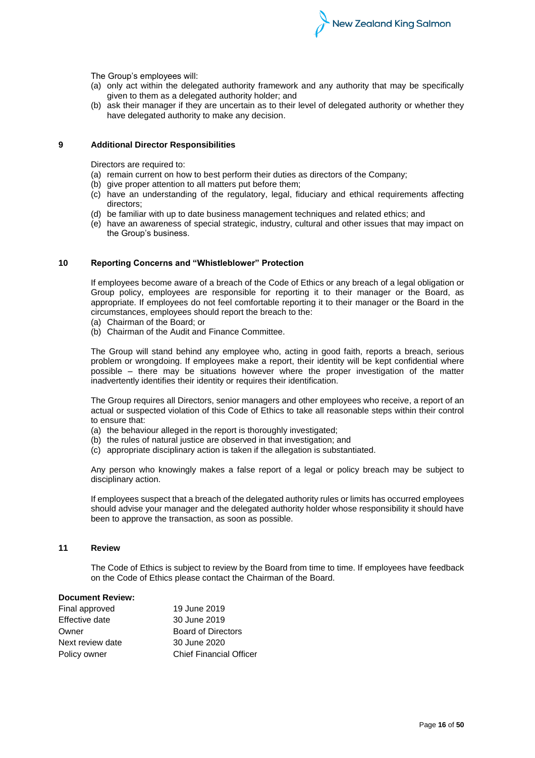The Group's employees will:

(a) only act within the delegated authority framework and any authority that may be specifically given to them as a delegated authority holder; and
(b) ask their manager if they are uncertain as to their level of delegated authority or whether they have delegated authority to make any decision.

## 9 Additional Director Responsibilities

Directors are required to:

(a) remain current on how to best perform their duties as directors of the Company;
(b) give proper attention to all matters put before them;
(c) have an understanding of the regulatory, legal, fiduciary and ethical requirements affecting directors;
(d) be familiar with up to date business management techniques and related ethics; and
(e) have an awareness of special strategic, industry, cultural and other issues that may impact on the Group's business.

## 10 Reporting Concerns and "Whistleblower" Protection

If employees become aware of a breach of the Code of Ethics or any breach of a legal obligation or Group policy, employees are responsible for reporting it to their manager or the Board, as appropriate. If employees do not feel comfortable reporting it to their manager or the Board in the circumstances, employees should report the breach to the:

(a) Chairman of the Board; or
(b) Chairman of the Audit and Finance Committee.

The Group will stand behind any employee who, acting in good faith, reports a breach, serious problem or wrongdoing. If employees make a report, their identity will be kept confidential where possible – there may be situations however where the proper investigation of the matter inadvertently identifies their identity or requires their identification.

The Group requires all Directors, senior managers and other employees who receive, a report of an actual or suspected violation of this Code of Ethics to take all reasonable steps within their control to ensure that:

(a) the behaviour alleged in the report is thoroughly investigated;
(b) the rules of natural justice are observed in that investigation; and
(c) appropriate disciplinary action is taken if the allegation is substantiated.

Any person who knowingly makes a false report of a legal or policy breach may be subject to disciplinary action.

If employees suspect that a breach of the delegated authority rules or limits has occurred employees should advise your manager and the delegated authority holder whose responsibility it should have been to approve the transaction, as soon as possible.

## 11 Review

The Code of Ethics is subject to review by the Board from time to time. If employees have feedback on the Code of Ethics please contact the Chairman of the Board.

**Document Review:**

| | |
|---|---|
| Final approved | 19 June 2019 |
| Effective date | 30 June 2019 |
| Owner | Board of Directors |
| Next review date | 30 June 2020 |
| Policy owner | Chief Financial Officer |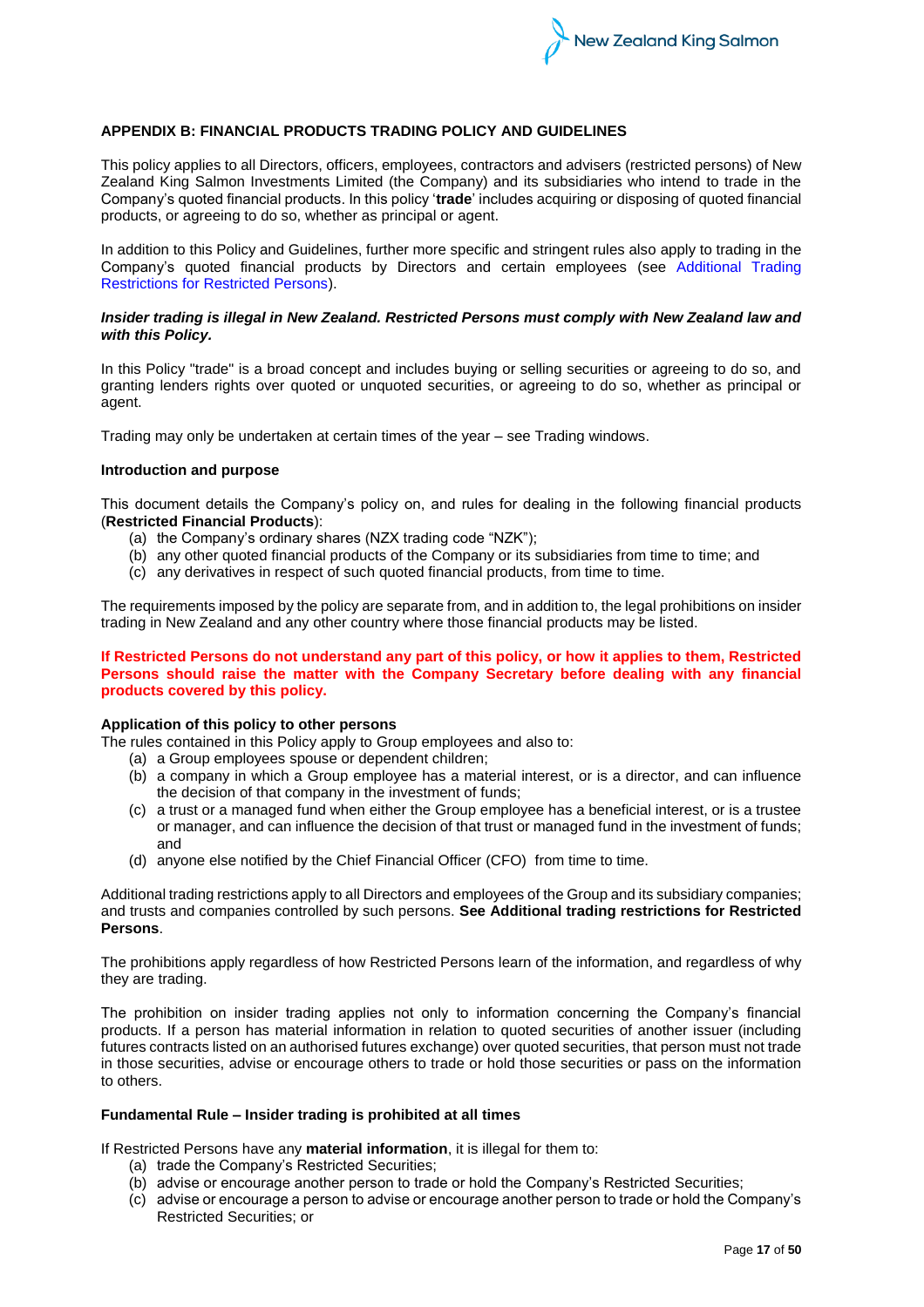## APPENDIX B: FINANCIAL PRODUCTS TRADING POLICY AND GUIDELINES

This policy applies to all Directors, officers, employees, contractors and advisers (restricted persons) of New Zealand King Salmon Investments Limited (the Company) and its subsidiaries who intend to trade in the Company's quoted financial products. In this policy '**trade**' includes acquiring or disposing of quoted financial products, or agreeing to do so, whether as principal or agent.

In addition to this Policy and Guidelines, further more specific and stringent rules also apply to trading in the Company's quoted financial products by Directors and certain employees (see Additional Trading Restrictions for Restricted Persons).

***Insider trading is illegal in New Zealand. Restricted Persons must comply with New Zealand law and with this Policy.***

In this Policy "trade" is a broad concept and includes buying or selling securities or agreeing to do so, and granting lenders rights over quoted or unquoted securities, or agreeing to do so, whether as principal or agent.

Trading may only be undertaken at certain times of the year – see Trading windows.

**Introduction and purpose**

This document details the Company's policy on, and rules for dealing in the following financial products (**Restricted Financial Products**):

(a) the Company's ordinary shares (NZX trading code "NZK");
(b) any other quoted financial products of the Company or its subsidiaries from time to time; and
(c) any derivatives in respect of such quoted financial products, from time to time.

The requirements imposed by the policy are separate from, and in addition to, the legal prohibitions on insider trading in New Zealand and any other country where those financial products may be listed.

**If Restricted Persons do not understand any part of this policy, or how it applies to them, Restricted Persons should raise the matter with the Company Secretary before dealing with any financial products covered by this policy.**

**Application of this policy to other persons**

The rules contained in this Policy apply to Group employees and also to:

(a) a Group employees spouse or dependent children;
(b) a company in which a Group employee has a material interest, or is a director, and can influence the decision of that company in the investment of funds;
(c) a trust or a managed fund when either the Group employee has a beneficial interest, or is a trustee or manager, and can influence the decision of that trust or managed fund in the investment of funds; and
(d) anyone else notified by the Chief Financial Officer (CFO) from time to time.

Additional trading restrictions apply to all Directors and employees of the Group and its subsidiary companies; and trusts and companies controlled by such persons. **See Additional trading restrictions for Restricted Persons**.

The prohibitions apply regardless of how Restricted Persons learn of the information, and regardless of why they are trading.

The prohibition on insider trading applies not only to information concerning the Company's financial products. If a person has material information in relation to quoted securities of another issuer (including futures contracts listed on an authorised futures exchange) over quoted securities, that person must not trade in those securities, advise or encourage others to trade or hold those securities or pass on the information to others.

**Fundamental Rule – Insider trading is prohibited at all times**

If Restricted Persons have any **material information**, it is illegal for them to:

(a) trade the Company's Restricted Securities;
(b) advise or encourage another person to trade or hold the Company's Restricted Securities;
(c) advise or encourage a person to advise or encourage another person to trade or hold the Company's Restricted Securities; or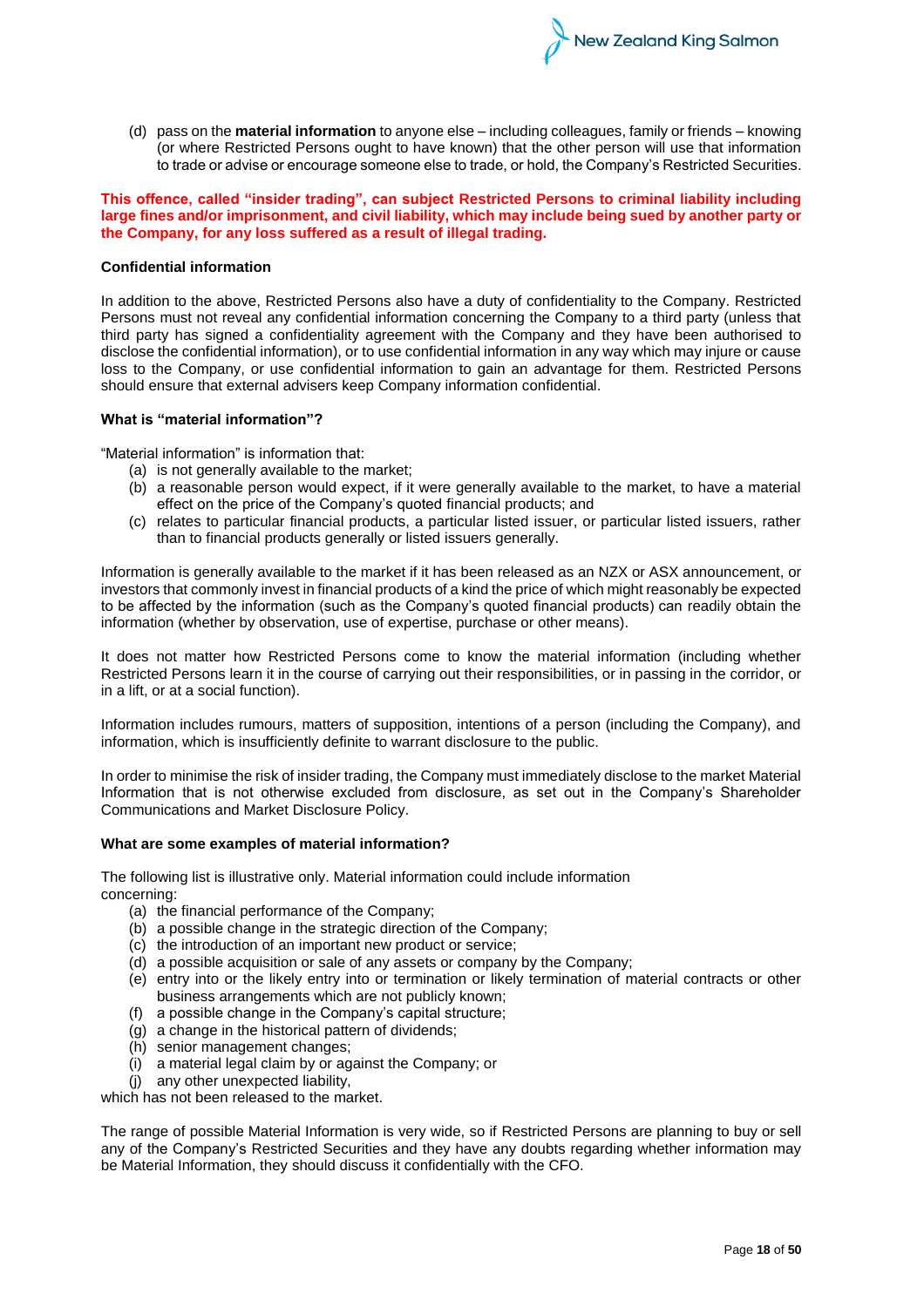(d) pass on the **material information** to anyone else – including colleagues, family or friends – knowing (or where Restricted Persons ought to have known) that the other person will use that information to trade or advise or encourage someone else to trade, or hold, the Company's Restricted Securities.

**This offence, called "insider trading", can subject Restricted Persons to criminal liability including large fines and/or imprisonment, and civil liability, which may include being sued by another party or the Company, for any loss suffered as a result of illegal trading.**

**Confidential information**

In addition to the above, Restricted Persons also have a duty of confidentiality to the Company. Restricted Persons must not reveal any confidential information concerning the Company to a third party (unless that third party has signed a confidentiality agreement with the Company and they have been authorised to disclose the confidential information), or to use confidential information in any way which may injure or cause loss to the Company, or use confidential information to gain an advantage for them. Restricted Persons should ensure that external advisers keep Company information confidential.

**What is "material information"?**

"Material information" is information that:

(a) is not generally available to the market;
(b) a reasonable person would expect, if it were generally available to the market, to have a material effect on the price of the Company's quoted financial products; and
(c) relates to particular financial products, a particular listed issuer, or particular listed issuers, rather than to financial products generally or listed issuers generally.

Information is generally available to the market if it has been released as an NZX or ASX announcement, or investors that commonly invest in financial products of a kind the price of which might reasonably be expected to be affected by the information (such as the Company's quoted financial products) can readily obtain the information (whether by observation, use of expertise, purchase or other means).

It does not matter how Restricted Persons come to know the material information (including whether Restricted Persons learn it in the course of carrying out their responsibilities, or in passing in the corridor, or in a lift, or at a social function).

Information includes rumours, matters of supposition, intentions of a person (including the Company), and information, which is insufficiently definite to warrant disclosure to the public.

In order to minimise the risk of insider trading, the Company must immediately disclose to the market Material Information that is not otherwise excluded from disclosure, as set out in the Company's Shareholder Communications and Market Disclosure Policy.

**What are some examples of material information?**

The following list is illustrative only. Material information could include information concerning:

(a) the financial performance of the Company;
(b) a possible change in the strategic direction of the Company;
(c) the introduction of an important new product or service;
(d) a possible acquisition or sale of any assets or company by the Company;
(e) entry into or the likely entry into or termination or likely termination of material contracts or other business arrangements which are not publicly known;
(f) a possible change in the Company's capital structure;
(g) a change in the historical pattern of dividends;
(h) senior management changes;
(i) a material legal claim by or against the Company; or
(j) any other unexpected liability,

which has not been released to the market.

The range of possible Material Information is very wide, so if Restricted Persons are planning to buy or sell any of the Company's Restricted Securities and they have any doubts regarding whether information may be Material Information, they should discuss it confidentially with the CFO.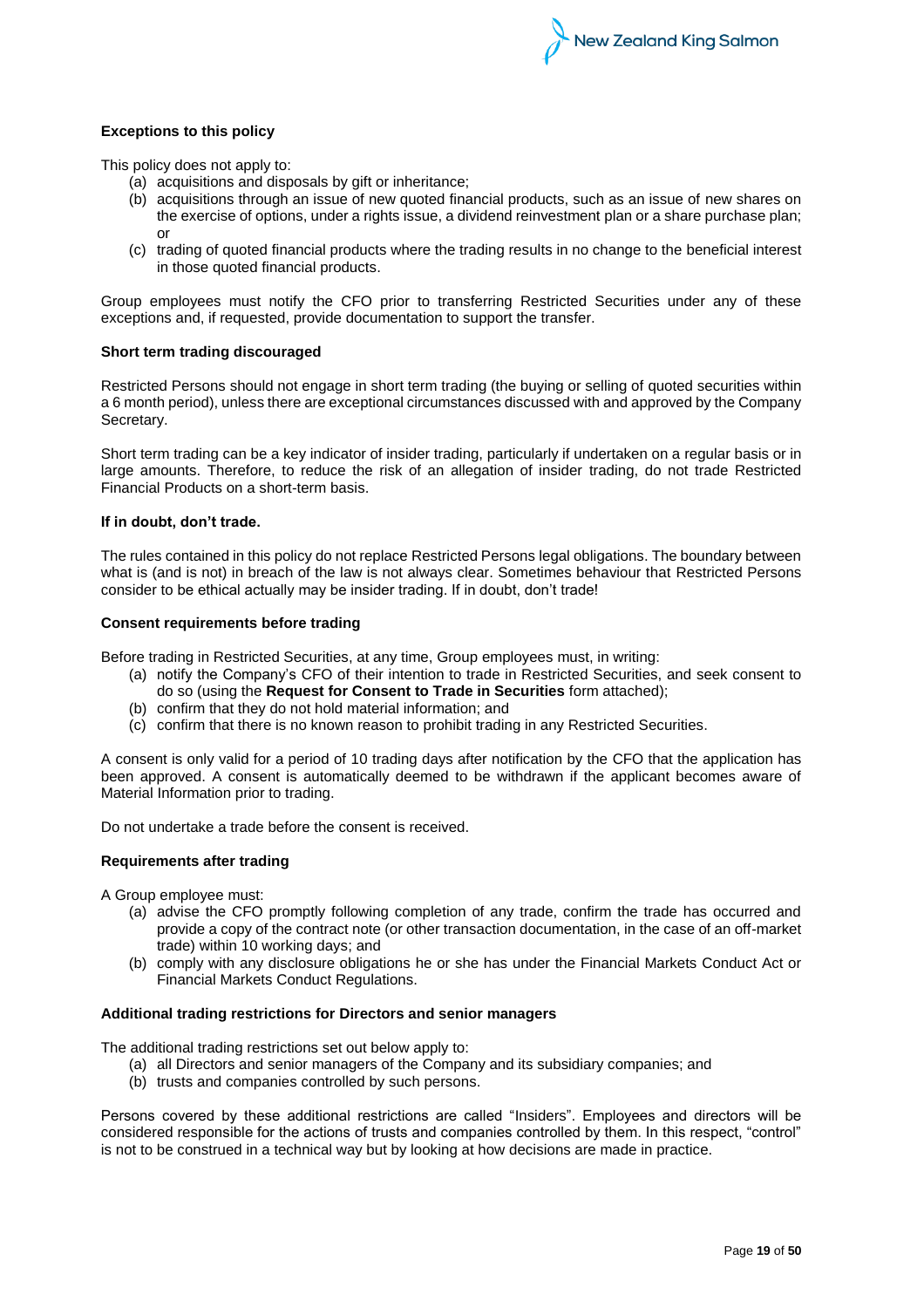### Exceptions to this policy

This policy does not apply to:

(a) acquisitions and disposals by gift or inheritance;
(b) acquisitions through an issue of new quoted financial products, such as an issue of new shares on the exercise of options, under a rights issue, a dividend reinvestment plan or a share purchase plan; or
(c) trading of quoted financial products where the trading results in no change to the beneficial interest in those quoted financial products.

Group employees must notify the CFO prior to transferring Restricted Securities under any of these exceptions and, if requested, provide documentation to support the transfer.

### Short term trading discouraged

Restricted Persons should not engage in short term trading (the buying or selling of quoted securities within a 6 month period), unless there are exceptional circumstances discussed with and approved by the Company Secretary.

Short term trading can be a key indicator of insider trading, particularly if undertaken on a regular basis or in large amounts. Therefore, to reduce the risk of an allegation of insider trading, do not trade Restricted Financial Products on a short-term basis.

### If in doubt, don't trade.

The rules contained in this policy do not replace Restricted Persons legal obligations. The boundary between what is (and is not) in breach of the law is not always clear. Sometimes behaviour that Restricted Persons consider to be ethical actually may be insider trading. If in doubt, don't trade!

### Consent requirements before trading

Before trading in Restricted Securities, at any time, Group employees must, in writing:

(a) notify the Company's CFO of their intention to trade in Restricted Securities, and seek consent to do so (using the **Request for Consent to Trade in Securities** form attached);
(b) confirm that they do not hold material information; and
(c) confirm that there is no known reason to prohibit trading in any Restricted Securities.

A consent is only valid for a period of 10 trading days after notification by the CFO that the application has been approved. A consent is automatically deemed to be withdrawn if the applicant becomes aware of Material Information prior to trading.

Do not undertake a trade before the consent is received.

### Requirements after trading

A Group employee must:

(a) advise the CFO promptly following completion of any trade, confirm the trade has occurred and provide a copy of the contract note (or other transaction documentation, in the case of an off-market trade) within 10 working days; and
(b) comply with any disclosure obligations he or she has under the Financial Markets Conduct Act or Financial Markets Conduct Regulations.

### Additional trading restrictions for Directors and senior managers

The additional trading restrictions set out below apply to:

(a) all Directors and senior managers of the Company and its subsidiary companies; and
(b) trusts and companies controlled by such persons.

Persons covered by these additional restrictions are called "Insiders". Employees and directors will be considered responsible for the actions of trusts and companies controlled by them. In this respect, "control" is not to be construed in a technical way but by looking at how decisions are made in practice.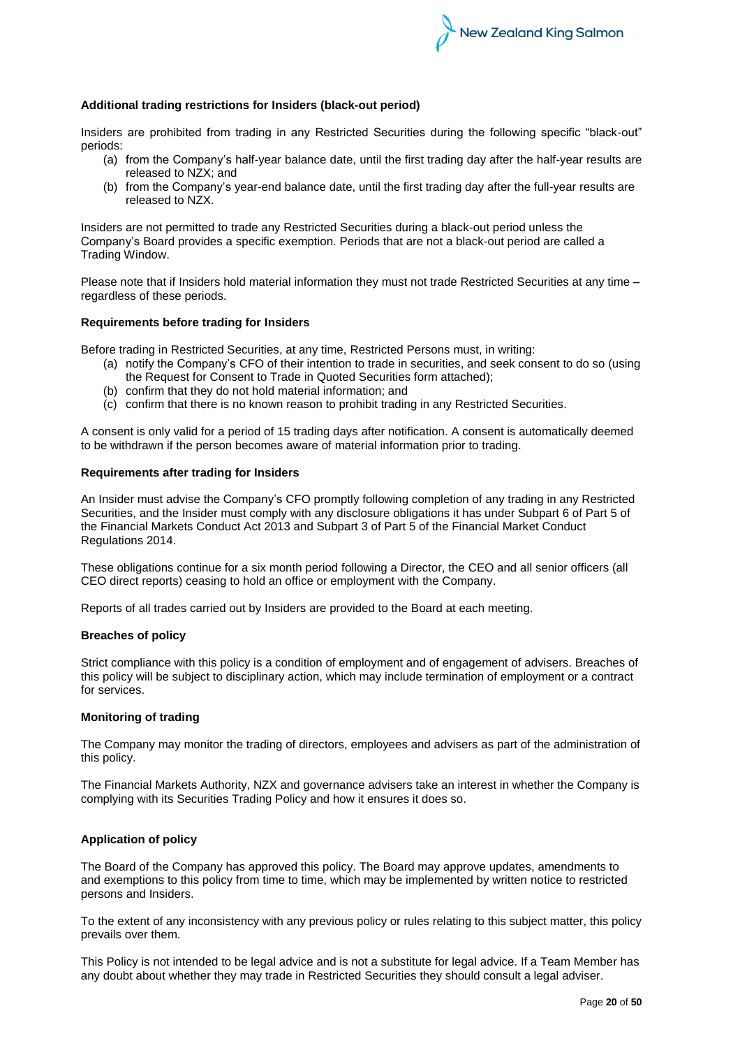**Additional trading restrictions for Insiders (black-out period)**

Insiders are prohibited from trading in any Restricted Securities during the following specific "black-out" periods:

(a) from the Company's half-year balance date, until the first trading day after the half-year results are released to NZX; and
(b) from the Company's year-end balance date, until the first trading day after the full-year results are released to NZX.

Insiders are not permitted to trade any Restricted Securities during a black-out period unless the Company's Board provides a specific exemption. Periods that are not a black-out period are called a Trading Window.

Please note that if Insiders hold material information they must not trade Restricted Securities at any time – regardless of these periods.

**Requirements before trading for Insiders**

Before trading in Restricted Securities, at any time, Restricted Persons must, in writing:

(a) notify the Company's CFO of their intention to trade in securities, and seek consent to do so (using the Request for Consent to Trade in Quoted Securities form attached);
(b) confirm that they do not hold material information; and
(c) confirm that there is no known reason to prohibit trading in any Restricted Securities.

A consent is only valid for a period of 15 trading days after notification. A consent is automatically deemed to be withdrawn if the person becomes aware of material information prior to trading.

**Requirements after trading for Insiders**

An Insider must advise the Company's CFO promptly following completion of any trading in any Restricted Securities, and the Insider must comply with any disclosure obligations it has under Subpart 6 of Part 5 of the Financial Markets Conduct Act 2013 and Subpart 3 of Part 5 of the Financial Market Conduct Regulations 2014.

These obligations continue for a six month period following a Director, the CEO and all senior officers (all CEO direct reports) ceasing to hold an office or employment with the Company.

Reports of all trades carried out by Insiders are provided to the Board at each meeting.

**Breaches of policy**

Strict compliance with this policy is a condition of employment and of engagement of advisers. Breaches of this policy will be subject to disciplinary action, which may include termination of employment or a contract for services.

**Monitoring of trading**

The Company may monitor the trading of directors, employees and advisers as part of the administration of this policy.

The Financial Markets Authority, NZX and governance advisers take an interest in whether the Company is complying with its Securities Trading Policy and how it ensures it does so.

**Application of policy**

The Board of the Company has approved this policy. The Board may approve updates, amendments to and exemptions to this policy from time to time, which may be implemented by written notice to restricted persons and Insiders.

To the extent of any inconsistency with any previous policy or rules relating to this subject matter, this policy prevails over them.

This Policy is not intended to be legal advice and is not a substitute for legal advice. If a Team Member has any doubt about whether they may trade in Restricted Securities they should consult a legal adviser.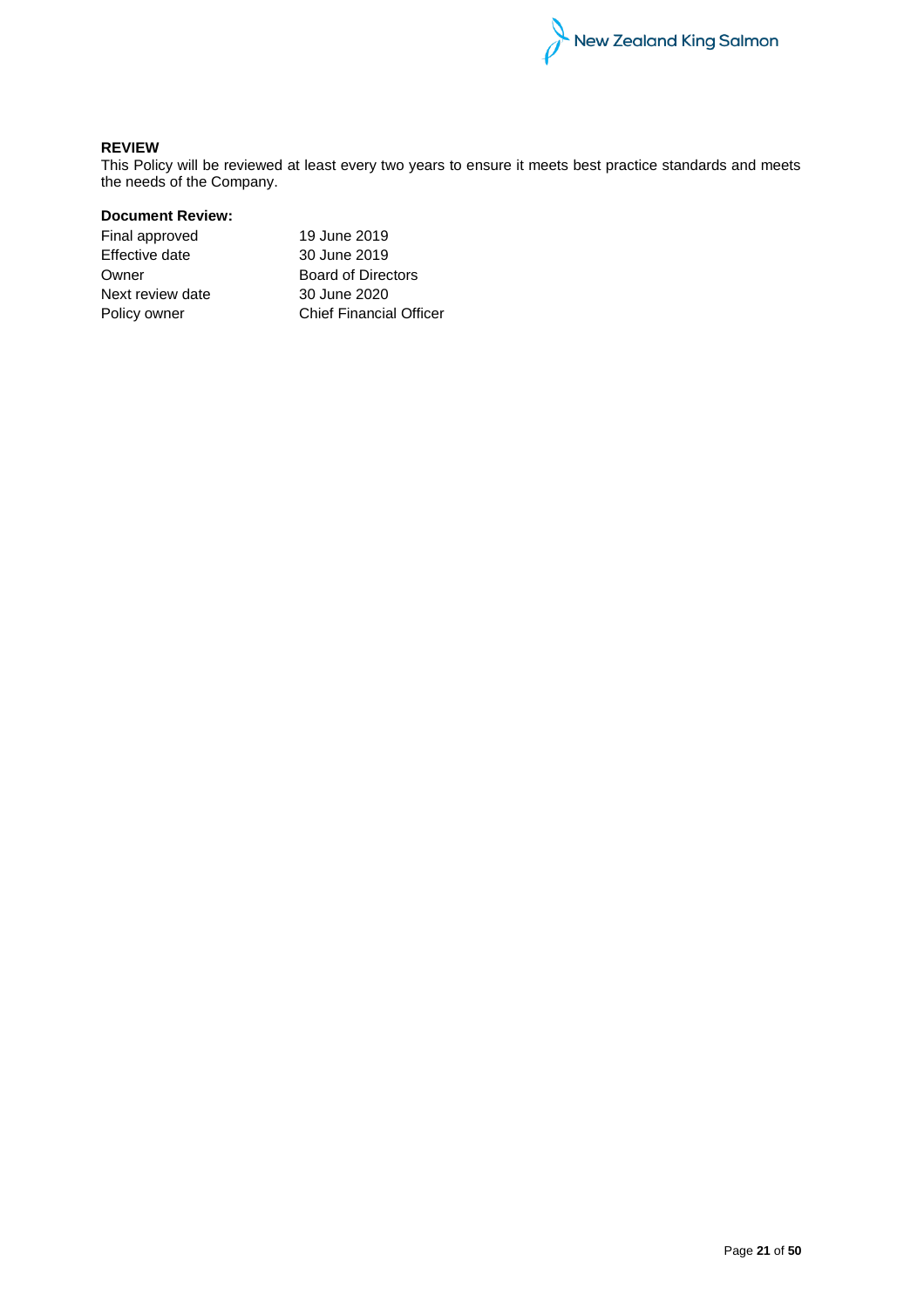### REVIEW

This Policy will be reviewed at least every two years to ensure it meets best practice standards and meets the needs of the Company.

**Document Review:**

| | |
|---|---|
| Final approved | 19 June 2019 |
| Effective date | 30 June 2019 |
| Owner | Board of Directors |
| Next review date | 30 June 2020 |
| Policy owner | Chief Financial Officer |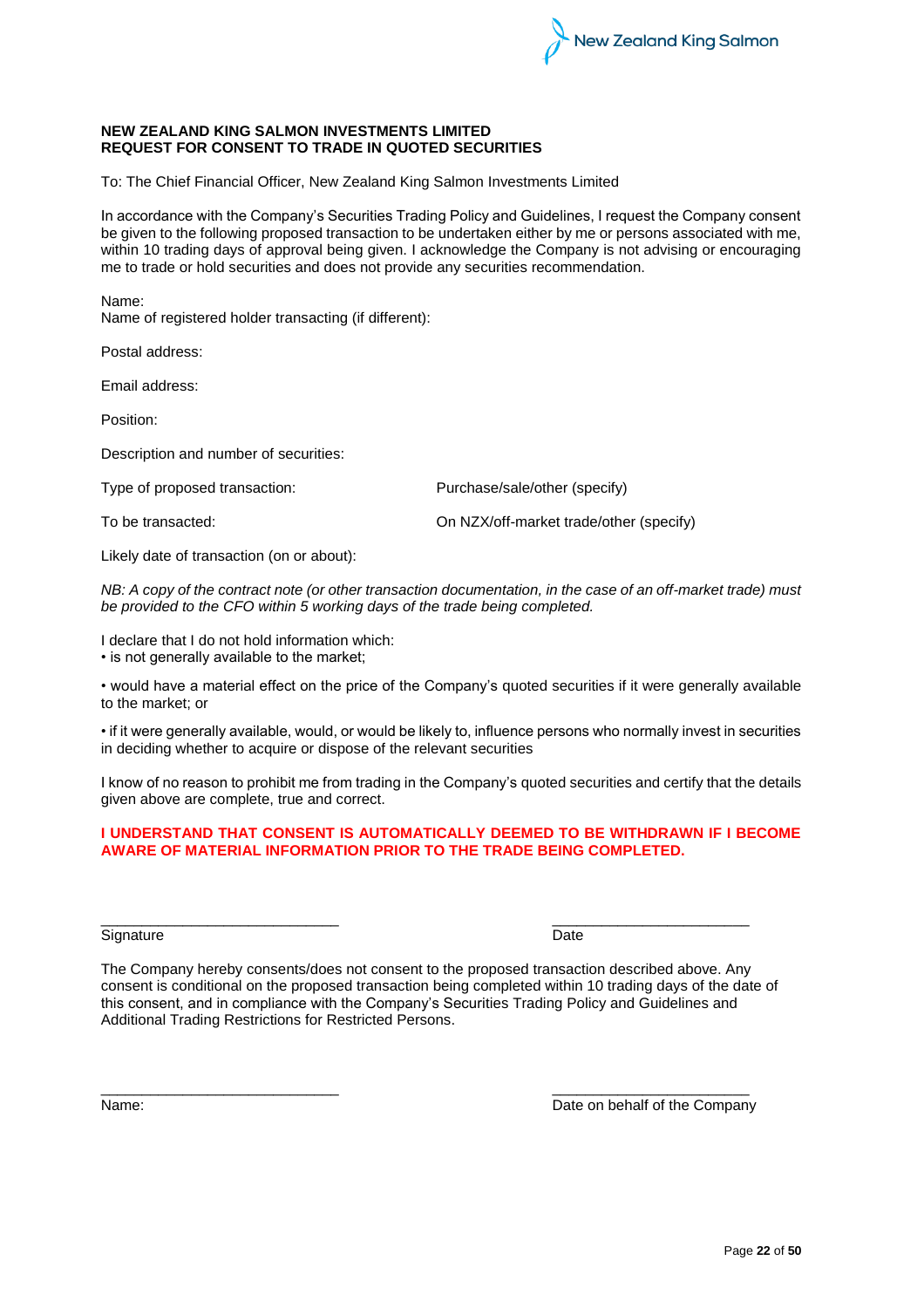**NEW ZEALAND KING SALMON INVESTMENTS LIMITED**
**REQUEST FOR CONSENT TO TRADE IN QUOTED SECURITIES**

To: The Chief Financial Officer, New Zealand King Salmon Investments Limited

In accordance with the Company's Securities Trading Policy and Guidelines, I request the Company consent be given to the following proposed transaction to be undertaken either by me or persons associated with me, within 10 trading days of approval being given. I acknowledge the Company is not advising or encouraging me to trade or hold securities and does not provide any securities recommendation.

Name:
Name of registered holder transacting (if different):

Postal address:

Email address:

Position:

Description and number of securities:

Type of proposed transaction: Purchase/sale/other (specify)

To be transacted: On NZX/off-market trade/other (specify)

Likely date of transaction (on or about):

*NB: A copy of the contract note (or other transaction documentation, in the case of an off-market trade) must be provided to the CFO within 5 working days of the trade being completed.*

I declare that I do not hold information which:

- is not generally available to the market;
- would have a material effect on the price of the Company's quoted securities if it were generally available to the market; or
- if it were generally available, would, or would be likely to, influence persons who normally invest in securities in deciding whether to acquire or dispose of the relevant securities

I know of no reason to prohibit me from trading in the Company's quoted securities and certify that the details given above are complete, true and correct.

**I UNDERSTAND THAT CONSENT IS AUTOMATICALLY DEEMED TO BE WITHDRAWN IF I BECOME AWARE OF MATERIAL INFORMATION PRIOR TO THE TRADE BEING COMPLETED.**

\_\_\_\_\_\_\_\_\_\_\_\_\_\_\_\_\_\_\_\_\_\_\_\_\_\_\_\_\_ \_\_\_\_\_\_\_\_\_\_\_\_\_\_\_\_\_\_\_\_\_\_\_\_
Signature Date

The Company hereby consents/does not consent to the proposed transaction described above. Any consent is conditional on the proposed transaction being completed within 10 trading days of the date of this consent, and in compliance with the Company's Securities Trading Policy and Guidelines and Additional Trading Restrictions for Restricted Persons.

\_\_\_\_\_\_\_\_\_\_\_\_\_\_\_\_\_\_\_\_\_\_\_\_\_\_\_\_\_ \_\_\_\_\_\_\_\_\_\_\_\_\_\_\_\_\_\_\_\_\_\_\_\_
Name: Date on behalf of the Company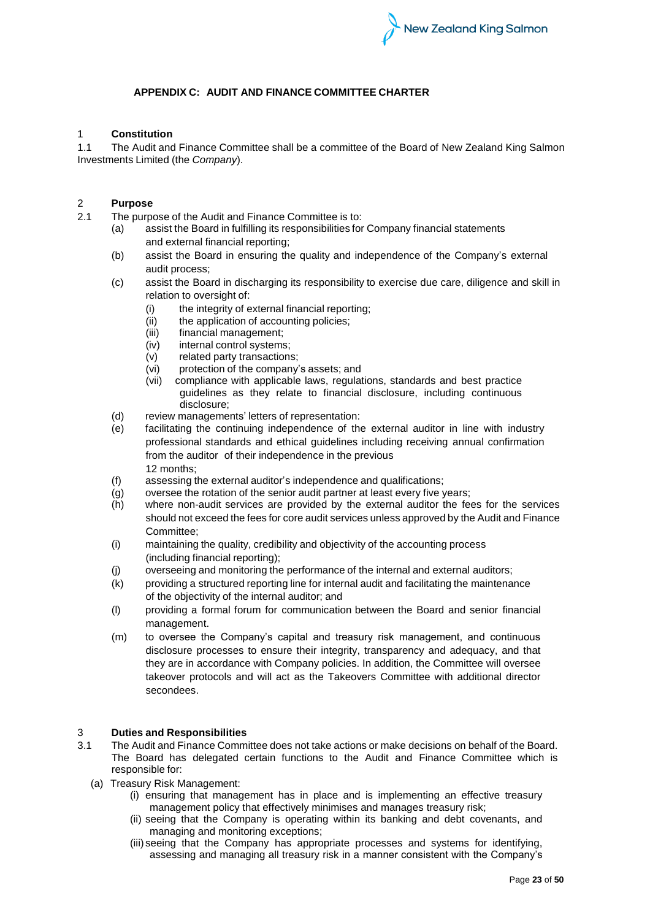## APPENDIX C: AUDIT AND FINANCE COMMITTEE CHARTER

### 1 Constitution

1.1 The Audit and Finance Committee shall be a committee of the Board of New Zealand King Salmon Investments Limited (the *Company*).

### 2 Purpose

2.1 The purpose of the Audit and Finance Committee is to:

(a) assist the Board in fulfilling its responsibilities for Company financial statements and external financial reporting;

(b) assist the Board in ensuring the quality and independence of the Company's external audit process;

(c) assist the Board in discharging its responsibility to exercise due care, diligence and skill in relation to oversight of:

  (i) the integrity of external financial reporting;

  (ii) the application of accounting policies;

  (iii) financial management;

  (iv) internal control systems;

  (v) related party transactions;

  (vi) protection of the company's assets; and

  (vii) compliance with applicable laws, regulations, standards and best practice guidelines as they relate to financial disclosure, including continuous disclosure;

(d) review managements' letters of representation:

(e) facilitating the continuing independence of the external auditor in line with industry professional standards and ethical guidelines including receiving annual confirmation from the auditor of their independence in the previous 12 months;

(f) assessing the external auditor's independence and qualifications;

(g) oversee the rotation of the senior audit partner at least every five years;

(h) where non-audit services are provided by the external auditor the fees for the services should not exceed the fees for core audit services unless approved by the Audit and Finance Committee;

(i) maintaining the quality, credibility and objectivity of the accounting process (including financial reporting);

(j) overseeing and monitoring the performance of the internal and external auditors;

(k) providing a structured reporting line for internal audit and facilitating the maintenance of the objectivity of the internal auditor; and

(l) providing a formal forum for communication between the Board and senior financial management.

(m) to oversee the Company's capital and treasury risk management, and continuous disclosure processes to ensure their integrity, transparency and adequacy, and that they are in accordance with Company policies. In addition, the Committee will oversee takeover protocols and will act as the Takeovers Committee with additional director secondees.

### 3 Duties and Responsibilities

3.1 The Audit and Finance Committee does not take actions or make decisions on behalf of the Board. The Board has delegated certain functions to the Audit and Finance Committee which is responsible for:

(a) Treasury Risk Management:

  (i) ensuring that management has in place and is implementing an effective treasury management policy that effectively minimises and manages treasury risk;

  (ii) seeing that the Company is operating within its banking and debt covenants, and managing and monitoring exceptions;

  (iii) seeing that the Company has appropriate processes and systems for identifying, assessing and managing all treasury risk in a manner consistent with the Company's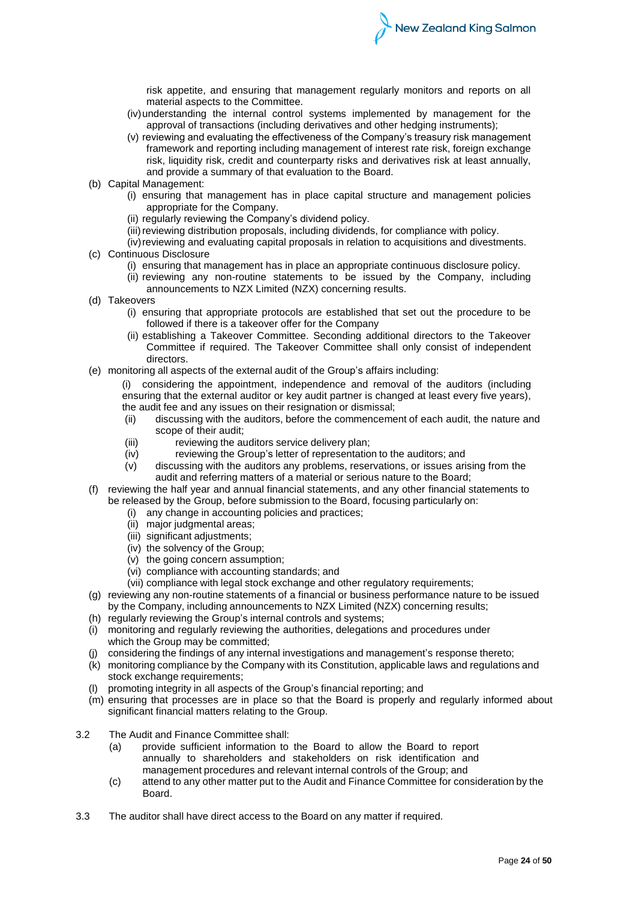risk appetite, and ensuring that management regularly monitors and reports on all material aspects to the Committee.

(iv) understanding the internal control systems implemented by management for the approval of transactions (including derivatives and other hedging instruments);

(v) reviewing and evaluating the effectiveness of the Company's treasury risk management framework and reporting including management of interest rate risk, foreign exchange risk, liquidity risk, credit and counterparty risks and derivatives risk at least annually, and provide a summary of that evaluation to the Board.

(b) Capital Management:

(i) ensuring that management has in place capital structure and management policies appropriate for the Company.

(ii) regularly reviewing the Company's dividend policy.

(iii) reviewing distribution proposals, including dividends, for compliance with policy.

(iv) reviewing and evaluating capital proposals in relation to acquisitions and divestments.

(c) Continuous Disclosure

(i) ensuring that management has in place an appropriate continuous disclosure policy.

(ii) reviewing any non-routine statements to be issued by the Company, including announcements to NZX Limited (NZX) concerning results.

(d) Takeovers

(i) ensuring that appropriate protocols are established that set out the procedure to be followed if there is a takeover offer for the Company

(ii) establishing a Takeover Committee. Seconding additional directors to the Takeover Committee if required. The Takeover Committee shall only consist of independent directors.

(e) monitoring all aspects of the external audit of the Group's affairs including:

(i) considering the appointment, independence and removal of the auditors (including ensuring that the external auditor or key audit partner is changed at least every five years), the audit fee and any issues on their resignation or dismissal;

(ii) discussing with the auditors, before the commencement of each audit, the nature and scope of their audit;

(iii) reviewing the auditors service delivery plan;

(iv) reviewing the Group's letter of representation to the auditors; and

(v) discussing with the auditors any problems, reservations, or issues arising from the audit and referring matters of a material or serious nature to the Board;

(f) reviewing the half year and annual financial statements, and any other financial statements to be released by the Group, before submission to the Board, focusing particularly on:

(i) any change in accounting policies and practices;

(ii) major judgmental areas;

(iii) significant adjustments;

(iv) the solvency of the Group;

(v) the going concern assumption;

(vi) compliance with accounting standards; and

(vii) compliance with legal stock exchange and other regulatory requirements;

(g) reviewing any non-routine statements of a financial or business performance nature to be issued by the Company, including announcements to NZX Limited (NZX) concerning results;

(h) regularly reviewing the Group's internal controls and systems;

(i) monitoring and regularly reviewing the authorities, delegations and procedures under which the Group may be committed;

(j) considering the findings of any internal investigations and management's response thereto;

(k) monitoring compliance by the Company with its Constitution, applicable laws and regulations and stock exchange requirements;

(l) promoting integrity in all aspects of the Group's financial reporting; and

(m) ensuring that processes are in place so that the Board is properly and regularly informed about significant financial matters relating to the Group.

3.2 The Audit and Finance Committee shall:

(a) provide sufficient information to the Board to allow the Board to report annually to shareholders and stakeholders on risk identification and management procedures and relevant internal controls of the Group; and

(c) attend to any other matter put to the Audit and Finance Committee for consideration by the Board.

3.3 The auditor shall have direct access to the Board on any matter if required.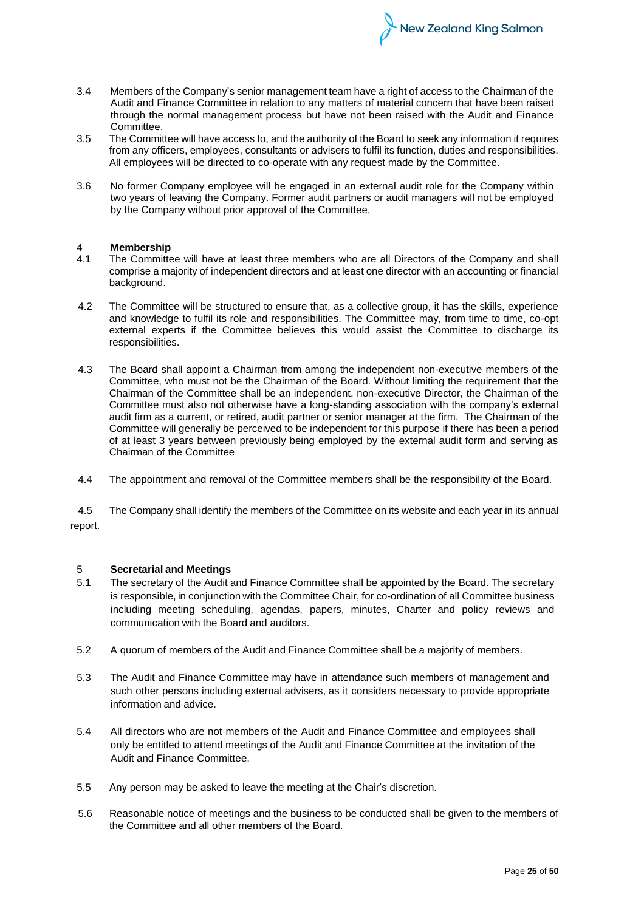3.4 Members of the Company's senior management team have a right of access to the Chairman of the Audit and Finance Committee in relation to any matters of material concern that have been raised through the normal management process but have not been raised with the Audit and Finance Committee.

3.5 The Committee will have access to, and the authority of the Board to seek any information it requires from any officers, employees, consultants or advisers to fulfil its function, duties and responsibilities. All employees will be directed to co-operate with any request made by the Committee.

3.6 No former Company employee will be engaged in an external audit role for the Company within two years of leaving the Company. Former audit partners or audit managers will not be employed by the Company without prior approval of the Committee.

## 4 Membership

4.1 The Committee will have at least three members who are all Directors of the Company and shall comprise a majority of independent directors and at least one director with an accounting or financial background.

4.2 The Committee will be structured to ensure that, as a collective group, it has the skills, experience and knowledge to fulfil its role and responsibilities. The Committee may, from time to time, co-opt external experts if the Committee believes this would assist the Committee to discharge its responsibilities.

4.3 The Board shall appoint a Chairman from among the independent non-executive members of the Committee, who must not be the Chairman of the Board. Without limiting the requirement that the Chairman of the Committee shall be an independent, non-executive Director, the Chairman of the Committee must also not otherwise have a long-standing association with the company's external audit firm as a current, or retired, audit partner or senior manager at the firm. The Chairman of the Committee will generally be perceived to be independent for this purpose if there has been a period of at least 3 years between previously being employed by the external audit form and serving as Chairman of the Committee

4.4 The appointment and removal of the Committee members shall be the responsibility of the Board.

4.5 The Company shall identify the members of the Committee on its website and each year in its annual report.

## 5 Secretarial and Meetings

5.1 The secretary of the Audit and Finance Committee shall be appointed by the Board. The secretary is responsible, in conjunction with the Committee Chair, for co-ordination of all Committee business including meeting scheduling, agendas, papers, minutes, Charter and policy reviews and communication with the Board and auditors.

5.2 A quorum of members of the Audit and Finance Committee shall be a majority of members.

5.3 The Audit and Finance Committee may have in attendance such members of management and such other persons including external advisers, as it considers necessary to provide appropriate information and advice.

5.4 All directors who are not members of the Audit and Finance Committee and employees shall only be entitled to attend meetings of the Audit and Finance Committee at the invitation of the Audit and Finance Committee.

5.5 Any person may be asked to leave the meeting at the Chair's discretion.

5.6 Reasonable notice of meetings and the business to be conducted shall be given to the members of the Committee and all other members of the Board.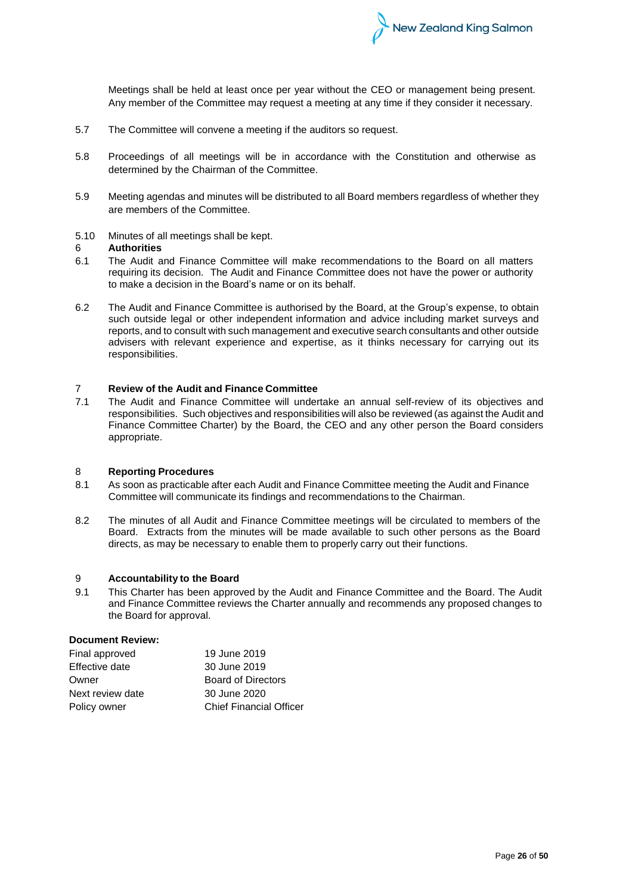Meetings shall be held at least once per year without the CEO or management being present. Any member of the Committee may request a meeting at any time if they consider it necessary.

5.7 The Committee will convene a meeting if the auditors so request.

5.8 Proceedings of all meetings will be in accordance with the Constitution and otherwise as determined by the Chairman of the Committee.

5.9 Meeting agendas and minutes will be distributed to all Board members regardless of whether they are members of the Committee.

5.10 Minutes of all meetings shall be kept.

## 6 Authorities

6.1 The Audit and Finance Committee will make recommendations to the Board on all matters requiring its decision. The Audit and Finance Committee does not have the power or authority to make a decision in the Board's name or on its behalf.

6.2 The Audit and Finance Committee is authorised by the Board, at the Group's expense, to obtain such outside legal or other independent information and advice including market surveys and reports, and to consult with such management and executive search consultants and other outside advisers with relevant experience and expertise, as it thinks necessary for carrying out its responsibilities.

## 7 Review of the Audit and Finance Committee

7.1 The Audit and Finance Committee will undertake an annual self-review of its objectives and responsibilities. Such objectives and responsibilities will also be reviewed (as against the Audit and Finance Committee Charter) by the Board, the CEO and any other person the Board considers appropriate.

## 8 Reporting Procedures

8.1 As soon as practicable after each Audit and Finance Committee meeting the Audit and Finance Committee will communicate its findings and recommendations to the Chairman.

8.2 The minutes of all Audit and Finance Committee meetings will be circulated to members of the Board. Extracts from the minutes will be made available to such other persons as the Board directs, as may be necessary to enable them to properly carry out their functions.

## 9 Accountability to the Board

9.1 This Charter has been approved by the Audit and Finance Committee and the Board. The Audit and Finance Committee reviews the Charter annually and recommends any proposed changes to the Board for approval.

**Document Review:**

| | |
|---|---|
| Final approved | 19 June 2019 |
| Effective date | 30 June 2019 |
| Owner | Board of Directors |
| Next review date | 30 June 2020 |
| Policy owner | Chief Financial Officer |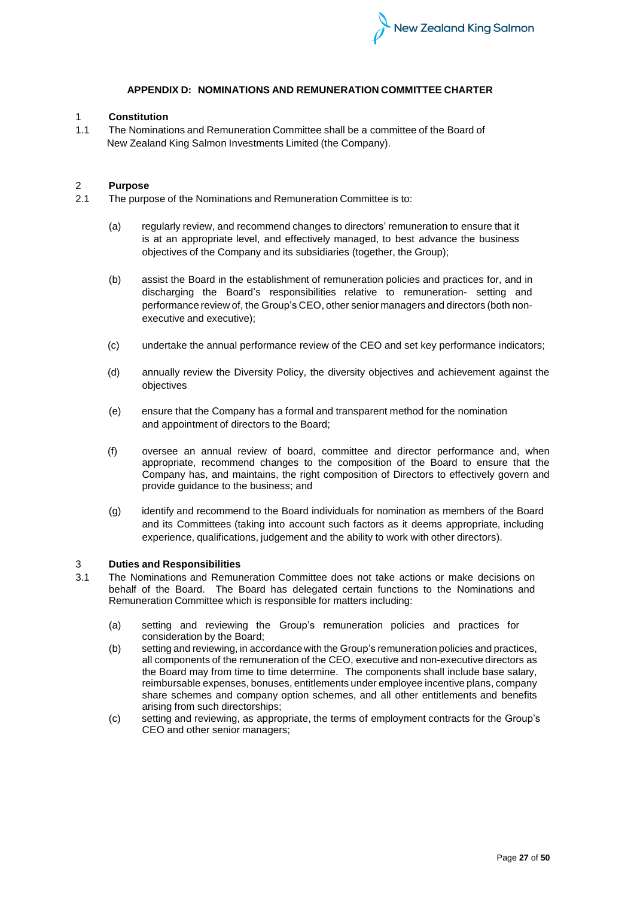## APPENDIX D: NOMINATIONS AND REMUNERATION COMMITTEE CHARTER

### 1 Constitution

1.1 The Nominations and Remuneration Committee shall be a committee of the Board of New Zealand King Salmon Investments Limited (the Company).

### 2 Purpose

2.1 The purpose of the Nominations and Remuneration Committee is to:

(a) regularly review, and recommend changes to directors' remuneration to ensure that it is at an appropriate level, and effectively managed, to best advance the business objectives of the Company and its subsidiaries (together, the Group);

(b) assist the Board in the establishment of remuneration policies and practices for, and in discharging the Board's responsibilities relative to remuneration- setting and performance review of, the Group's CEO, other senior managers and directors (both non-executive and executive);

(c) undertake the annual performance review of the CEO and set key performance indicators;

(d) annually review the Diversity Policy, the diversity objectives and achievement against the objectives

(e) ensure that the Company has a formal and transparent method for the nomination and appointment of directors to the Board;

(f) oversee an annual review of board, committee and director performance and, when appropriate, recommend changes to the composition of the Board to ensure that the Company has, and maintains, the right composition of Directors to effectively govern and provide guidance to the business; and

(g) identify and recommend to the Board individuals for nomination as members of the Board and its Committees (taking into account such factors as it deems appropriate, including experience, qualifications, judgement and the ability to work with other directors).

### 3 Duties and Responsibilities

3.1 The Nominations and Remuneration Committee does not take actions or make decisions on behalf of the Board. The Board has delegated certain functions to the Nominations and Remuneration Committee which is responsible for matters including:

(a) setting and reviewing the Group's remuneration policies and practices for consideration by the Board;

(b) setting and reviewing, in accordance with the Group's remuneration policies and practices, all components of the remuneration of the CEO, executive and non-executive directors as the Board may from time to time determine. The components shall include base salary, reimbursable expenses, bonuses, entitlements under employee incentive plans, company share schemes and company option schemes, and all other entitlements and benefits arising from such directorships;

(c) setting and reviewing, as appropriate, the terms of employment contracts for the Group's CEO and other senior managers;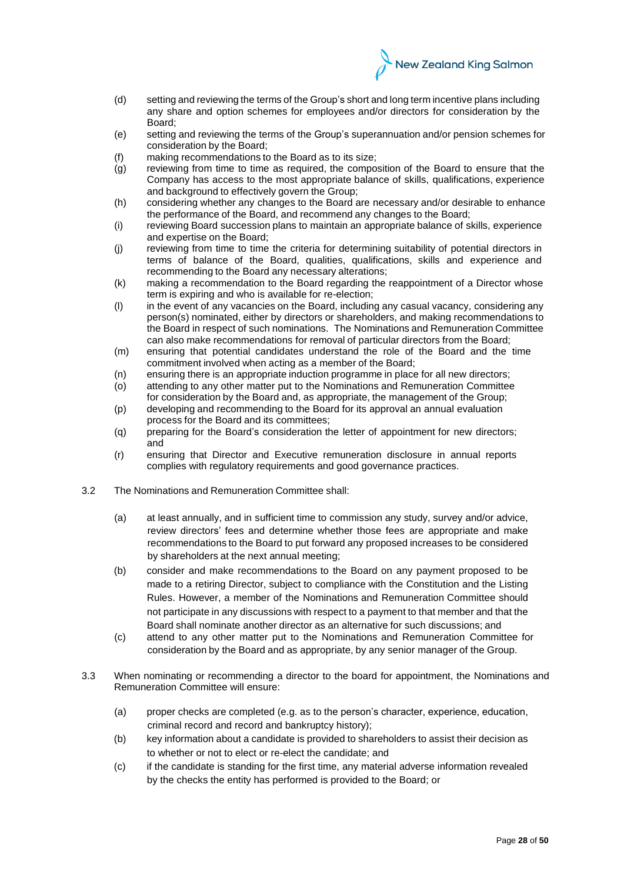(d) setting and reviewing the terms of the Group's short and long term incentive plans including any share and option schemes for employees and/or directors for consideration by the Board;

(e) setting and reviewing the terms of the Group's superannuation and/or pension schemes for consideration by the Board;

(f) making recommendations to the Board as to its size;

(g) reviewing from time to time as required, the composition of the Board to ensure that the Company has access to the most appropriate balance of skills, qualifications, experience and background to effectively govern the Group;

(h) considering whether any changes to the Board are necessary and/or desirable to enhance the performance of the Board, and recommend any changes to the Board;

(i) reviewing Board succession plans to maintain an appropriate balance of skills, experience and expertise on the Board;

(j) reviewing from time to time the criteria for determining suitability of potential directors in terms of balance of the Board, qualities, qualifications, skills and experience and recommending to the Board any necessary alterations;

(k) making a recommendation to the Board regarding the reappointment of a Director whose term is expiring and who is available for re-election;

(l) in the event of any vacancies on the Board, including any casual vacancy, considering any person(s) nominated, either by directors or shareholders, and making recommendations to the Board in respect of such nominations. The Nominations and Remuneration Committee can also make recommendations for removal of particular directors from the Board;

(m) ensuring that potential candidates understand the role of the Board and the time commitment involved when acting as a member of the Board;

(n) ensuring there is an appropriate induction programme in place for all new directors;

(o) attending to any other matter put to the Nominations and Remuneration Committee for consideration by the Board and, as appropriate, the management of the Group;

(p) developing and recommending to the Board for its approval an annual evaluation process for the Board and its committees;

(q) preparing for the Board's consideration the letter of appointment for new directors; and

(r) ensuring that Director and Executive remuneration disclosure in annual reports complies with regulatory requirements and good governance practices.

3.2 The Nominations and Remuneration Committee shall:

(a) at least annually, and in sufficient time to commission any study, survey and/or advice, review directors' fees and determine whether those fees are appropriate and make recommendations to the Board to put forward any proposed increases to be considered by shareholders at the next annual meeting;

(b) consider and make recommendations to the Board on any payment proposed to be made to a retiring Director, subject to compliance with the Constitution and the Listing Rules. However, a member of the Nominations and Remuneration Committee should not participate in any discussions with respect to a payment to that member and that the Board shall nominate another director as an alternative for such discussions; and

(c) attend to any other matter put to the Nominations and Remuneration Committee for consideration by the Board and as appropriate, by any senior manager of the Group.

3.3 When nominating or recommending a director to the board for appointment, the Nominations and Remuneration Committee will ensure:

(a) proper checks are completed (e.g. as to the person's character, experience, education, criminal record and record and bankruptcy history);

(b) key information about a candidate is provided to shareholders to assist their decision as to whether or not to elect or re-elect the candidate; and

(c) if the candidate is standing for the first time, any material adverse information revealed by the checks the entity has performed is provided to the Board; or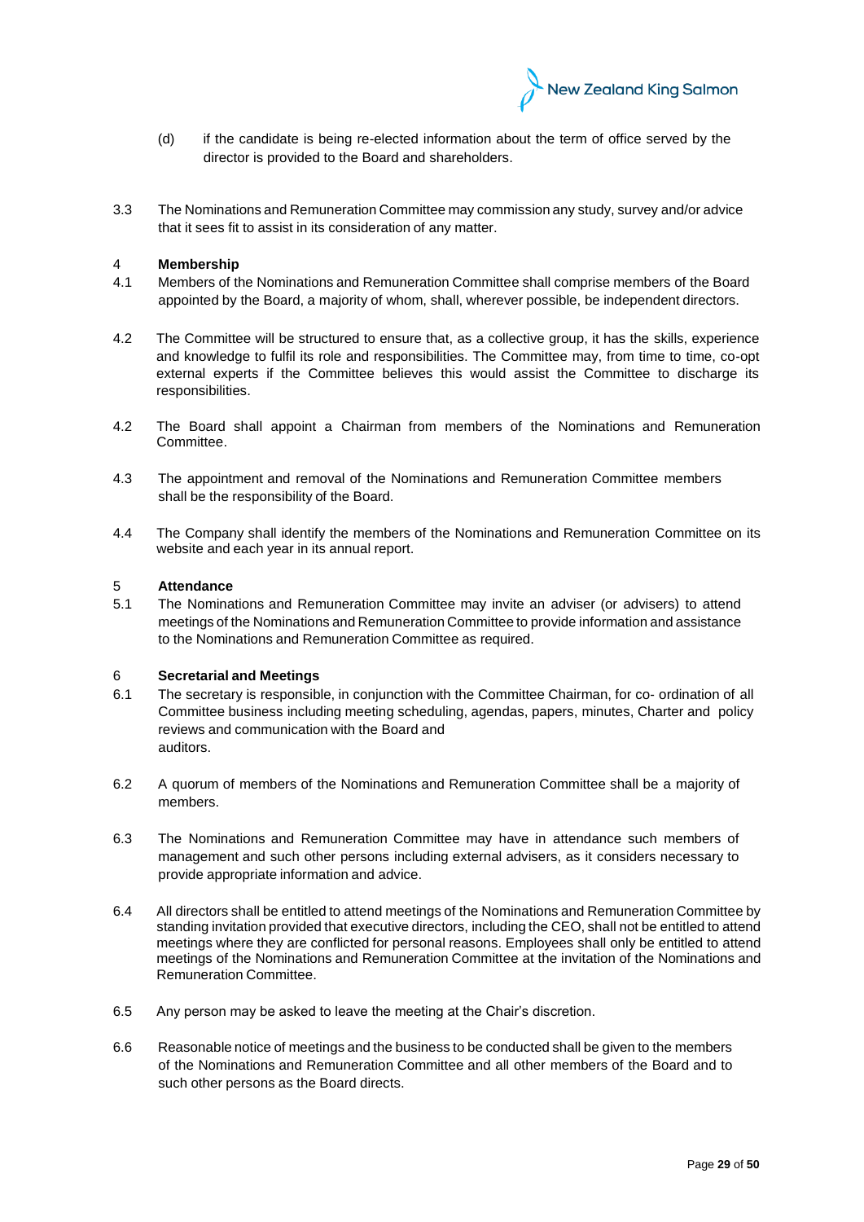(d) if the candidate is being re-elected information about the term of office served by the director is provided to the Board and shareholders.

3.3 The Nominations and Remuneration Committee may commission any study, survey and/or advice that it sees fit to assist in its consideration of any matter.

**4 Membership**

4.1 Members of the Nominations and Remuneration Committee shall comprise members of the Board appointed by the Board, a majority of whom, shall, wherever possible, be independent directors.

4.2 The Committee will be structured to ensure that, as a collective group, it has the skills, experience and knowledge to fulfil its role and responsibilities. The Committee may, from time to time, co-opt external experts if the Committee believes this would assist the Committee to discharge its responsibilities.

4.2 The Board shall appoint a Chairman from members of the Nominations and Remuneration Committee.

4.3 The appointment and removal of the Nominations and Remuneration Committee members shall be the responsibility of the Board.

4.4 The Company shall identify the members of the Nominations and Remuneration Committee on its website and each year in its annual report.

**5 Attendance**

5.1 The Nominations and Remuneration Committee may invite an adviser (or advisers) to attend meetings of the Nominations and Remuneration Committee to provide information and assistance to the Nominations and Remuneration Committee as required.

**6 Secretarial and Meetings**

6.1 The secretary is responsible, in conjunction with the Committee Chairman, for co- ordination of all Committee business including meeting scheduling, agendas, papers, minutes, Charter and policy reviews and communication with the Board and auditors.

6.2 A quorum of members of the Nominations and Remuneration Committee shall be a majority of members.

6.3 The Nominations and Remuneration Committee may have in attendance such members of management and such other persons including external advisers, as it considers necessary to provide appropriate information and advice.

6.4 All directors shall be entitled to attend meetings of the Nominations and Remuneration Committee by standing invitation provided that executive directors, including the CEO, shall not be entitled to attend meetings where they are conflicted for personal reasons. Employees shall only be entitled to attend meetings of the Nominations and Remuneration Committee at the invitation of the Nominations and Remuneration Committee.

6.5 Any person may be asked to leave the meeting at the Chair's discretion.

6.6 Reasonable notice of meetings and the business to be conducted shall be given to the members of the Nominations and Remuneration Committee and all other members of the Board and to such other persons as the Board directs.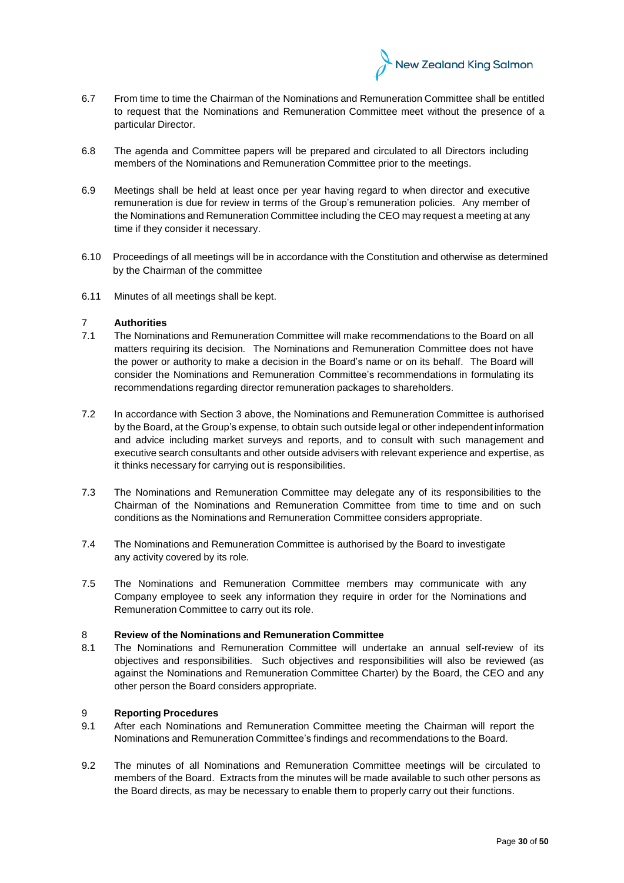6.7 From time to time the Chairman of the Nominations and Remuneration Committee shall be entitled to request that the Nominations and Remuneration Committee meet without the presence of a particular Director.

6.8 The agenda and Committee papers will be prepared and circulated to all Directors including members of the Nominations and Remuneration Committee prior to the meetings.

6.9 Meetings shall be held at least once per year having regard to when director and executive remuneration is due for review in terms of the Group's remuneration policies. Any member of the Nominations and Remuneration Committee including the CEO may request a meeting at any time if they consider it necessary.

6.10 Proceedings of all meetings will be in accordance with the Constitution and otherwise as determined by the Chairman of the committee

6.11 Minutes of all meetings shall be kept.

## 7 Authorities

7.1 The Nominations and Remuneration Committee will make recommendations to the Board on all matters requiring its decision. The Nominations and Remuneration Committee does not have the power or authority to make a decision in the Board's name or on its behalf. The Board will consider the Nominations and Remuneration Committee's recommendations in formulating its recommendations regarding director remuneration packages to shareholders.

7.2 In accordance with Section 3 above, the Nominations and Remuneration Committee is authorised by the Board, at the Group's expense, to obtain such outside legal or other independent information and advice including market surveys and reports, and to consult with such management and executive search consultants and other outside advisers with relevant experience and expertise, as it thinks necessary for carrying out is responsibilities.

7.3 The Nominations and Remuneration Committee may delegate any of its responsibilities to the Chairman of the Nominations and Remuneration Committee from time to time and on such conditions as the Nominations and Remuneration Committee considers appropriate.

7.4 The Nominations and Remuneration Committee is authorised by the Board to investigate any activity covered by its role.

7.5 The Nominations and Remuneration Committee members may communicate with any Company employee to seek any information they require in order for the Nominations and Remuneration Committee to carry out its role.

## 8 Review of the Nominations and Remuneration Committee

8.1 The Nominations and Remuneration Committee will undertake an annual self-review of its objectives and responsibilities. Such objectives and responsibilities will also be reviewed (as against the Nominations and Remuneration Committee Charter) by the Board, the CEO and any other person the Board considers appropriate.

## 9 Reporting Procedures

9.1 After each Nominations and Remuneration Committee meeting the Chairman will report the Nominations and Remuneration Committee's findings and recommendations to the Board.

9.2 The minutes of all Nominations and Remuneration Committee meetings will be circulated to members of the Board. Extracts from the minutes will be made available to such other persons as the Board directs, as may be necessary to enable them to properly carry out their functions.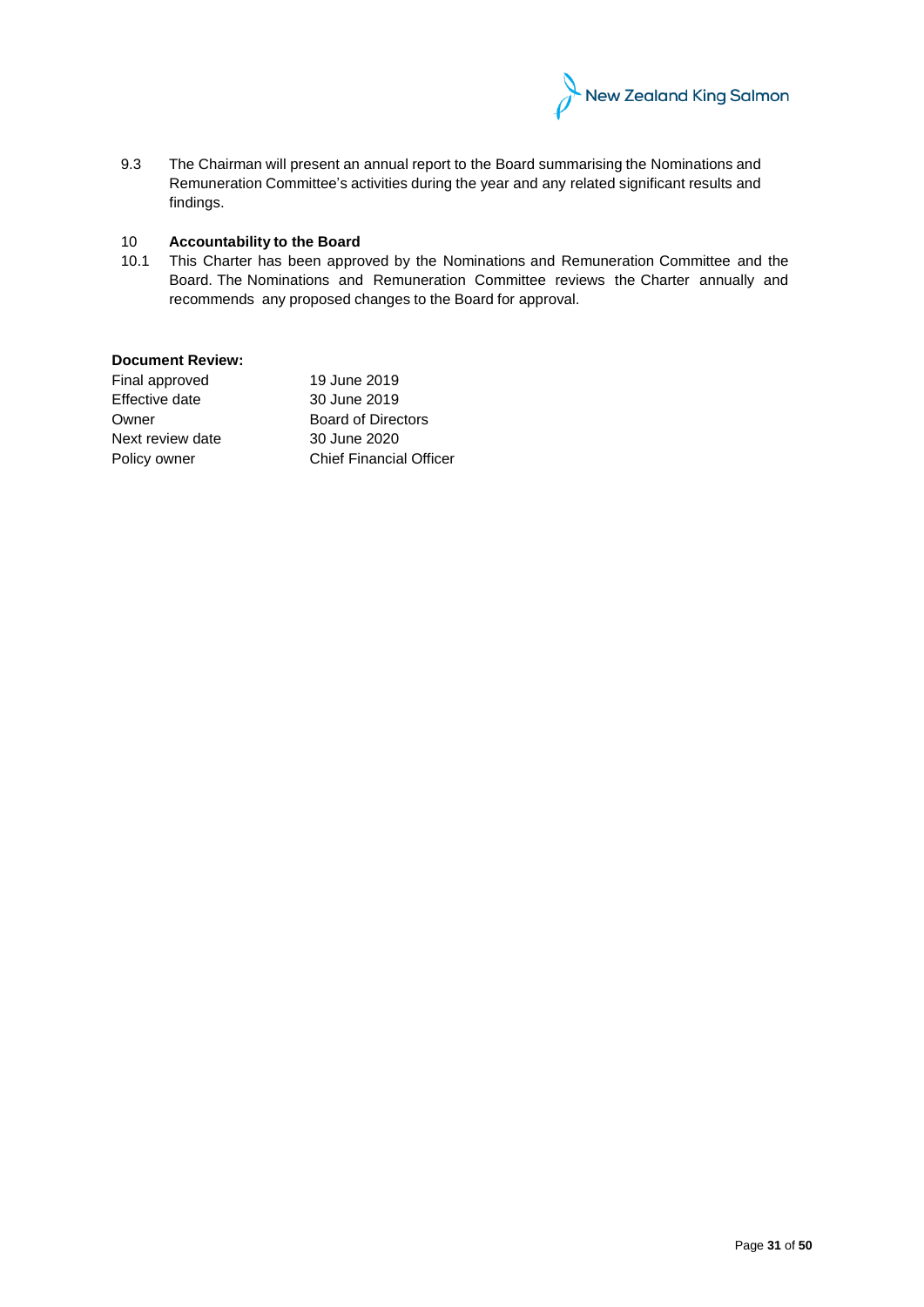9.3 The Chairman will present an annual report to the Board summarising the Nominations and Remuneration Committee's activities during the year and any related significant results and findings.

**10 Accountability to the Board**

10.1 This Charter has been approved by the Nominations and Remuneration Committee and the Board. The Nominations and Remuneration Committee reviews the Charter annually and recommends any proposed changes to the Board for approval.

**Document Review:**

| | |
|---|---|
| Final approved | 19 June 2019 |
| Effective date | 30 June 2019 |
| Owner | Board of Directors |
| Next review date | 30 June 2020 |
| Policy owner | Chief Financial Officer |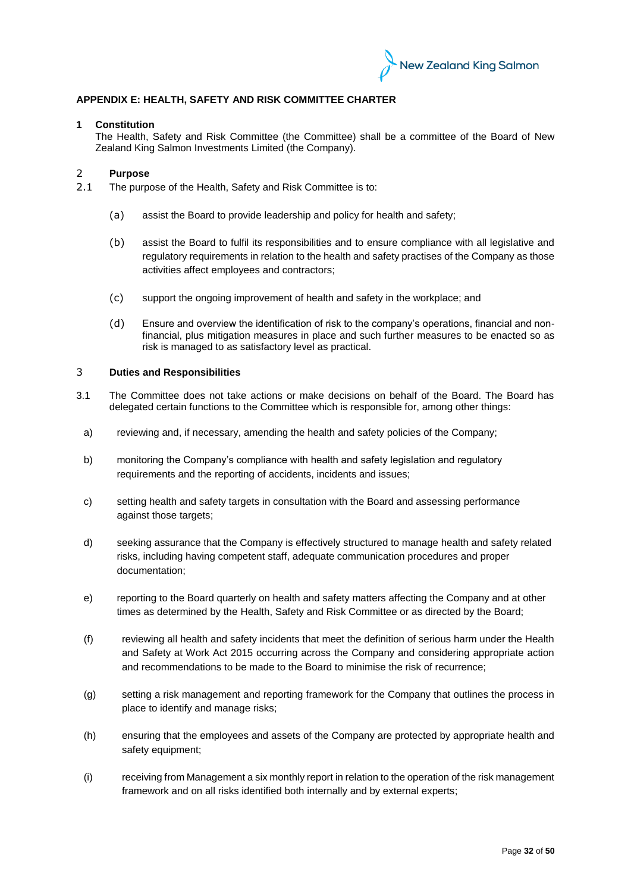## APPENDIX E: HEALTH, SAFETY AND RISK COMMITTEE CHARTER

**1 Constitution**

The Health, Safety and Risk Committee (the Committee) shall be a committee of the Board of New Zealand King Salmon Investments Limited (the Company).

**2 Purpose**

2.1 The purpose of the Health, Safety and Risk Committee is to:

(a) assist the Board to provide leadership and policy for health and safety;

(b) assist the Board to fulfil its responsibilities and to ensure compliance with all legislative and regulatory requirements in relation to the health and safety practises of the Company as those activities affect employees and contractors;

(c) support the ongoing improvement of health and safety in the workplace; and

(d) Ensure and overview the identification of risk to the company's operations, financial and non-financial, plus mitigation measures in place and such further measures to be enacted so as risk is managed to as satisfactory level as practical.

**3 Duties and Responsibilities**

3.1 The Committee does not take actions or make decisions on behalf of the Board. The Board has delegated certain functions to the Committee which is responsible for, among other things:

a) reviewing and, if necessary, amending the health and safety policies of the Company;

b) monitoring the Company's compliance with health and safety legislation and regulatory requirements and the reporting of accidents, incidents and issues;

c) setting health and safety targets in consultation with the Board and assessing performance against those targets;

d) seeking assurance that the Company is effectively structured to manage health and safety related risks, including having competent staff, adequate communication procedures and proper documentation;

e) reporting to the Board quarterly on health and safety matters affecting the Company and at other times as determined by the Health, Safety and Risk Committee or as directed by the Board;

(f) reviewing all health and safety incidents that meet the definition of serious harm under the Health and Safety at Work Act 2015 occurring across the Company and considering appropriate action and recommendations to be made to the Board to minimise the risk of recurrence;

(g) setting a risk management and reporting framework for the Company that outlines the process in place to identify and manage risks;

(h) ensuring that the employees and assets of the Company are protected by appropriate health and safety equipment;

(i) receiving from Management a six monthly report in relation to the operation of the risk management framework and on all risks identified both internally and by external experts;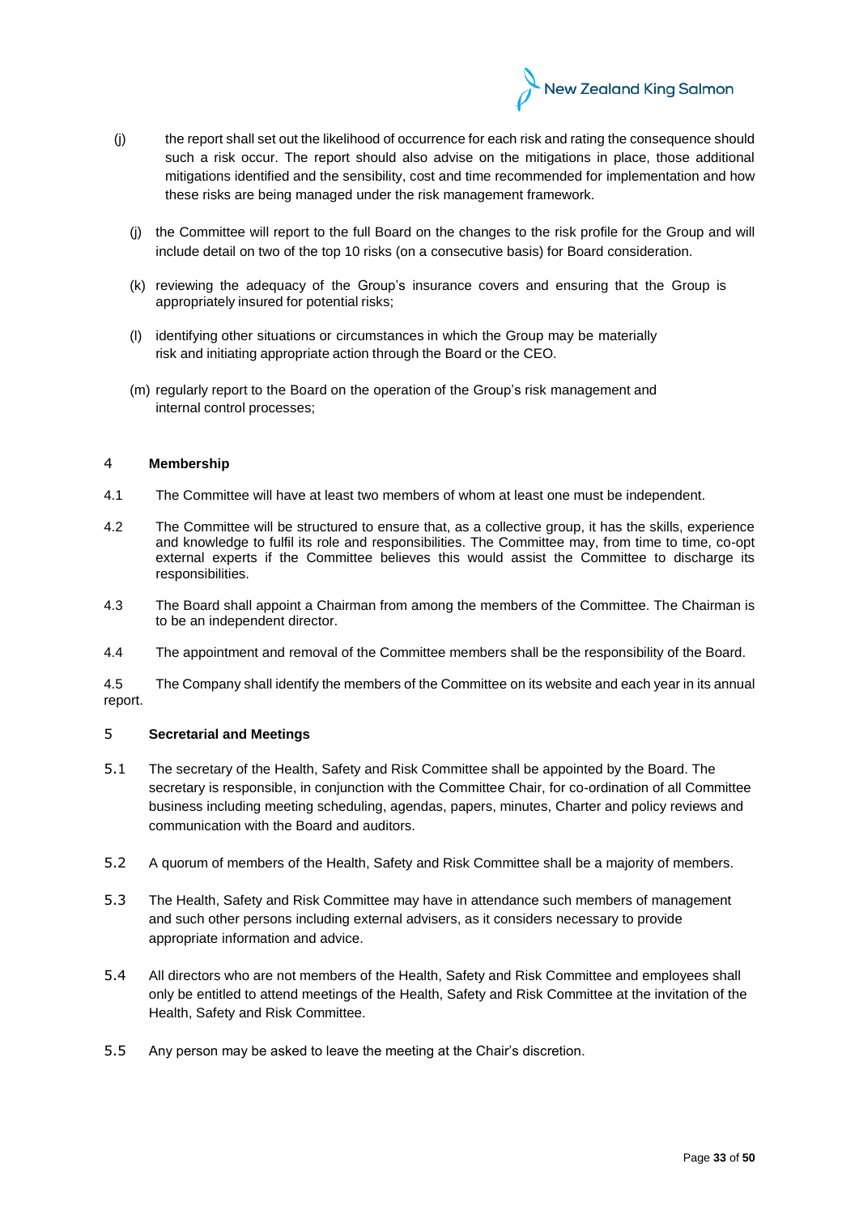(j) the report shall set out the likelihood of occurrence for each risk and rating the consequence should such a risk occur. The report should also advise on the mitigations in place, those additional mitigations identified and the sensibility, cost and time recommended for implementation and how these risks are being managed under the risk management framework.

(j) the Committee will report to the full Board on the changes to the risk profile for the Group and will include detail on two of the top 10 risks (on a consecutive basis) for Board consideration.

(k) reviewing the adequacy of the Group's insurance covers and ensuring that the Group is appropriately insured for potential risks;

(l) identifying other situations or circumstances in which the Group may be materially risk and initiating appropriate action through the Board or the CEO.

(m) regularly report to the Board on the operation of the Group's risk management and internal control processes;

## 4 Membership

4.1 The Committee will have at least two members of whom at least one must be independent.

4.2 The Committee will be structured to ensure that, as a collective group, it has the skills, experience and knowledge to fulfil its role and responsibilities. The Committee may, from time to time, co-opt external experts if the Committee believes this would assist the Committee to discharge its responsibilities.

4.3 The Board shall appoint a Chairman from among the members of the Committee. The Chairman is to be an independent director.

4.4 The appointment and removal of the Committee members shall be the responsibility of the Board.

4.5 The Company shall identify the members of the Committee on its website and each year in its annual report.

## 5 Secretarial and Meetings

5.1 The secretary of the Health, Safety and Risk Committee shall be appointed by the Board. The secretary is responsible, in conjunction with the Committee Chair, for co-ordination of all Committee business including meeting scheduling, agendas, papers, minutes, Charter and policy reviews and communication with the Board and auditors.

5.2 A quorum of members of the Health, Safety and Risk Committee shall be a majority of members.

5.3 The Health, Safety and Risk Committee may have in attendance such members of management and such other persons including external advisers, as it considers necessary to provide appropriate information and advice.

5.4 All directors who are not members of the Health, Safety and Risk Committee and employees shall only be entitled to attend meetings of the Health, Safety and Risk Committee at the invitation of the Health, Safety and Risk Committee.

5.5 Any person may be asked to leave the meeting at the Chair's discretion.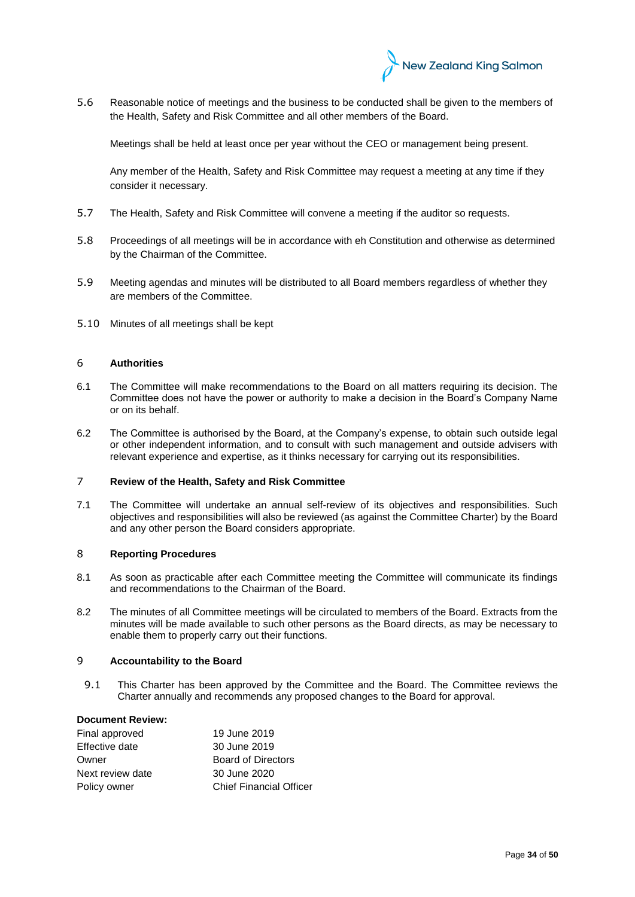5.6 Reasonable notice of meetings and the business to be conducted shall be given to the members of the Health, Safety and Risk Committee and all other members of the Board.

Meetings shall be held at least once per year without the CEO or management being present.

Any member of the Health, Safety and Risk Committee may request a meeting at any time if they consider it necessary.

5.7 The Health, Safety and Risk Committee will convene a meeting if the auditor so requests.

5.8 Proceedings of all meetings will be in accordance with eh Constitution and otherwise as determined by the Chairman of the Committee.

5.9 Meeting agendas and minutes will be distributed to all Board members regardless of whether they are members of the Committee.

5.10 Minutes of all meetings shall be kept

## 6 Authorities

6.1 The Committee will make recommendations to the Board on all matters requiring its decision. The Committee does not have the power or authority to make a decision in the Board's Company Name or on its behalf.

6.2 The Committee is authorised by the Board, at the Company's expense, to obtain such outside legal or other independent information, and to consult with such management and outside advisers with relevant experience and expertise, as it thinks necessary for carrying out its responsibilities.

## 7 Review of the Health, Safety and Risk Committee

7.1 The Committee will undertake an annual self-review of its objectives and responsibilities. Such objectives and responsibilities will also be reviewed (as against the Committee Charter) by the Board and any other person the Board considers appropriate.

## 8 Reporting Procedures

8.1 As soon as practicable after each Committee meeting the Committee will communicate its findings and recommendations to the Chairman of the Board.

8.2 The minutes of all Committee meetings will be circulated to members of the Board. Extracts from the minutes will be made available to such other persons as the Board directs, as may be necessary to enable them to properly carry out their functions.

## 9 Accountability to the Board

9.1 This Charter has been approved by the Committee and the Board. The Committee reviews the Charter annually and recommends any proposed changes to the Board for approval.

**Document Review:**

| | |
|---|---|
| Final approved | 19 June 2019 |
| Effective date | 30 June 2019 |
| Owner | Board of Directors |
| Next review date | 30 June 2020 |
| Policy owner | Chief Financial Officer |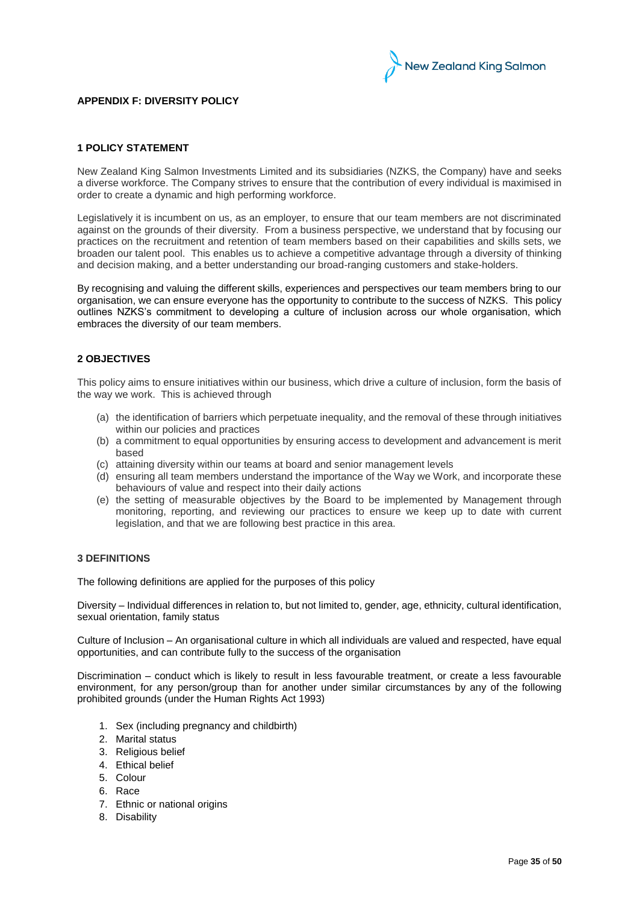## APPENDIX F: DIVERSITY POLICY

### 1 POLICY STATEMENT

New Zealand King Salmon Investments Limited and its subsidiaries (NZKS, the Company) have and seeks a diverse workforce. The Company strives to ensure that the contribution of every individual is maximised in order to create a dynamic and high performing workforce.

Legislatively it is incumbent on us, as an employer, to ensure that our team members are not discriminated against on the grounds of their diversity. From a business perspective, we understand that by focusing our practices on the recruitment and retention of team members based on their capabilities and skills sets, we broaden our talent pool. This enables us to achieve a competitive advantage through a diversity of thinking and decision making, and a better understanding our broad-ranging customers and stake-holders.

By recognising and valuing the different skills, experiences and perspectives our team members bring to our organisation, we can ensure everyone has the opportunity to contribute to the success of NZKS. This policy outlines NZKS's commitment to developing a culture of inclusion across our whole organisation, which embraces the diversity of our team members.

### 2 OBJECTIVES

This policy aims to ensure initiatives within our business, which drive a culture of inclusion, form the basis of the way we work. This is achieved through

(a) the identification of barriers which perpetuate inequality, and the removal of these through initiatives within our policies and practices
(b) a commitment to equal opportunities by ensuring access to development and advancement is merit based
(c) attaining diversity within our teams at board and senior management levels
(d) ensuring all team members understand the importance of the Way we Work, and incorporate these behaviours of value and respect into their daily actions
(e) the setting of measurable objectives by the Board to be implemented by Management through monitoring, reporting, and reviewing our practices to ensure we keep up to date with current legislation, and that we are following best practice in this area.

### 3 DEFINITIONS

The following definitions are applied for the purposes of this policy

Diversity – Individual differences in relation to, but not limited to, gender, age, ethnicity, cultural identification, sexual orientation, family status

Culture of Inclusion – An organisational culture in which all individuals are valued and respected, have equal opportunities, and can contribute fully to the success of the organisation

Discrimination – conduct which is likely to result in less favourable treatment, or create a less favourable environment, for any person/group than for another under similar circumstances by any of the following prohibited grounds (under the Human Rights Act 1993)

1. Sex (including pregnancy and childbirth)
2. Marital status
3. Religious belief
4. Ethical belief
5. Colour
6. Race
7. Ethnic or national origins
8. Disability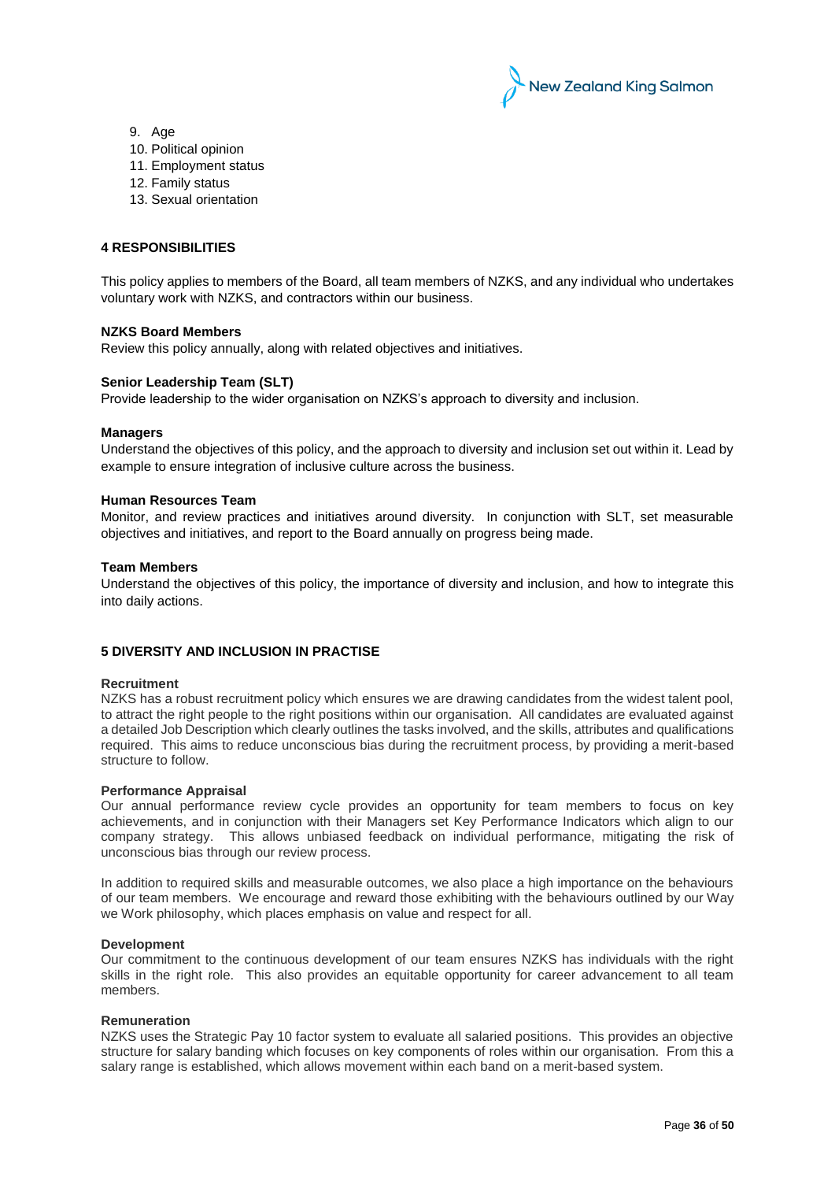9. Age
10. Political opinion
11. Employment status
12. Family status
13. Sexual orientation

## 4 RESPONSIBILITIES

This policy applies to members of the Board, all team members of NZKS, and any individual who undertakes voluntary work with NZKS, and contractors within our business.

**NZKS Board Members**
Review this policy annually, along with related objectives and initiatives.

**Senior Leadership Team (SLT)**
Provide leadership to the wider organisation on NZKS's approach to diversity and inclusion.

**Managers**
Understand the objectives of this policy, and the approach to diversity and inclusion set out within it. Lead by example to ensure integration of inclusive culture across the business.

**Human Resources Team**
Monitor, and review practices and initiatives around diversity. In conjunction with SLT, set measurable objectives and initiatives, and report to the Board annually on progress being made.

**Team Members**
Understand the objectives of this policy, the importance of diversity and inclusion, and how to integrate this into daily actions.

## 5 DIVERSITY AND INCLUSION IN PRACTISE

**Recruitment**
NZKS has a robust recruitment policy which ensures we are drawing candidates from the widest talent pool, to attract the right people to the right positions within our organisation. All candidates are evaluated against a detailed Job Description which clearly outlines the tasks involved, and the skills, attributes and qualifications required. This aims to reduce unconscious bias during the recruitment process, by providing a merit-based structure to follow.

**Performance Appraisal**
Our annual performance review cycle provides an opportunity for team members to focus on key achievements, and in conjunction with their Managers set Key Performance Indicators which align to our company strategy. This allows unbiased feedback on individual performance, mitigating the risk of unconscious bias through our review process.

In addition to required skills and measurable outcomes, we also place a high importance on the behaviours of our team members. We encourage and reward those exhibiting with the behaviours outlined by our Way we Work philosophy, which places emphasis on value and respect for all.

**Development**
Our commitment to the continuous development of our team ensures NZKS has individuals with the right skills in the right role. This also provides an equitable opportunity for career advancement to all team members.

**Remuneration**
NZKS uses the Strategic Pay 10 factor system to evaluate all salaried positions. This provides an objective structure for salary banding which focuses on key components of roles within our organisation. From this a salary range is established, which allows movement within each band on a merit-based system.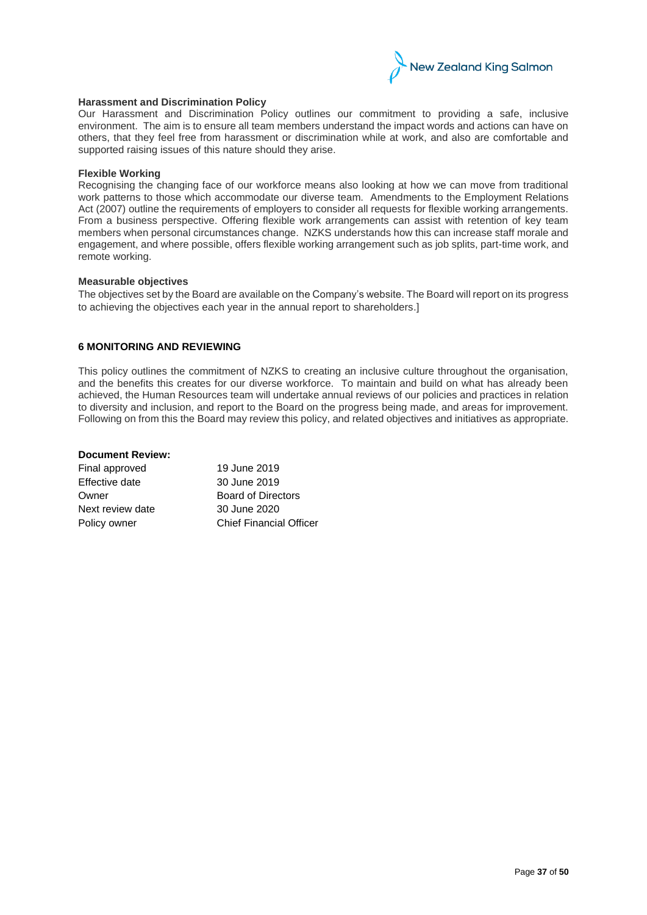**Harassment and Discrimination Policy**
Our Harassment and Discrimination Policy outlines our commitment to providing a safe, inclusive environment. The aim is to ensure all team members understand the impact words and actions can have on others, that they feel free from harassment or discrimination while at work, and also are comfortable and supported raising issues of this nature should they arise.

**Flexible Working**
Recognising the changing face of our workforce means also looking at how we can move from traditional work patterns to those which accommodate our diverse team. Amendments to the Employment Relations Act (2007) outline the requirements of employers to consider all requests for flexible working arrangements. From a business perspective. Offering flexible work arrangements can assist with retention of key team members when personal circumstances change. NZKS understands how this can increase staff morale and engagement, and where possible, offers flexible working arrangement such as job splits, part-time work, and remote working.

**Measurable objectives**
The objectives set by the Board are available on the Company's website. The Board will report on its progress to achieving the objectives each year in the annual report to shareholders.]

## 6 MONITORING AND REVIEWING

This policy outlines the commitment of NZKS to creating an inclusive culture throughout the organisation, and the benefits this creates for our diverse workforce. To maintain and build on what has already been achieved, the Human Resources team will undertake annual reviews of our policies and practices in relation to diversity and inclusion, and report to the Board on the progress being made, and areas for improvement. Following on from this the Board may review this policy, and related objectives and initiatives as appropriate.

**Document Review:**

| | |
|---|---|
| Final approved | 19 June 2019 |
| Effective date | 30 June 2019 |
| Owner | Board of Directors |
| Next review date | 30 June 2020 |
| Policy owner | Chief Financial Officer |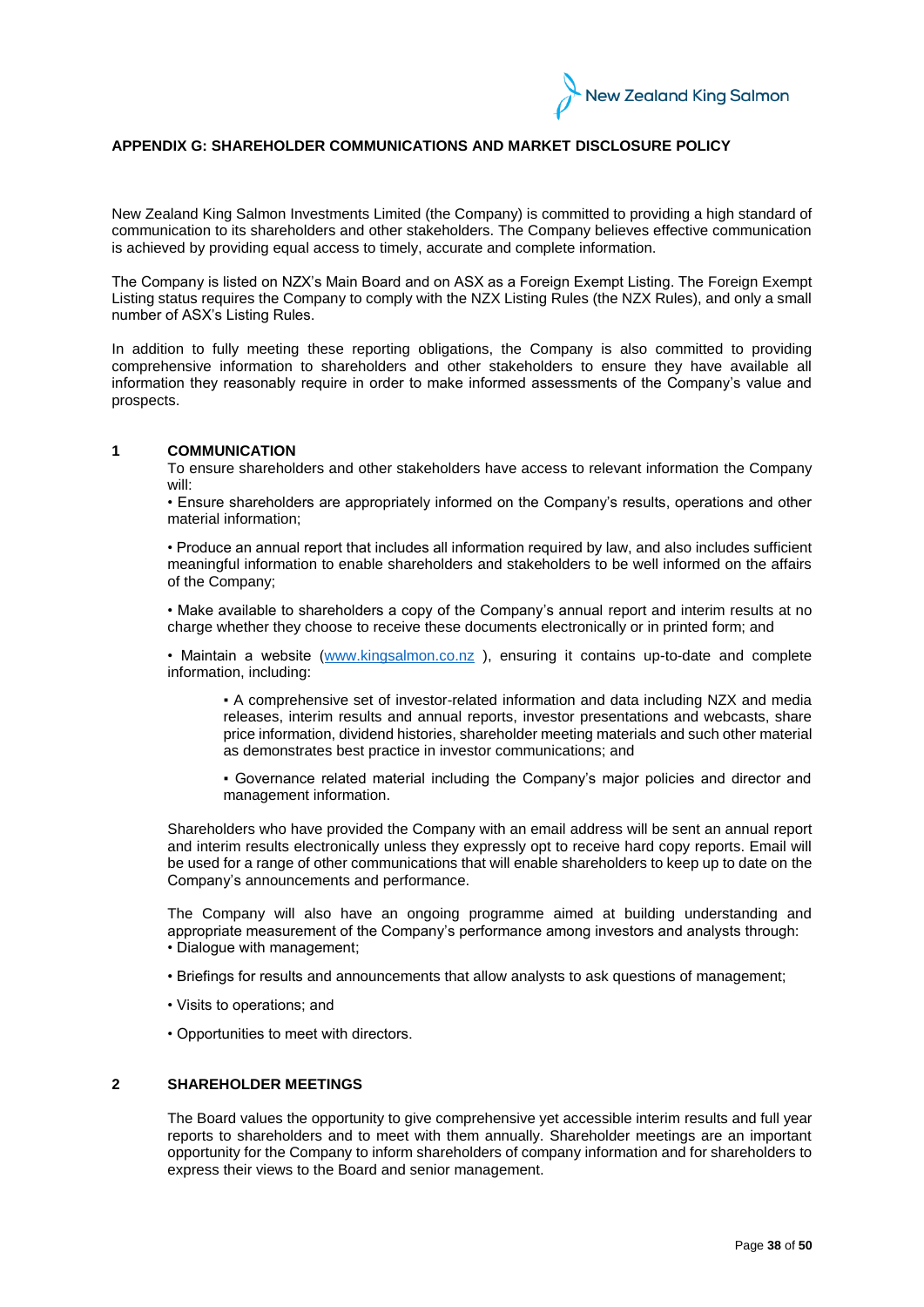## APPENDIX G: SHAREHOLDER COMMUNICATIONS AND MARKET DISCLOSURE POLICY

New Zealand King Salmon Investments Limited (the Company) is committed to providing a high standard of communication to its shareholders and other stakeholders. The Company believes effective communication is achieved by providing equal access to timely, accurate and complete information.

The Company is listed on NZX's Main Board and on ASX as a Foreign Exempt Listing. The Foreign Exempt Listing status requires the Company to comply with the NZX Listing Rules (the NZX Rules), and only a small number of ASX's Listing Rules.

In addition to fully meeting these reporting obligations, the Company is also committed to providing comprehensive information to shareholders and other stakeholders to ensure they have available all information they reasonably require in order to make informed assessments of the Company's value and prospects.

### 1 COMMUNICATION

To ensure shareholders and other stakeholders have access to relevant information the Company will:

- Ensure shareholders are appropriately informed on the Company's results, operations and other material information;
- Produce an annual report that includes all information required by law, and also includes sufficient meaningful information to enable shareholders and stakeholders to be well informed on the affairs of the Company;
- Make available to shareholders a copy of the Company's annual report and interim results at no charge whether they choose to receive these documents electronically or in printed form; and
- Maintain a website (www.kingsalmon.co.nz ), ensuring it contains up-to-date and complete information, including:
    - A comprehensive set of investor-related information and data including NZX and media releases, interim results and annual reports, investor presentations and webcasts, share price information, dividend histories, shareholder meeting materials and such other material as demonstrates best practice in investor communications; and
    - Governance related material including the Company's major policies and director and management information.

Shareholders who have provided the Company with an email address will be sent an annual report and interim results electronically unless they expressly opt to receive hard copy reports. Email will be used for a range of other communications that will enable shareholders to keep up to date on the Company's announcements and performance.

The Company will also have an ongoing programme aimed at building understanding and appropriate measurement of the Company's performance among investors and analysts through:

- Dialogue with management;
- Briefings for results and announcements that allow analysts to ask questions of management;
- Visits to operations; and
- Opportunities to meet with directors.

### 2 SHAREHOLDER MEETINGS

The Board values the opportunity to give comprehensive yet accessible interim results and full year reports to shareholders and to meet with them annually. Shareholder meetings are an important opportunity for the Company to inform shareholders of company information and for shareholders to express their views to the Board and senior management.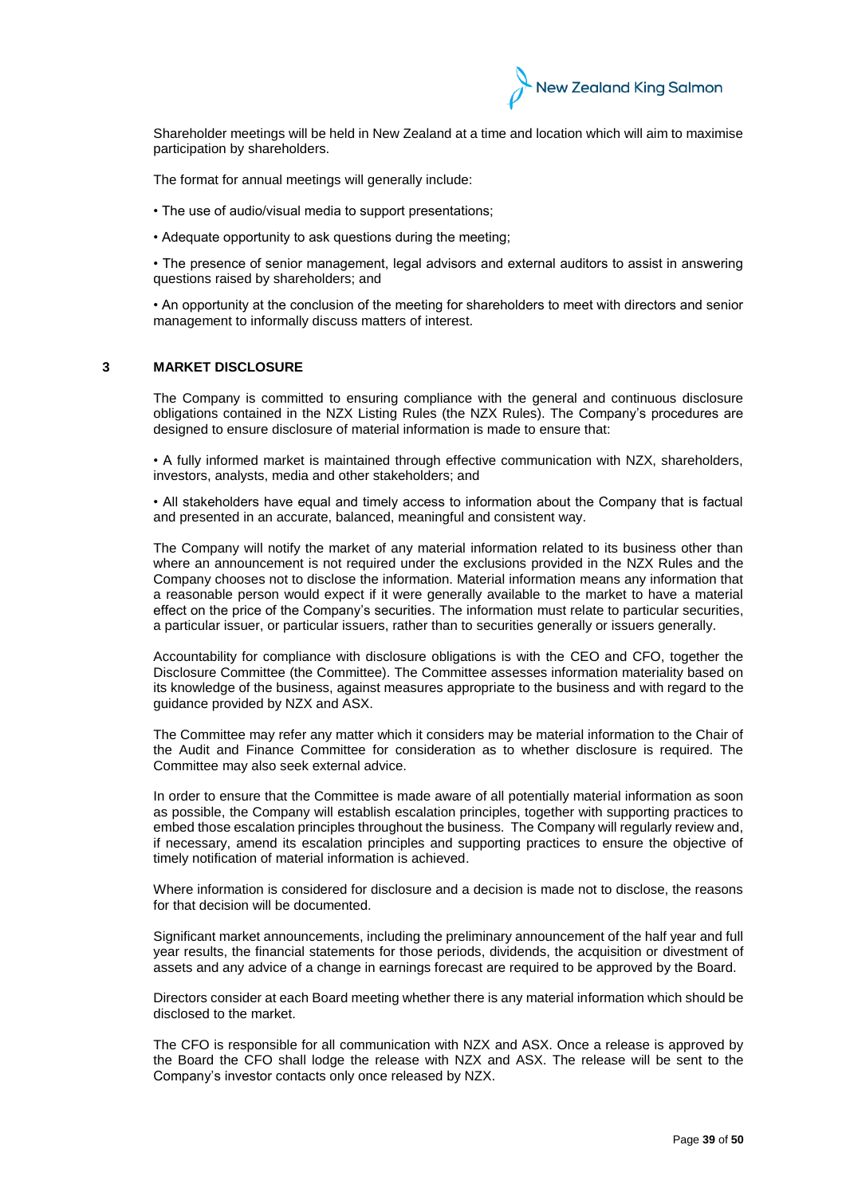Shareholder meetings will be held in New Zealand at a time and location which will aim to maximise participation by shareholders.

The format for annual meetings will generally include:

• The use of audio/visual media to support presentations;

• Adequate opportunity to ask questions during the meeting;

• The presence of senior management, legal advisors and external auditors to assist in answering questions raised by shareholders; and

• An opportunity at the conclusion of the meeting for shareholders to meet with directors and senior management to informally discuss matters of interest.

## 3 MARKET DISCLOSURE

The Company is committed to ensuring compliance with the general and continuous disclosure obligations contained in the NZX Listing Rules (the NZX Rules). The Company's procedures are designed to ensure disclosure of material information is made to ensure that:

• A fully informed market is maintained through effective communication with NZX, shareholders, investors, analysts, media and other stakeholders; and

• All stakeholders have equal and timely access to information about the Company that is factual and presented in an accurate, balanced, meaningful and consistent way.

The Company will notify the market of any material information related to its business other than where an announcement is not required under the exclusions provided in the NZX Rules and the Company chooses not to disclose the information. Material information means any information that a reasonable person would expect if it were generally available to the market to have a material effect on the price of the Company's securities. The information must relate to particular securities, a particular issuer, or particular issuers, rather than to securities generally or issuers generally.

Accountability for compliance with disclosure obligations is with the CEO and CFO, together the Disclosure Committee (the Committee). The Committee assesses information materiality based on its knowledge of the business, against measures appropriate to the business and with regard to the guidance provided by NZX and ASX.

The Committee may refer any matter which it considers may be material information to the Chair of the Audit and Finance Committee for consideration as to whether disclosure is required. The Committee may also seek external advice.

In order to ensure that the Committee is made aware of all potentially material information as soon as possible, the Company will establish escalation principles, together with supporting practices to embed those escalation principles throughout the business. The Company will regularly review and, if necessary, amend its escalation principles and supporting practices to ensure the objective of timely notification of material information is achieved.

Where information is considered for disclosure and a decision is made not to disclose, the reasons for that decision will be documented.

Significant market announcements, including the preliminary announcement of the half year and full year results, the financial statements for those periods, dividends, the acquisition or divestment of assets and any advice of a change in earnings forecast are required to be approved by the Board.

Directors consider at each Board meeting whether there is any material information which should be disclosed to the market.

The CFO is responsible for all communication with NZX and ASX. Once a release is approved by the Board the CFO shall lodge the release with NZX and ASX. The release will be sent to the Company's investor contacts only once released by NZX.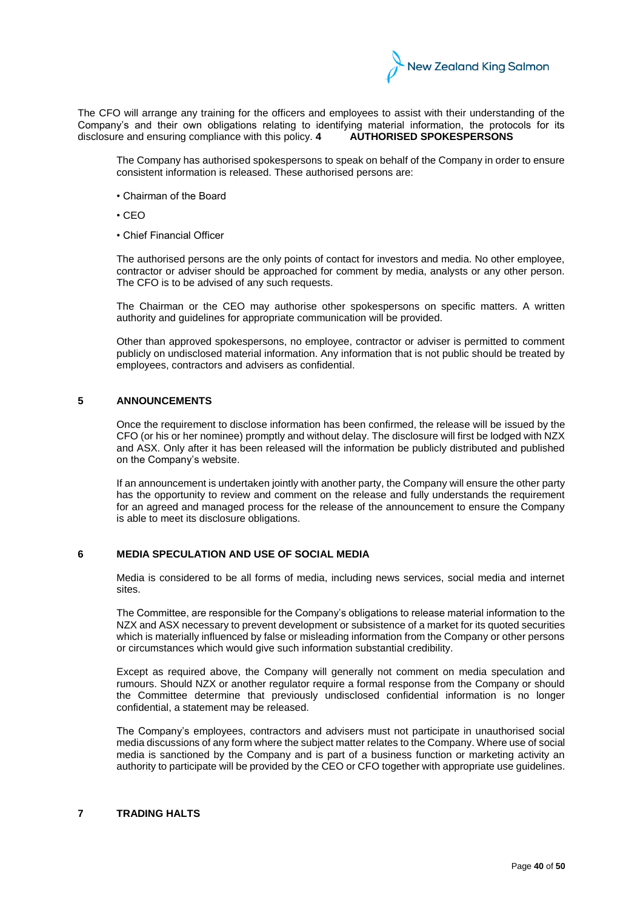The CFO will arrange any training for the officers and employees to assist with their understanding of the Company's and their own obligations relating to identifying material information, the protocols for its disclosure and ensuring compliance with this policy.

## 4 AUTHORISED SPOKESPERSONS

The Company has authorised spokespersons to speak on behalf of the Company in order to ensure consistent information is released. These authorised persons are:

- Chairman of the Board
- CEO
- Chief Financial Officer

The authorised persons are the only points of contact for investors and media. No other employee, contractor or adviser should be approached for comment by media, analysts or any other person. The CFO is to be advised of any such requests.

The Chairman or the CEO may authorise other spokespersons on specific matters. A written authority and guidelines for appropriate communication will be provided.

Other than approved spokespersons, no employee, contractor or adviser is permitted to comment publicly on undisclosed material information. Any information that is not public should be treated by employees, contractors and advisers as confidential.

## 5 ANNOUNCEMENTS

Once the requirement to disclose information has been confirmed, the release will be issued by the CFO (or his or her nominee) promptly and without delay. The disclosure will first be lodged with NZX and ASX. Only after it has been released will the information be publicly distributed and published on the Company's website.

If an announcement is undertaken jointly with another party, the Company will ensure the other party has the opportunity to review and comment on the release and fully understands the requirement for an agreed and managed process for the release of the announcement to ensure the Company is able to meet its disclosure obligations.

## 6 MEDIA SPECULATION AND USE OF SOCIAL MEDIA

Media is considered to be all forms of media, including news services, social media and internet sites.

The Committee, are responsible for the Company's obligations to release material information to the NZX and ASX necessary to prevent development or subsistence of a market for its quoted securities which is materially influenced by false or misleading information from the Company or other persons or circumstances which would give such information substantial credibility.

Except as required above, the Company will generally not comment on media speculation and rumours. Should NZX or another regulator require a formal response from the Company or should the Committee determine that previously undisclosed confidential information is no longer confidential, a statement may be released.

The Company's employees, contractors and advisers must not participate in unauthorised social media discussions of any form where the subject matter relates to the Company. Where use of social media is sanctioned by the Company and is part of a business function or marketing activity an authority to participate will be provided by the CEO or CFO together with appropriate use guidelines.

## 7 TRADING HALTS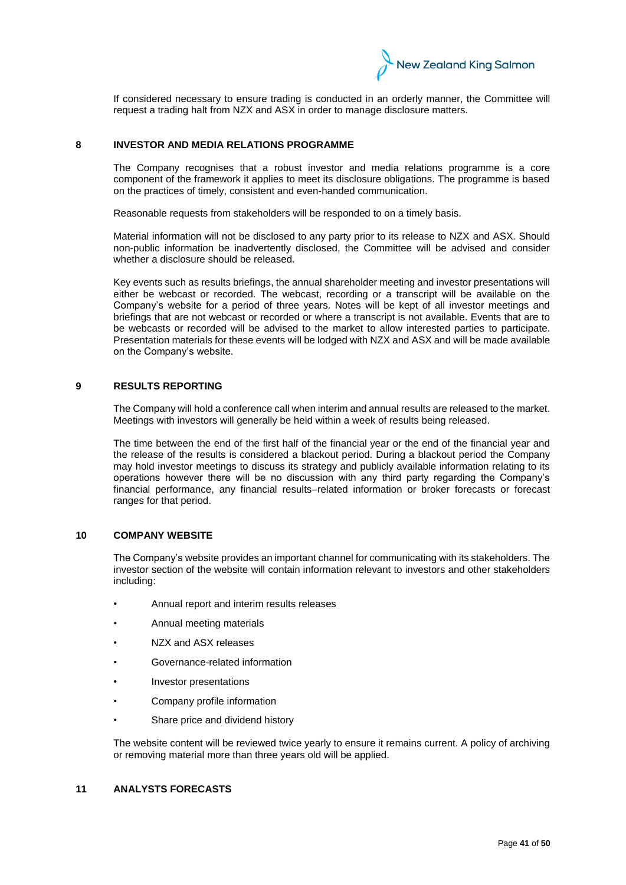If considered necessary to ensure trading is conducted in an orderly manner, the Committee will request a trading halt from NZX and ASX in order to manage disclosure matters.

## 8 INVESTOR AND MEDIA RELATIONS PROGRAMME

The Company recognises that a robust investor and media relations programme is a core component of the framework it applies to meet its disclosure obligations. The programme is based on the practices of timely, consistent and even-handed communication.

Reasonable requests from stakeholders will be responded to on a timely basis.

Material information will not be disclosed to any party prior to its release to NZX and ASX. Should non-public information be inadvertently disclosed, the Committee will be advised and consider whether a disclosure should be released.

Key events such as results briefings, the annual shareholder meeting and investor presentations will either be webcast or recorded. The webcast, recording or a transcript will be available on the Company's website for a period of three years. Notes will be kept of all investor meetings and briefings that are not webcast or recorded or where a transcript is not available. Events that are to be webcasts or recorded will be advised to the market to allow interested parties to participate. Presentation materials for these events will be lodged with NZX and ASX and will be made available on the Company's website.

## 9 RESULTS REPORTING

The Company will hold a conference call when interim and annual results are released to the market. Meetings with investors will generally be held within a week of results being released.

The time between the end of the first half of the financial year or the end of the financial year and the release of the results is considered a blackout period. During a blackout period the Company may hold investor meetings to discuss its strategy and publicly available information relating to its operations however there will be no discussion with any third party regarding the Company's financial performance, any financial results–related information or broker forecasts or forecast ranges for that period.

## 10 COMPANY WEBSITE

The Company's website provides an important channel for communicating with its stakeholders. The investor section of the website will contain information relevant to investors and other stakeholders including:

- Annual report and interim results releases
- Annual meeting materials
- NZX and ASX releases
- Governance-related information
- Investor presentations
- Company profile information
- Share price and dividend history

The website content will be reviewed twice yearly to ensure it remains current. A policy of archiving or removing material more than three years old will be applied.

## 11 ANALYSTS FORECASTS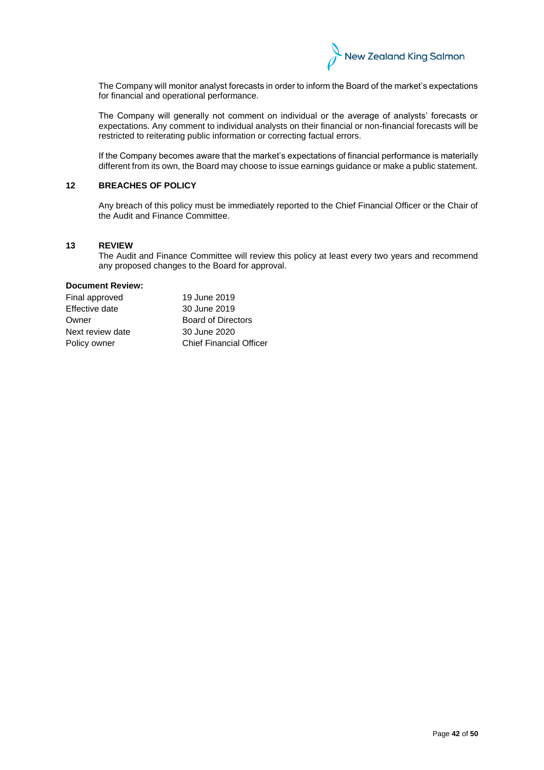The Company will monitor analyst forecasts in order to inform the Board of the market's expectations for financial and operational performance.

The Company will generally not comment on individual or the average of analysts' forecasts or expectations. Any comment to individual analysts on their financial or non-financial forecasts will be restricted to reiterating public information or correcting factual errors.

If the Company becomes aware that the market's expectations of financial performance is materially different from its own, the Board may choose to issue earnings guidance or make a public statement.

## 12 BREACHES OF POLICY

Any breach of this policy must be immediately reported to the Chief Financial Officer or the Chair of the Audit and Finance Committee.

## 13 REVIEW

The Audit and Finance Committee will review this policy at least every two years and recommend any proposed changes to the Board for approval.

**Document Review:**

| | |
|---|---|
| Final approved | 19 June 2019 |
| Effective date | 30 June 2019 |
| Owner | Board of Directors |
| Next review date | 30 June 2020 |
| Policy owner | Chief Financial Officer |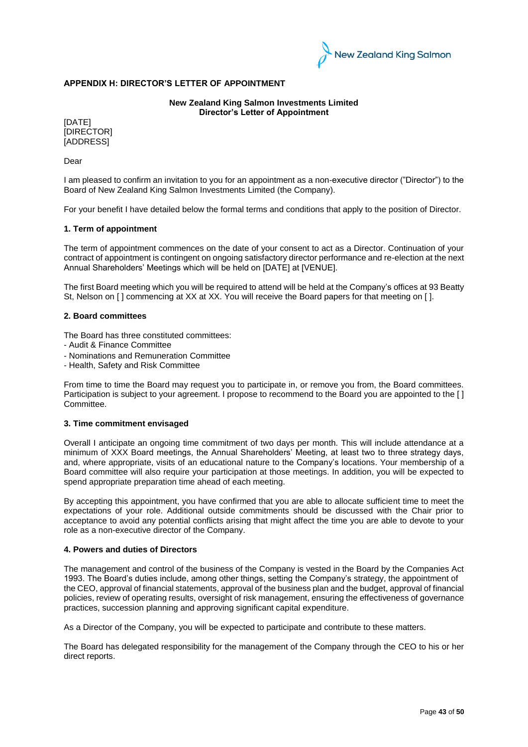**APPENDIX H: DIRECTOR'S LETTER OF APPOINTMENT**

**New Zealand King Salmon Investments Limited**
**Director's Letter of Appointment**

[DATE]
[DIRECTOR]
[ADDRESS]

Dear

I am pleased to confirm an invitation to you for an appointment as a non-executive director ("Director") to the Board of New Zealand King Salmon Investments Limited (the Company).

For your benefit I have detailed below the formal terms and conditions that apply to the position of Director.

**1. Term of appointment**

The term of appointment commences on the date of your consent to act as a Director. Continuation of your contract of appointment is contingent on ongoing satisfactory director performance and re-election at the next Annual Shareholders' Meetings which will be held on [DATE] at [VENUE].

The first Board meeting which you will be required to attend will be held at the Company's offices at 93 Beatty St, Nelson on [ ] commencing at XX at XX. You will receive the Board papers for that meeting on [ ].

**2. Board committees**

The Board has three constituted committees:
- Audit & Finance Committee
- Nominations and Remuneration Committee
- Health, Safety and Risk Committee

From time to time the Board may request you to participate in, or remove you from, the Board committees. Participation is subject to your agreement. I propose to recommend to the Board you are appointed to the [ ] Committee.

**3. Time commitment envisaged**

Overall I anticipate an ongoing time commitment of two days per month. This will include attendance at a minimum of XXX Board meetings, the Annual Shareholders' Meeting, at least two to three strategy days, and, where appropriate, visits of an educational nature to the Company's locations. Your membership of a Board committee will also require your participation at those meetings. In addition, you will be expected to spend appropriate preparation time ahead of each meeting.

By accepting this appointment, you have confirmed that you are able to allocate sufficient time to meet the expectations of your role. Additional outside commitments should be discussed with the Chair prior to acceptance to avoid any potential conflicts arising that might affect the time you are able to devote to your role as a non-executive director of the Company.

**4. Powers and duties of Directors**

The management and control of the business of the Company is vested in the Board by the Companies Act 1993. The Board's duties include, among other things, setting the Company's strategy, the appointment of the CEO, approval of financial statements, approval of the business plan and the budget, approval of financial policies, review of operating results, oversight of risk management, ensuring the effectiveness of governance practices, succession planning and approving significant capital expenditure.

As a Director of the Company, you will be expected to participate and contribute to these matters.

The Board has delegated responsibility for the management of the Company through the CEO to his or her direct reports.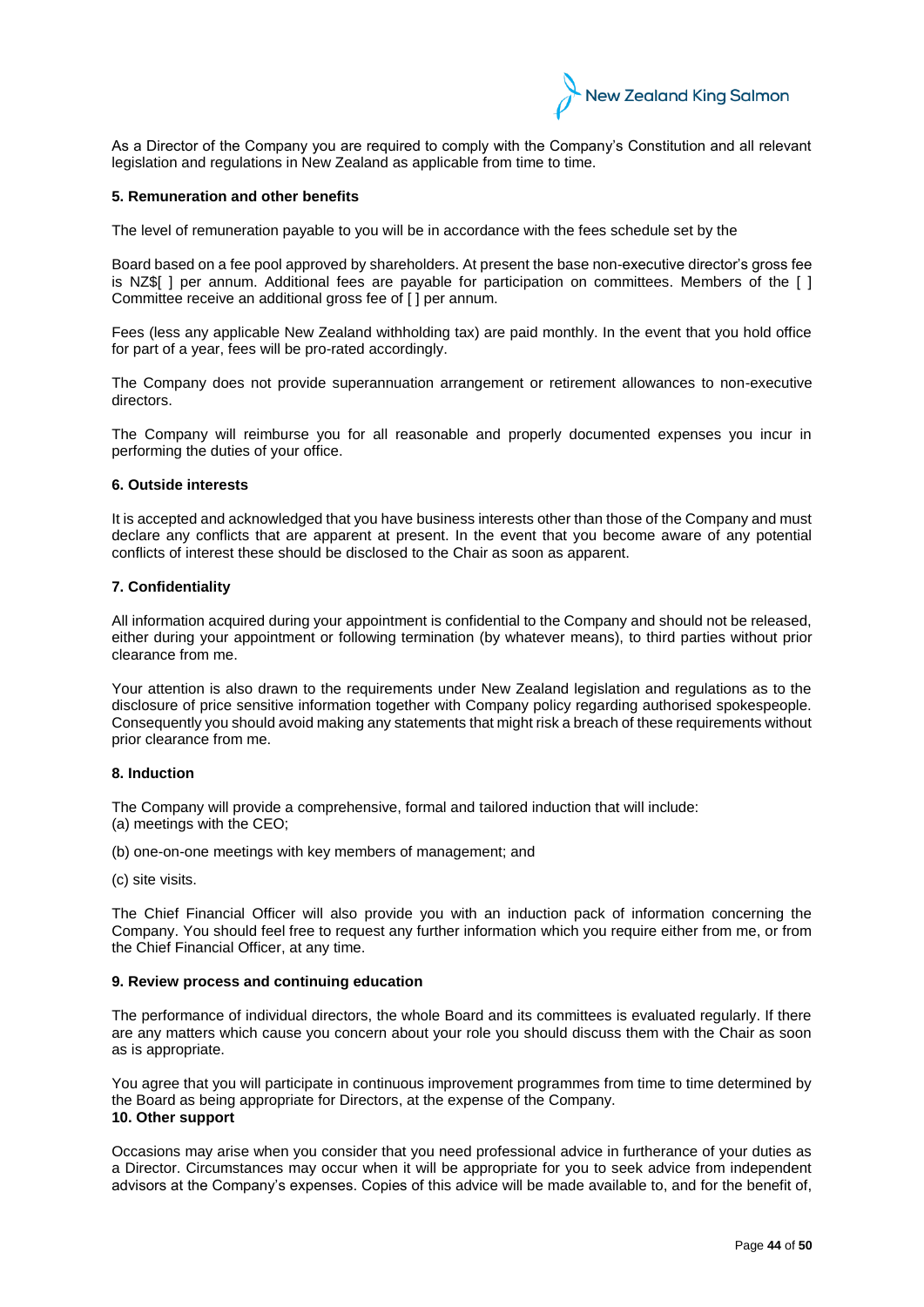As a Director of the Company you are required to comply with the Company's Constitution and all relevant legislation and regulations in New Zealand as applicable from time to time.

**5. Remuneration and other benefits**

The level of remuneration payable to you will be in accordance with the fees schedule set by the

Board based on a fee pool approved by shareholders. At present the base non-executive director's gross fee is NZ$[ ] per annum. Additional fees are payable for participation on committees. Members of the [ ] Committee receive an additional gross fee of [ ] per annum.

Fees (less any applicable New Zealand withholding tax) are paid monthly. In the event that you hold office for part of a year, fees will be pro-rated accordingly.

The Company does not provide superannuation arrangement or retirement allowances to non-executive directors.

The Company will reimburse you for all reasonable and properly documented expenses you incur in performing the duties of your office.

**6. Outside interests**

It is accepted and acknowledged that you have business interests other than those of the Company and must declare any conflicts that are apparent at present. In the event that you become aware of any potential conflicts of interest these should be disclosed to the Chair as soon as apparent.

**7. Confidentiality**

All information acquired during your appointment is confidential to the Company and should not be released, either during your appointment or following termination (by whatever means), to third parties without prior clearance from me.

Your attention is also drawn to the requirements under New Zealand legislation and regulations as to the disclosure of price sensitive information together with Company policy regarding authorised spokespeople. Consequently you should avoid making any statements that might risk a breach of these requirements without prior clearance from me.

**8. Induction**

The Company will provide a comprehensive, formal and tailored induction that will include:
(a) meetings with the CEO;

(b) one-on-one meetings with key members of management; and

(c) site visits.

The Chief Financial Officer will also provide you with an induction pack of information concerning the Company. You should feel free to request any further information which you require either from me, or from the Chief Financial Officer, at any time.

**9. Review process and continuing education**

The performance of individual directors, the whole Board and its committees is evaluated regularly. If there are any matters which cause you concern about your role you should discuss them with the Chair as soon as is appropriate.

You agree that you will participate in continuous improvement programmes from time to time determined by the Board as being appropriate for Directors, at the expense of the Company.

**10. Other support**

Occasions may arise when you consider that you need professional advice in furtherance of your duties as a Director. Circumstances may occur when it will be appropriate for you to seek advice from independent advisors at the Company's expenses. Copies of this advice will be made available to, and for the benefit of,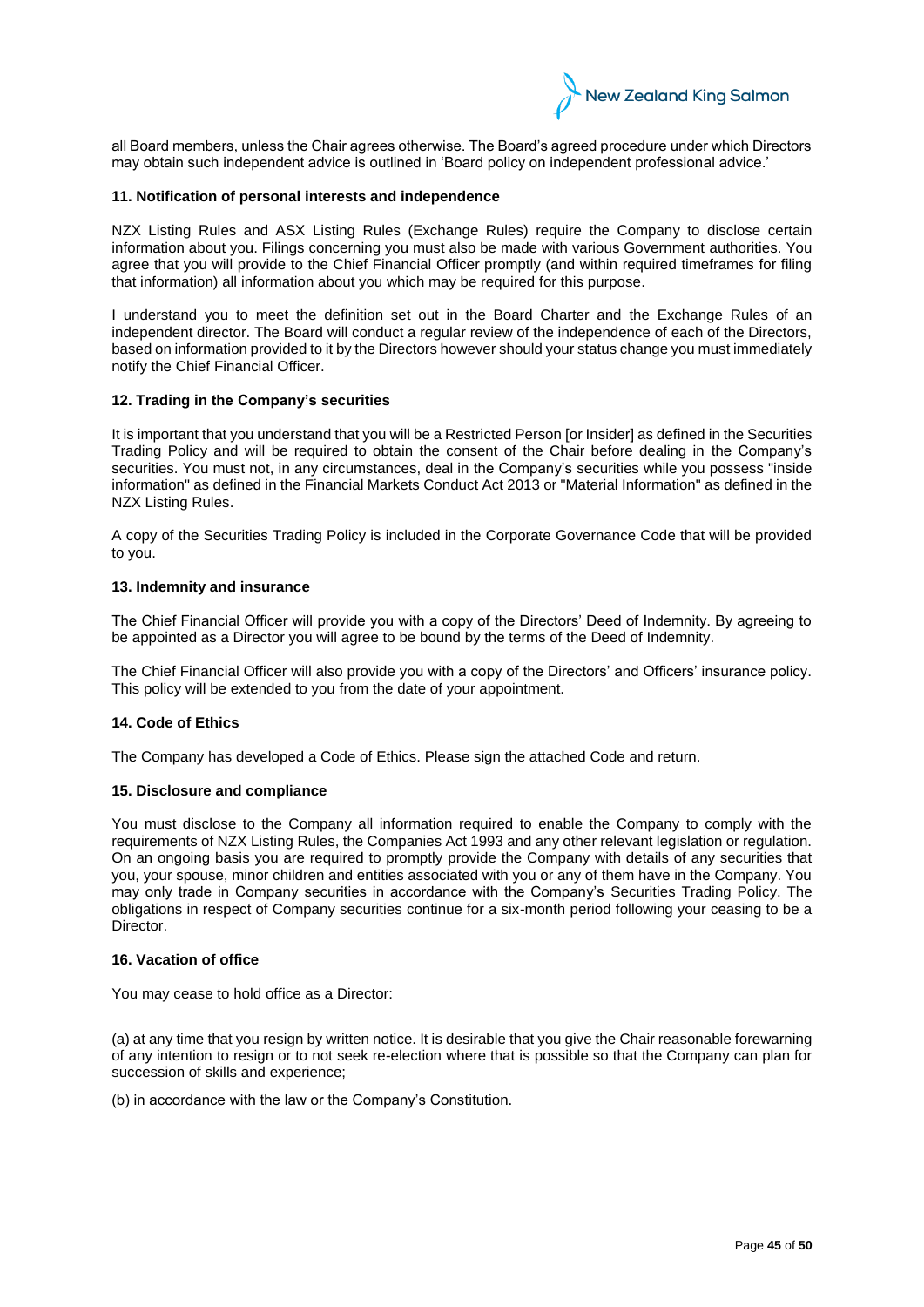all Board members, unless the Chair agrees otherwise. The Board's agreed procedure under which Directors may obtain such independent advice is outlined in 'Board policy on independent professional advice.'

**11. Notification of personal interests and independence**

NZX Listing Rules and ASX Listing Rules (Exchange Rules) require the Company to disclose certain information about you. Filings concerning you must also be made with various Government authorities. You agree that you will provide to the Chief Financial Officer promptly (and within required timeframes for filing that information) all information about you which may be required for this purpose.

I understand you to meet the definition set out in the Board Charter and the Exchange Rules of an independent director. The Board will conduct a regular review of the independence of each of the Directors, based on information provided to it by the Directors however should your status change you must immediately notify the Chief Financial Officer.

**12. Trading in the Company's securities**

It is important that you understand that you will be a Restricted Person [or Insider] as defined in the Securities Trading Policy and will be required to obtain the consent of the Chair before dealing in the Company's securities. You must not, in any circumstances, deal in the Company's securities while you possess "inside information" as defined in the Financial Markets Conduct Act 2013 or "Material Information" as defined in the NZX Listing Rules.

A copy of the Securities Trading Policy is included in the Corporate Governance Code that will be provided to you.

**13. Indemnity and insurance**

The Chief Financial Officer will provide you with a copy of the Directors' Deed of Indemnity. By agreeing to be appointed as a Director you will agree to be bound by the terms of the Deed of Indemnity.

The Chief Financial Officer will also provide you with a copy of the Directors' and Officers' insurance policy. This policy will be extended to you from the date of your appointment.

**14. Code of Ethics**

The Company has developed a Code of Ethics. Please sign the attached Code and return.

**15. Disclosure and compliance**

You must disclose to the Company all information required to enable the Company to comply with the requirements of NZX Listing Rules, the Companies Act 1993 and any other relevant legislation or regulation. On an ongoing basis you are required to promptly provide the Company with details of any securities that you, your spouse, minor children and entities associated with you or any of them have in the Company. You may only trade in Company securities in accordance with the Company's Securities Trading Policy. The obligations in respect of Company securities continue for a six-month period following your ceasing to be a Director.

**16. Vacation of office**

You may cease to hold office as a Director:

(a) at any time that you resign by written notice. It is desirable that you give the Chair reasonable forewarning of any intention to resign or to not seek re-election where that is possible so that the Company can plan for succession of skills and experience;

(b) in accordance with the law or the Company's Constitution.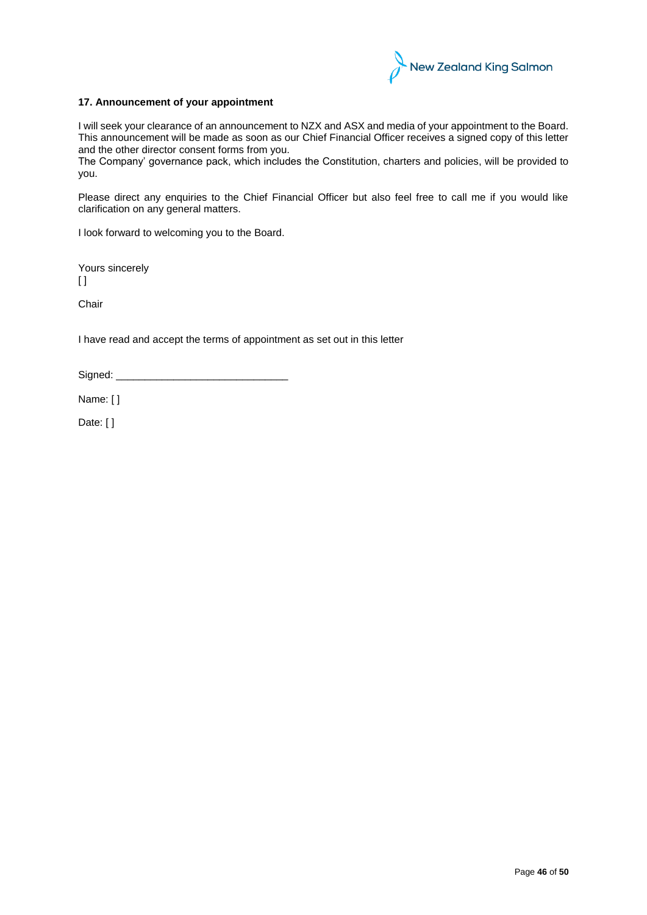### 17. Announcement of your appointment

I will seek your clearance of an announcement to NZX and ASX and media of your appointment to the Board. This announcement will be made as soon as our Chief Financial Officer receives a signed copy of this letter and the other director consent forms from you.
The Company' governance pack, which includes the Constitution, charters and policies, will be provided to you.

Please direct any enquiries to the Chief Financial Officer but also feel free to call me if you would like clarification on any general matters.

I look forward to welcoming you to the Board.

Yours sincerely
[ ]

Chair

I have read and accept the terms of appointment as set out in this letter

Signed: ______________________________

Name: [ ]

Date: [ ]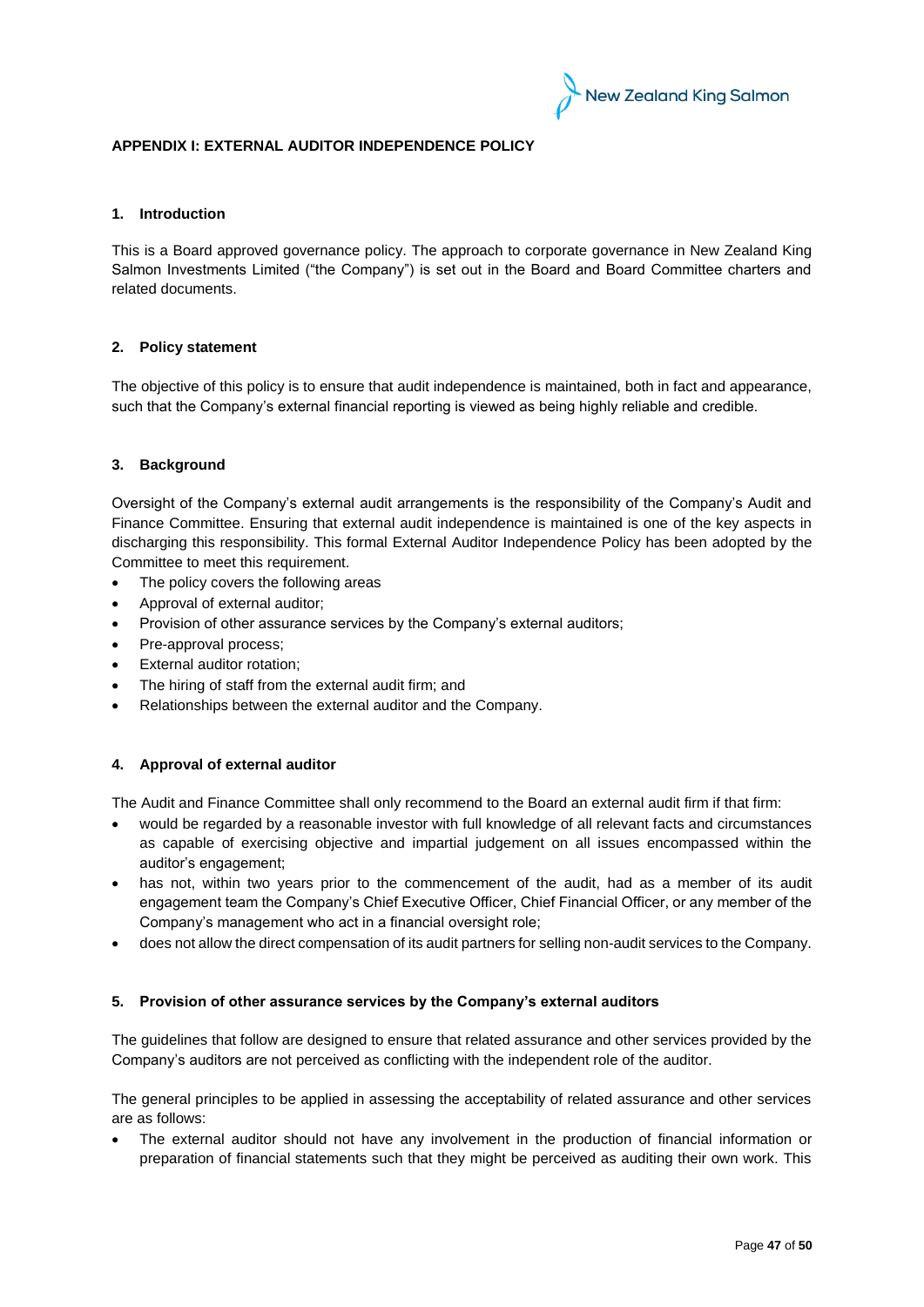## APPENDIX I: EXTERNAL AUDITOR INDEPENDENCE POLICY

### 1. Introduction

This is a Board approved governance policy. The approach to corporate governance in New Zealand King Salmon Investments Limited ("the Company") is set out in the Board and Board Committee charters and related documents.

### 2. Policy statement

The objective of this policy is to ensure that audit independence is maintained, both in fact and appearance, such that the Company's external financial reporting is viewed as being highly reliable and credible.

### 3. Background

Oversight of the Company's external audit arrangements is the responsibility of the Company's Audit and Finance Committee. Ensuring that external audit independence is maintained is one of the key aspects in discharging this responsibility. This formal External Auditor Independence Policy has been adopted by the Committee to meet this requirement.

- The policy covers the following areas
- Approval of external auditor;
- Provision of other assurance services by the Company's external auditors;
- Pre-approval process;
- External auditor rotation;
- The hiring of staff from the external audit firm; and
- Relationships between the external auditor and the Company.

### 4. Approval of external auditor

The Audit and Finance Committee shall only recommend to the Board an external audit firm if that firm:

- would be regarded by a reasonable investor with full knowledge of all relevant facts and circumstances as capable of exercising objective and impartial judgement on all issues encompassed within the auditor's engagement;
- has not, within two years prior to the commencement of the audit, had as a member of its audit engagement team the Company's Chief Executive Officer, Chief Financial Officer, or any member of the Company's management who act in a financial oversight role;
- does not allow the direct compensation of its audit partners for selling non-audit services to the Company.

### 5. Provision of other assurance services by the Company's external auditors

The guidelines that follow are designed to ensure that related assurance and other services provided by the Company's auditors are not perceived as conflicting with the independent role of the auditor.

The general principles to be applied in assessing the acceptability of related assurance and other services are as follows:

- The external auditor should not have any involvement in the production of financial information or preparation of financial statements such that they might be perceived as auditing their own work. This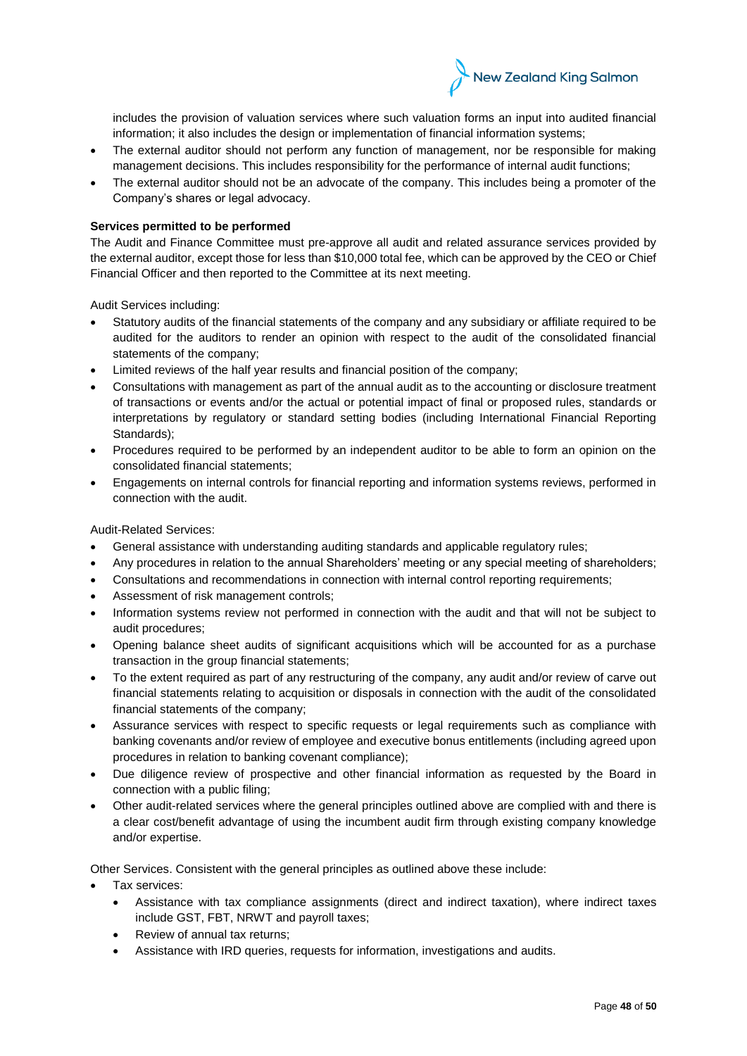includes the provision of valuation services where such valuation forms an input into audited financial information; it also includes the design or implementation of financial information systems;

- The external auditor should not perform any function of management, nor be responsible for making management decisions. This includes responsibility for the performance of internal audit functions;
- The external auditor should not be an advocate of the company. This includes being a promoter of the Company's shares or legal advocacy.

**Services permitted to be performed**

The Audit and Finance Committee must pre-approve all audit and related assurance services provided by the external auditor, except those for less than $10,000 total fee, which can be approved by the CEO or Chief Financial Officer and then reported to the Committee at its next meeting.

Audit Services including:

- Statutory audits of the financial statements of the company and any subsidiary or affiliate required to be audited for the auditors to render an opinion with respect to the audit of the consolidated financial statements of the company;
- Limited reviews of the half year results and financial position of the company;
- Consultations with management as part of the annual audit as to the accounting or disclosure treatment of transactions or events and/or the actual or potential impact of final or proposed rules, standards or interpretations by regulatory or standard setting bodies (including International Financial Reporting Standards);
- Procedures required to be performed by an independent auditor to be able to form an opinion on the consolidated financial statements;
- Engagements on internal controls for financial reporting and information systems reviews, performed in connection with the audit.

Audit-Related Services:

- General assistance with understanding auditing standards and applicable regulatory rules;
- Any procedures in relation to the annual Shareholders' meeting or any special meeting of shareholders;
- Consultations and recommendations in connection with internal control reporting requirements;
- Assessment of risk management controls;
- Information systems review not performed in connection with the audit and that will not be subject to audit procedures;
- Opening balance sheet audits of significant acquisitions which will be accounted for as a purchase transaction in the group financial statements;
- To the extent required as part of any restructuring of the company, any audit and/or review of carve out financial statements relating to acquisition or disposals in connection with the audit of the consolidated financial statements of the company;
- Assurance services with respect to specific requests or legal requirements such as compliance with banking covenants and/or review of employee and executive bonus entitlements (including agreed upon procedures in relation to banking covenant compliance);
- Due diligence review of prospective and other financial information as requested by the Board in connection with a public filing;
- Other audit-related services where the general principles outlined above are complied with and there is a clear cost/benefit advantage of using the incumbent audit firm through existing company knowledge and/or expertise.

Other Services. Consistent with the general principles as outlined above these include:

- Tax services:
  - Assistance with tax compliance assignments (direct and indirect taxation), where indirect taxes include GST, FBT, NRWT and payroll taxes;
  - Review of annual tax returns;
  - Assistance with IRD queries, requests for information, investigations and audits.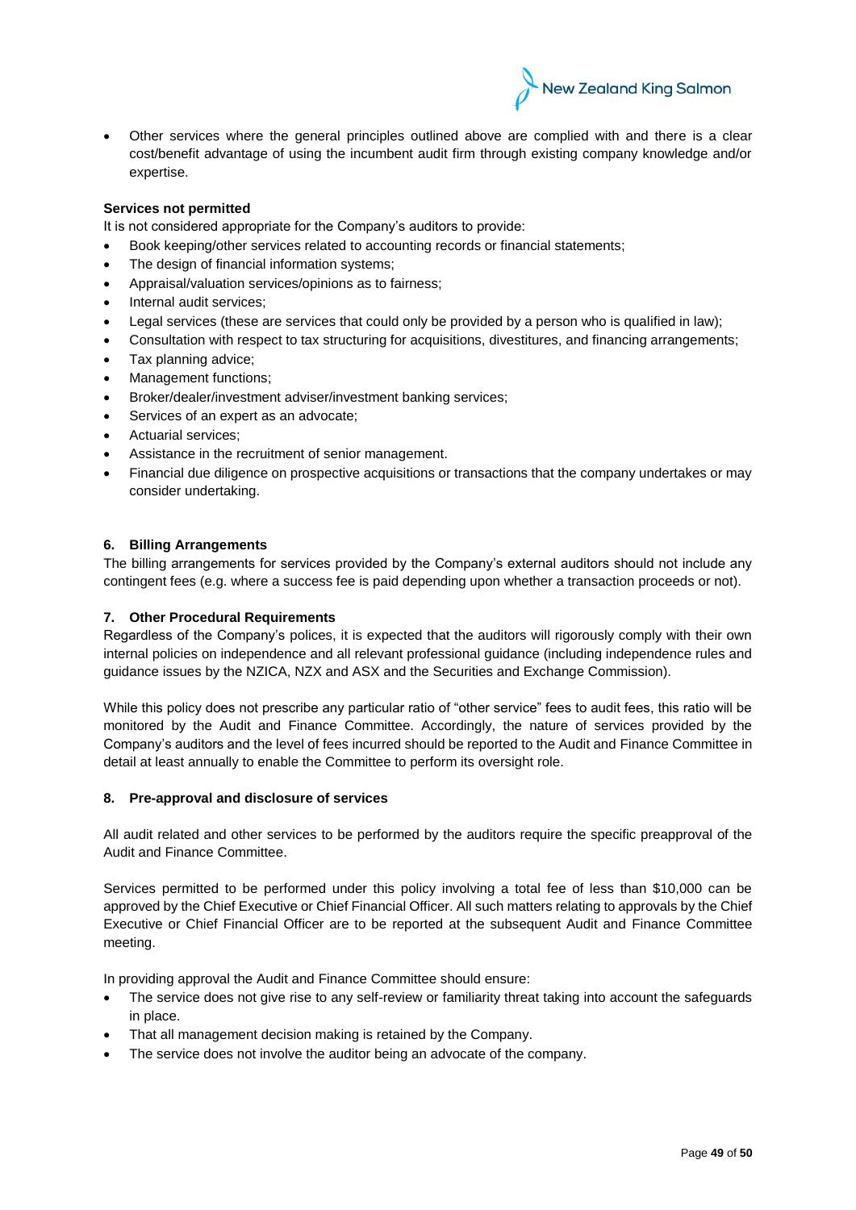- Other services where the general principles outlined above are complied with and there is a clear cost/benefit advantage of using the incumbent audit firm through existing company knowledge and/or expertise.

**Services not permitted**

It is not considered appropriate for the Company's auditors to provide:

- Book keeping/other services related to accounting records or financial statements;
- The design of financial information systems;
- Appraisal/valuation services/opinions as to fairness;
- Internal audit services;
- Legal services (these are services that could only be provided by a person who is qualified in law);
- Consultation with respect to tax structuring for acquisitions, divestitures, and financing arrangements;
- Tax planning advice;
- Management functions;
- Broker/dealer/investment adviser/investment banking services;
- Services of an expert as an advocate;
- Actuarial services;
- Assistance in the recruitment of senior management.
- Financial due diligence on prospective acquisitions or transactions that the company undertakes or may consider undertaking.

### 6. Billing Arrangements

The billing arrangements for services provided by the Company's external auditors should not include any contingent fees (e.g. where a success fee is paid depending upon whether a transaction proceeds or not).

### 7. Other Procedural Requirements

Regardless of the Company's polices, it is expected that the auditors will rigorously comply with their own internal policies on independence and all relevant professional guidance (including independence rules and guidance issues by the NZICA, NZX and ASX and the Securities and Exchange Commission).

While this policy does not prescribe any particular ratio of "other service" fees to audit fees, this ratio will be monitored by the Audit and Finance Committee. Accordingly, the nature of services provided by the Company's auditors and the level of fees incurred should be reported to the Audit and Finance Committee in detail at least annually to enable the Committee to perform its oversight role.

### 8. Pre-approval and disclosure of services

All audit related and other services to be performed by the auditors require the specific preapproval of the Audit and Finance Committee.

Services permitted to be performed under this policy involving a total fee of less than $10,000 can be approved by the Chief Executive or Chief Financial Officer. All such matters relating to approvals by the Chief Executive or Chief Financial Officer are to be reported at the subsequent Audit and Finance Committee meeting.

In providing approval the Audit and Finance Committee should ensure:

- The service does not give rise to any self-review or familiarity threat taking into account the safeguards in place.
- That all management decision making is retained by the Company.
- The service does not involve the auditor being an advocate of the company.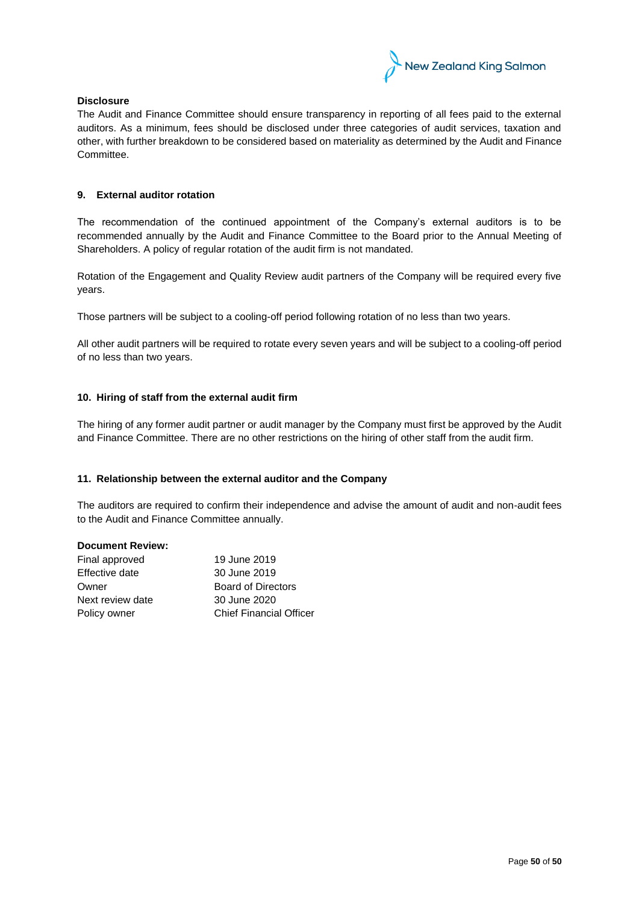**Disclosure**

The Audit and Finance Committee should ensure transparency in reporting of all fees paid to the external auditors. As a minimum, fees should be disclosed under three categories of audit services, taxation and other, with further breakdown to be considered based on materiality as determined by the Audit and Finance Committee.

## 9. External auditor rotation

The recommendation of the continued appointment of the Company's external auditors is to be recommended annually by the Audit and Finance Committee to the Board prior to the Annual Meeting of Shareholders. A policy of regular rotation of the audit firm is not mandated.

Rotation of the Engagement and Quality Review audit partners of the Company will be required every five years.

Those partners will be subject to a cooling-off period following rotation of no less than two years.

All other audit partners will be required to rotate every seven years and will be subject to a cooling-off period of no less than two years.

## 10. Hiring of staff from the external audit firm

The hiring of any former audit partner or audit manager by the Company must first be approved by the Audit and Finance Committee. There are no other restrictions on the hiring of other staff from the audit firm.

## 11. Relationship between the external auditor and the Company

The auditors are required to confirm their independence and advise the amount of audit and non-audit fees to the Audit and Finance Committee annually.

**Document Review:**

| | |
|---|---|
| Final approved | 19 June 2019 |
| Effective date | 30 June 2019 |
| Owner | Board of Directors |
| Next review date | 30 June 2020 |
| Policy owner | Chief Financial Officer |